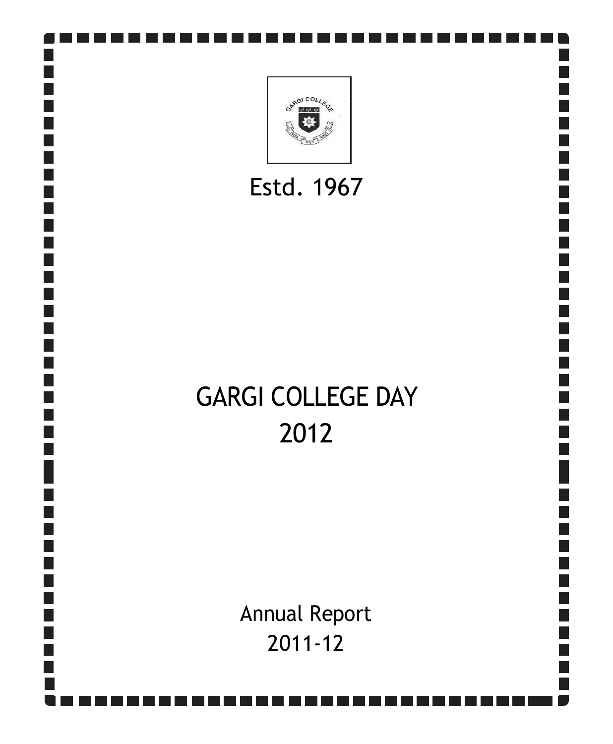Estd. 1967

# GARGI COLLEGE DAY
# 2012

## Annual Report
## 2011-12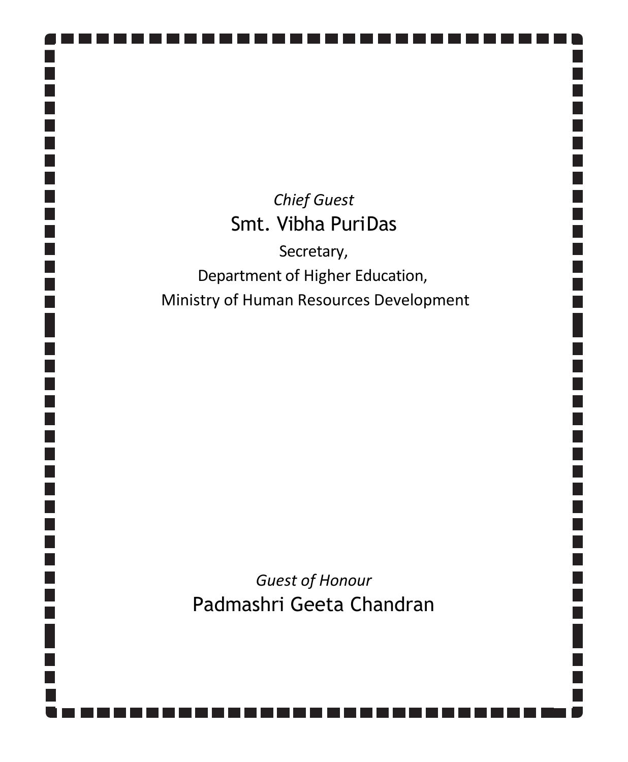*Chief Guest*

Smt. Vibha PuriDas

Secretary,

Department of Higher Education,

Ministry of Human Resources Development

*Guest of Honour*

Padmashri Geeta Chandran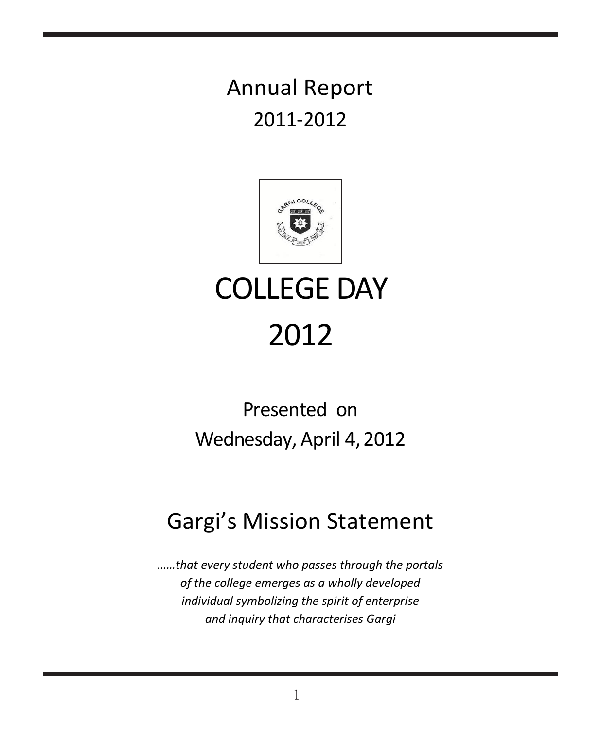# Annual Report

## 2011-2012

# COLLEGE DAY

# 2012

Presented on

Wednesday, April 4, 2012

## Gargi's Mission Statement

*……that every student who passes through the portals of the college emerges as a wholly developed individual symbolizing the spirit of enterprise and inquiry that characterises Gargi*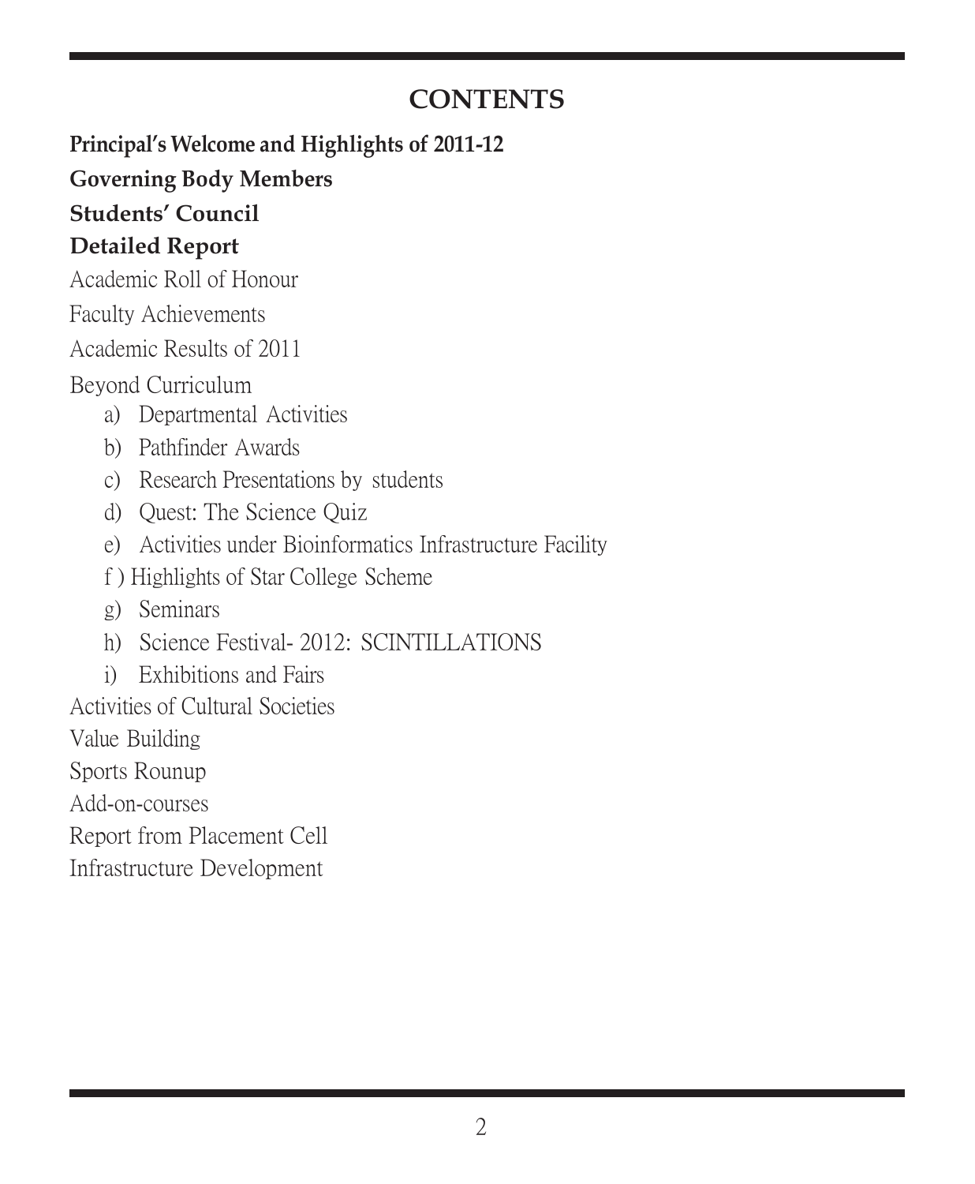# CONTENTS

**Principal's Welcome and Highlights of 2011-12**

**Governing Body Members**

**Students' Council**

**Detailed Report**

Academic Roll of Honour

Faculty Achievements

Academic Results of 2011

Beyond Curriculum

- a) Departmental Activities
- b) Pathfinder Awards
- c) Research Presentations by students
- d) Quest: The Science Quiz
- e) Activities under Bioinformatics Infrastructure Facility
- f ) Highlights of Star College Scheme
- g) Seminars
- h) Science Festival- 2012: SCINTILLATIONS
- i) Exhibitions and Fairs

Activities of Cultural Societies

Value Building

Sports Rounup

Add-on-courses

Report from Placement Cell

Infrastructure Development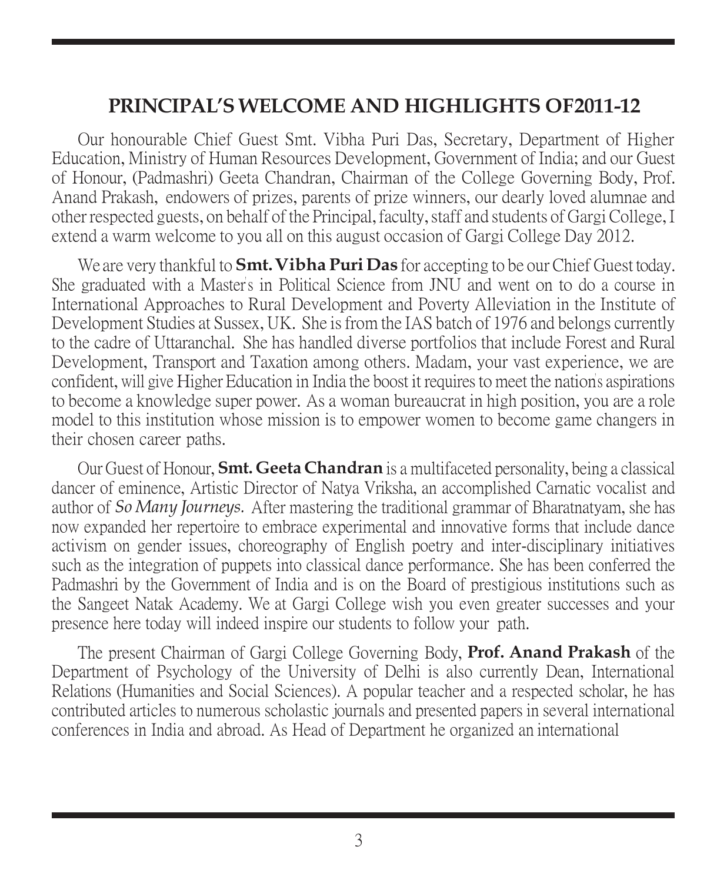## PRINCIPAL'S WELCOME AND HIGHLIGHTS OF2011-12

Our honourable Chief Guest Smt. Vibha Puri Das, Secretary, Department of Higher Education, Ministry of Human Resources Development, Government of India; and our Guest of Honour, (Padmashri) Geeta Chandran, Chairman of the College Governing Body, Prof. Anand Prakash, endowers of prizes, parents of prize winners, our dearly loved alumnae and other respected guests, on behalf of the Principal, faculty, staff and students of Gargi College, I extend a warm welcome to you all on this august occasion of Gargi College Day 2012.

We are very thankful to **Smt. Vibha Puri Das** for accepting to be our Chief Guest today. She graduated with a Master's in Political Science from JNU and went on to do a course in International Approaches to Rural Development and Poverty Alleviation in the Institute of Development Studies at Sussex, UK. She is from the IAS batch of 1976 and belongs currently to the cadre of Uttaranchal. She has handled diverse portfolios that include Forest and Rural Development, Transport and Taxation among others. Madam, your vast experience, we are confident, will give Higher Education in India the boost it requires to meet the nation's aspirations to become a knowledge super power. As a woman bureaucrat in high position, you are a role model to this institution whose mission is to empower women to become game changers in their chosen career paths.

Our Guest of Honour, **Smt. Geeta Chandran** is a multifaceted personality, being a classical dancer of eminence, Artistic Director of Natya Vriksha, an accomplished Carnatic vocalist and author of *So Many Journeys.* After mastering the traditional grammar of Bharatnatyam, she has now expanded her repertoire to embrace experimental and innovative forms that include dance activism on gender issues, choreography of English poetry and inter-disciplinary initiatives such as the integration of puppets into classical dance performance. She has been conferred the Padmashri by the Government of India and is on the Board of prestigious institutions such as the Sangeet Natak Academy. We at Gargi College wish you even greater successes and your presence here today will indeed inspire our students to follow your path.

The present Chairman of Gargi College Governing Body, **Prof. Anand Prakash** of the Department of Psychology of the University of Delhi is also currently Dean, International Relations (Humanities and Social Sciences). A popular teacher and a respected scholar, he has contributed articles to numerous scholastic journals and presented papers in several international conferences in India and abroad. As Head of Department he organized an international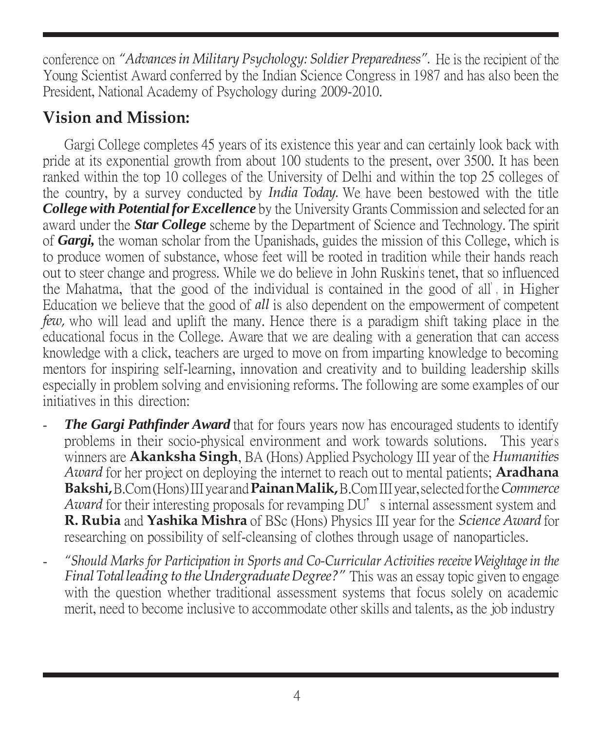conference on *"Advances in Military Psychology: Soldier Preparedness"*. He is the recipient of the Young Scientist Award conferred by the Indian Science Congress in 1987 and has also been the President, National Academy of Psychology during 2009-2010.

## Vision and Mission:

Gargi College completes 45 years of its existence this year and can certainly look back with pride at its exponential growth from about 100 students to the present, over 3500. It has been ranked within the top 10 colleges of the University of Delhi and within the top 25 colleges of the country, by a survey conducted by *India Today*. We have been bestowed with the title ***College with Potential for Excellence*** by the University Grants Commission and selected for an award under the ***Star College*** scheme by the Department of Science and Technology. The spirit of ***Gargi,*** the woman scholar from the Upanishads, guides the mission of this College, which is to produce women of substance, whose feet will be rooted in tradition while their hands reach out to steer change and progress. While we do believe in John Ruskin's tenet, that so influenced the Mahatma, 'that the good of the individual is contained in the good of all', in Higher Education we believe that the good of *all* is also dependent on the empowerment of competent *few,* who will lead and uplift the many. Hence there is a paradigm shift taking place in the educational focus in the College. Aware that we are dealing with a generation that can access knowledge with a click, teachers are urged to move on from imparting knowledge to becoming mentors for inspiring self-learning, innovation and creativity and to building leadership skills especially in problem solving and envisioning reforms. The following are some examples of our initiatives in this direction:

- ***The Gargi Pathfinder Award*** that for fours years now has encouraged students to identify problems in their socio-physical environment and work towards solutions. This year's winners are **Akanksha Singh**, BA (Hons) Applied Psychology III year of the *Humanities Award* for her project on deploying the internet to reach out to mental patients; **Aradhana Bakshi,** B.Com (Hons) III year and **Painan Malik,** B.Com III year, selected for the *Commerce Award* for their interesting proposals for revamping DU's internal assessment system and **R. Rubia** and **Yashika Mishra** of BSc (Hons) Physics III year for the *Science Award* for researching on possibility of self-cleansing of clothes through usage of nanoparticles.
- *"Should Marks for Participation in Sports and Co-Curricular Activities receive Weightage in the Final Total leading to the Undergraduate Degree?"* This was an essay topic given to engage with the question whether traditional assessment systems that focus solely on academic merit, need to become inclusive to accommodate other skills and talents, as the job industry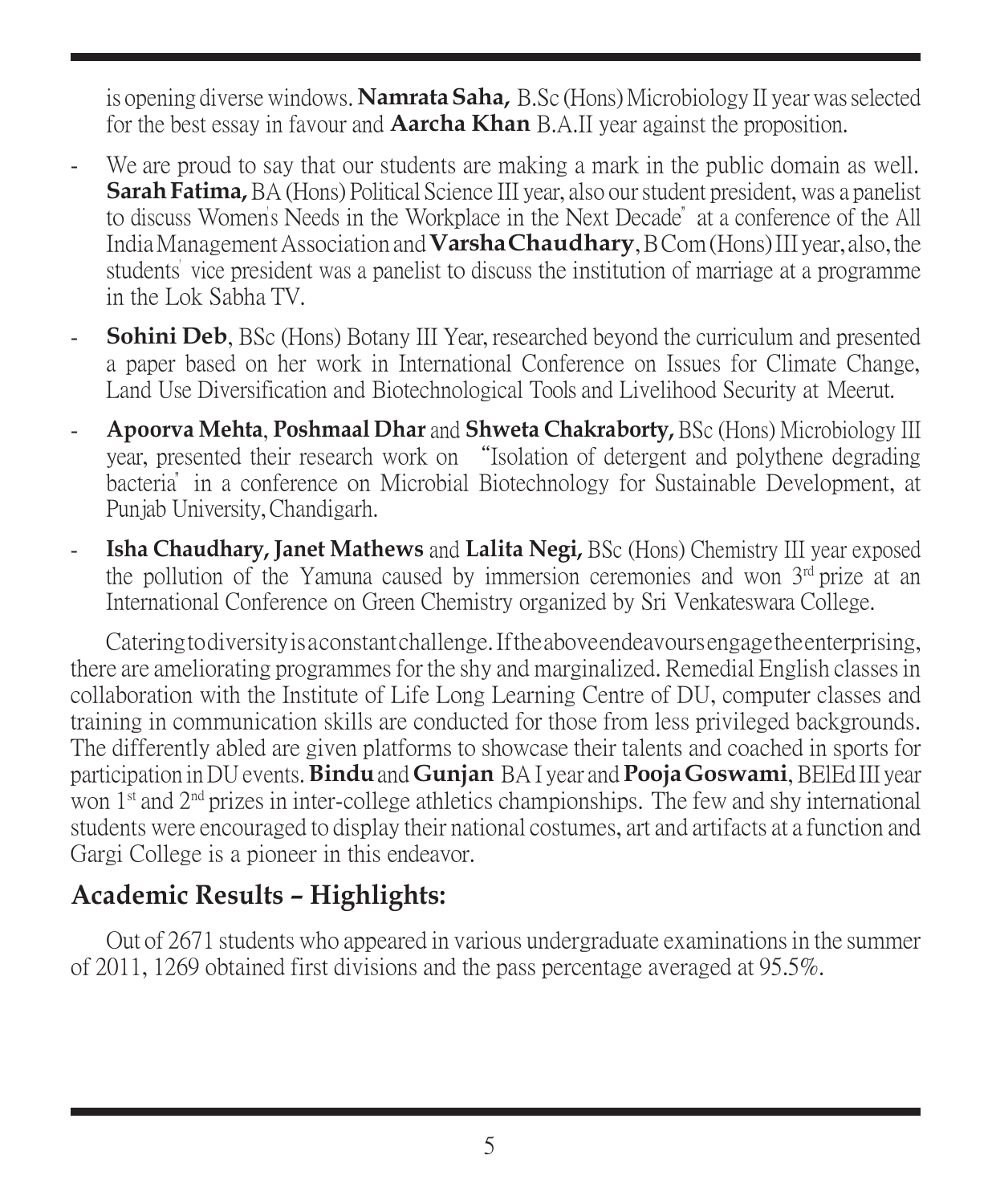is opening diverse windows. **Namrata Saha,** B.Sc (Hons) Microbiology II year was selected for the best essay in favour and **Aarcha Khan** B.A.II year against the proposition.

- We are proud to say that our students are making a mark in the public domain as well. **Sarah Fatima,** BA (Hons) Political Science III year, also our student president, was a panelist to discuss Women's Needs in the Workplace in the Next Decade" at a conference of the All India Management Association and **Varsha Chaudhary**, B Com (Hons) III year, also, the students' vice president was a panelist to discuss the institution of marriage at a programme in the Lok Sabha TV.
- **Sohini Deb**, BSc (Hons) Botany III Year, researched beyond the curriculum and presented a paper based on her work in International Conference on Issues for Climate Change, Land Use Diversification and Biotechnological Tools and Livelihood Security at Meerut.
- **Apoorva Mehta**, **Poshmaal Dhar** and **Shweta Chakraborty,** BSc (Hons) Microbiology III year, presented their research work on "Isolation of detergent and polythene degrading bacteria" in a conference on Microbial Biotechnology for Sustainable Development, at Punjab University, Chandigarh.
- **Isha Chaudhary, Janet Mathews** and **Lalita Negi,** BSc (Hons) Chemistry III year exposed the pollution of the Yamuna caused by immersion ceremonies and won 3rd prize at an International Conference on Green Chemistry organized by Sri Venkateswara College.

Catering to diversity is a constant challenge. If the above endeavours engage the enterprising, there are ameliorating programmes for the shy and marginalized. Remedial English classes in collaboration with the Institute of Life Long Learning Centre of DU, computer classes and training in communication skills are conducted for those from less privileged backgrounds. The differently abled are given platforms to showcase their talents and coached in sports for participation in DU events. **Bindu** and **Gunjan** BA I year and **Pooja Goswami**, BElEd III year won 1st and 2nd prizes in inter-college athletics championships. The few and shy international students were encouraged to display their national costumes, art and artifacts at a function and Gargi College is a pioneer in this endeavor.

## Academic Results – Highlights:

Out of 2671 students who appeared in various undergraduate examinations in the summer of 2011, 1269 obtained first divisions and the pass percentage averaged at 95.5%.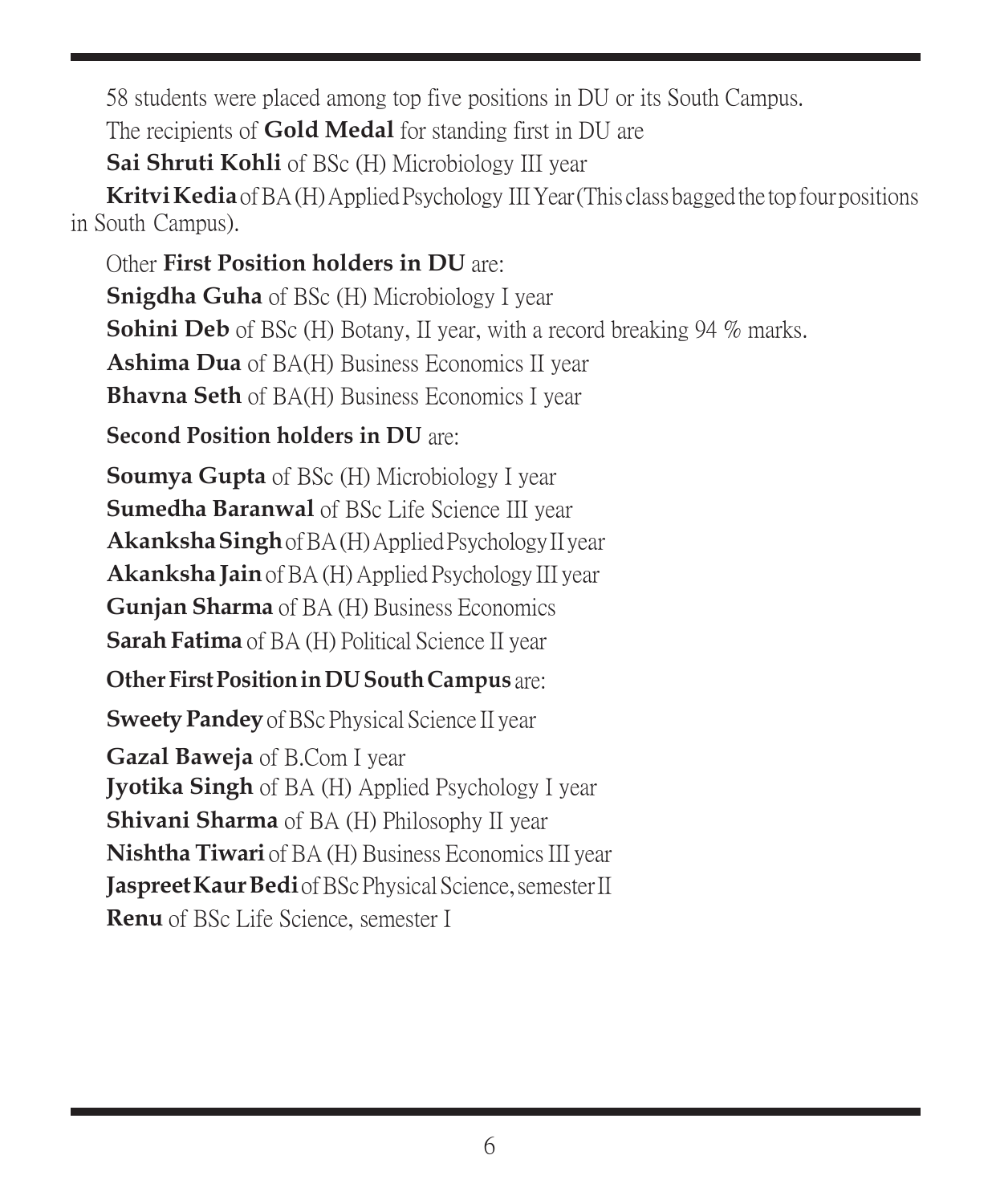58 students were placed among top five positions in DU or its South Campus.

The recipients of **Gold Medal** for standing first in DU are

**Sai Shruti Kohli** of BSc (H) Microbiology III year

**Kritvi Kedia** of BA (H) Applied Psychology III Year (This class bagged the top four positions in South Campus).

Other **First Position holders in DU** are:

**Snigdha Guha** of BSc (H) Microbiology I year

**Sohini Deb** of BSc (H) Botany, II year, with a record breaking 94 % marks.

**Ashima Dua** of BA(H) Business Economics II year

**Bhavna Seth** of BA(H) Business Economics I year

**Second Position holders in DU** are:

**Soumya Gupta** of BSc (H) Microbiology I year

**Sumedha Baranwal** of BSc Life Science III year

**Akanksha Singh** of BA (H) Applied Psychology II year

**Akanksha Jain** of BA (H) Applied Psychology III year

**Gunjan Sharma** of BA (H) Business Economics

**Sarah Fatima** of BA (H) Political Science II year

**Other First Position in DU South Campus** are:

**Sweety Pandey** of BSc Physical Science II year

**Gazal Baweja** of B.Com I year

**Jyotika Singh** of BA (H) Applied Psychology I year

**Shivani Sharma** of BA (H) Philosophy II year

**Nishtha Tiwari** of BA (H) Business Economics III year

**Jaspreet Kaur Bedi** of BSc Physical Science, semester II

**Renu** of BSc Life Science, semester I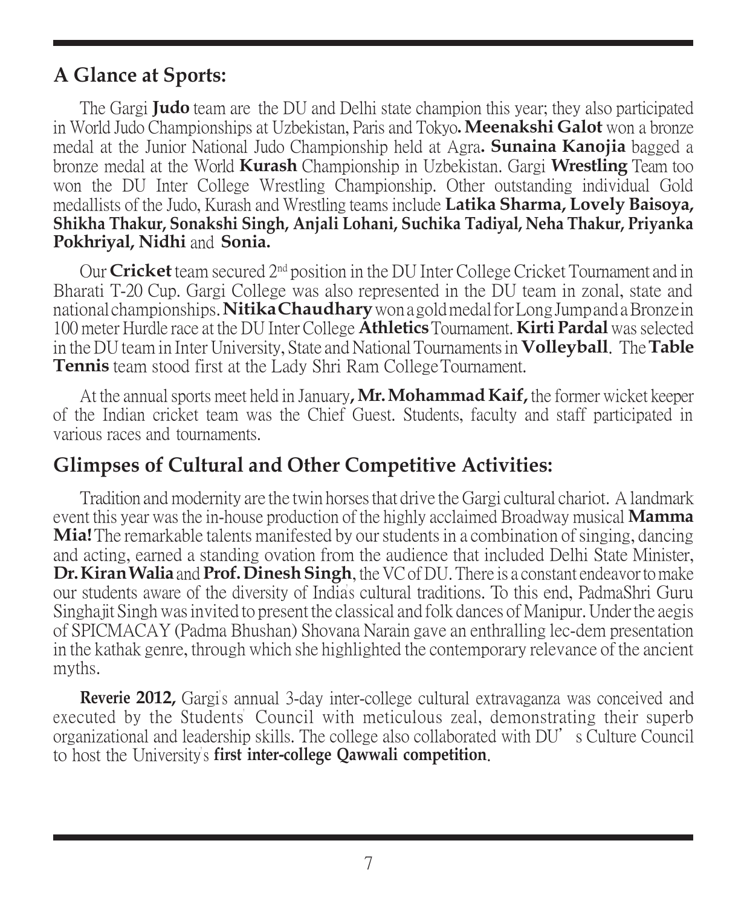## A Glance at Sports:

The Gargi **Judo** team are the DU and Delhi state champion this year; they also participated in World Judo Championships at Uzbekistan, Paris and Tokyo**. Meenakshi Galot** won a bronze medal at the Junior National Judo Championship held at Agra**. Sunaina Kanojia** bagged a bronze medal at the World **Kurash** Championship in Uzbekistan. Gargi **Wrestling** Team too won the DU Inter College Wrestling Championship. Other outstanding individual Gold medallists of the Judo, Kurash and Wrestling teams include **Latika Sharma, Lovely Baisoya, Shikha Thakur, Sonakshi Singh, Anjali Lohani, Suchika Tadiyal, Neha Thakur, Priyanka Pokhriyal, Nidhi** and **Sonia.**

Our **Cricket** team secured 2nd position in the DU Inter College Cricket Tournament and in Bharati T-20 Cup. Gargi College was also represented in the DU team in zonal, state and national championships. **Nitika Chaudhary** won a gold medal for Long Jump and a Bronze in 100 meter Hurdle race at the DU Inter College **Athletics** Tournament. **Kirti Pardal** was selected in the DU team in Inter University, State and National Tournaments in **Volleyball**. The **Table Tennis** team stood first at the Lady Shri Ram College Tournament.

At the annual sports meet held in January**, Mr. Mohammad Kaif,** the former wicket keeper of the Indian cricket team was the Chief Guest. Students, faculty and staff participated in various races and tournaments.

## Glimpses of Cultural and Other Competitive Activities:

Tradition and modernity are the twin horses that drive the Gargi cultural chariot. A landmark event this year was the in-house production of the highly acclaimed Broadway musical **Mamma Mia!** The remarkable talents manifested by our students in a combination of singing, dancing and acting, earned a standing ovation from the audience that included Delhi State Minister, **Dr. Kiran Walia** and **Prof. Dinesh Singh**, the VC of DU. There is a constant endeavor to make our students aware of the diversity of India's cultural traditions. To this end, PadmaShri Guru Singhajit Singh was invited to present the classical and folk dances of Manipur. Under the aegis of SPICMACAY (Padma Bhushan) Shovana Narain gave an enthralling lec-dem presentation in the kathak genre, through which she highlighted the contemporary relevance of the ancient myths.

**Reverie 2012,** Gargi's annual 3-day inter-college cultural extravaganza was conceived and executed by the Students' Council with meticulous zeal, demonstrating their superb organizational and leadership skills. The college also collaborated with DU's Culture Council to host the University's **first inter-college Qawwali competition**.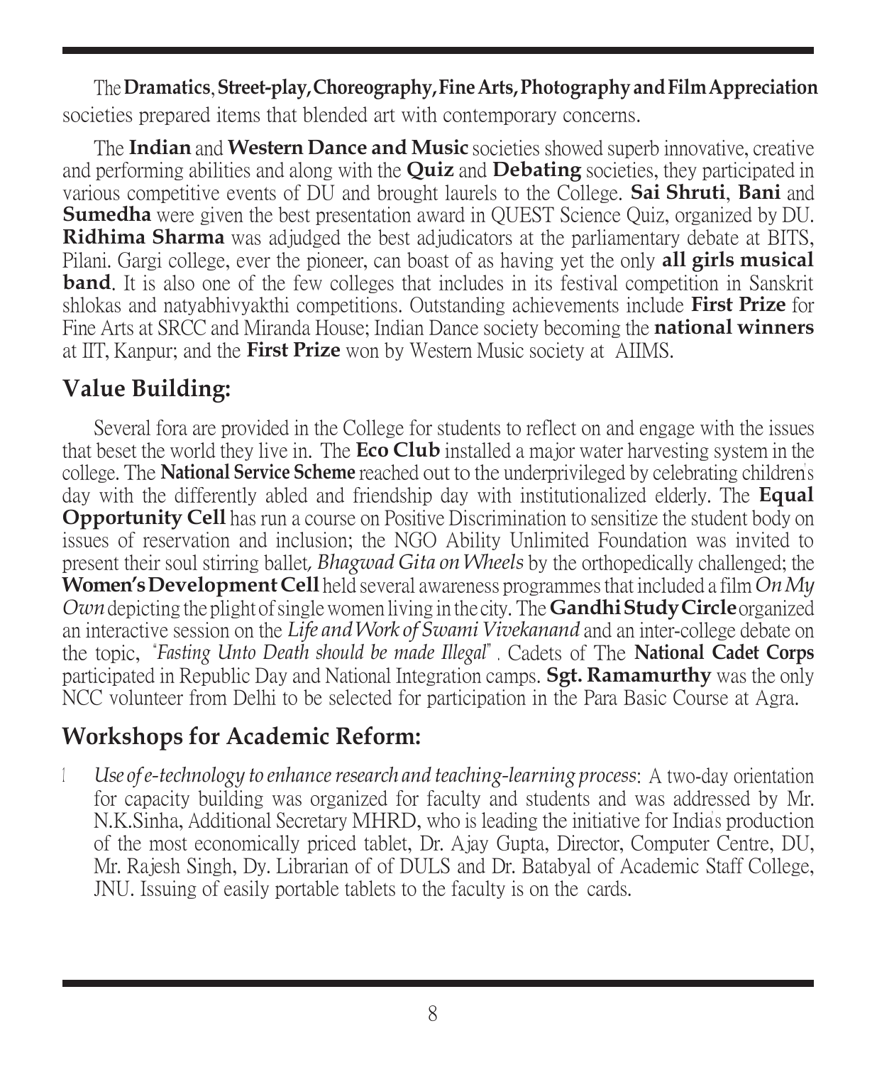The **Dramatics**, **Street-play, Choreography, Fine Arts, Photography and Film Appreciation** societies prepared items that blended art with contemporary concerns.

The **Indian** and **Western Dance and Music** societies showed superb innovative, creative and performing abilities and along with the **Quiz** and **Debating** societies, they participated in various competitive events of DU and brought laurels to the College. **Sai Shruti**, **Bani** and **Sumedha** were given the best presentation award in QUEST Science Quiz, organized by DU. **Ridhima Sharma** was adjudged the best adjudicators at the parliamentary debate at BITS, Pilani. Gargi college, ever the pioneer, can boast of as having yet the only **all girls musical band**. It is also one of the few colleges that includes in its festival competition in Sanskrit shlokas and natyabhivyakthi competitions. Outstanding achievements include **First Prize** for Fine Arts at SRCC and Miranda House; Indian Dance society becoming the **national winners** at IIT, Kanpur; and the **First Prize** won by Western Music society at AIIMS.

## Value Building:

Several fora are provided in the College for students to reflect on and engage with the issues that beset the world they live in. The **Eco Club** installed a major water harvesting system in the college. The **National Service Scheme** reached out to the underprivileged by celebrating children's day with the differently abled and friendship day with institutionalized elderly. The **Equal Opportunity Cell** has run a course on Positive Discrimination to sensitize the student body on issues of reservation and inclusion; the NGO Ability Unlimited Foundation was invited to present their soul stirring ballet, *Bhagwad Gita on Wheels* by the orthopedically challenged; the **Women's Development Cell** held several awareness programmes that included a film *On My Own* depicting the plight of single women living in the city. The **Gandhi Study Circle** organized an interactive session on the *Life and Work of Swami Vivekanand* and an inter-college debate on the topic, "*Fasting Unto Death should be made Illegal*". Cadets of The **National Cadet Corps** participated in Republic Day and National Integration camps. **Sgt. Ramamurthy** was the only NCC volunteer from Delhi to be selected for participation in the Para Basic Course at Agra.

## Workshops for Academic Reform:

- *Use of e-technology to enhance research and teaching-learning process*: A two-day orientation for capacity building was organized for faculty and students and was addressed by Mr. N.K.Sinha, Additional Secretary MHRD, who is leading the initiative for India's production of the most economically priced tablet, Dr. Ajay Gupta, Director, Computer Centre, DU, Mr. Rajesh Singh, Dy. Librarian of of DULS and Dr. Batabyal of Academic Staff College, JNU. Issuing of easily portable tablets to the faculty is on the cards.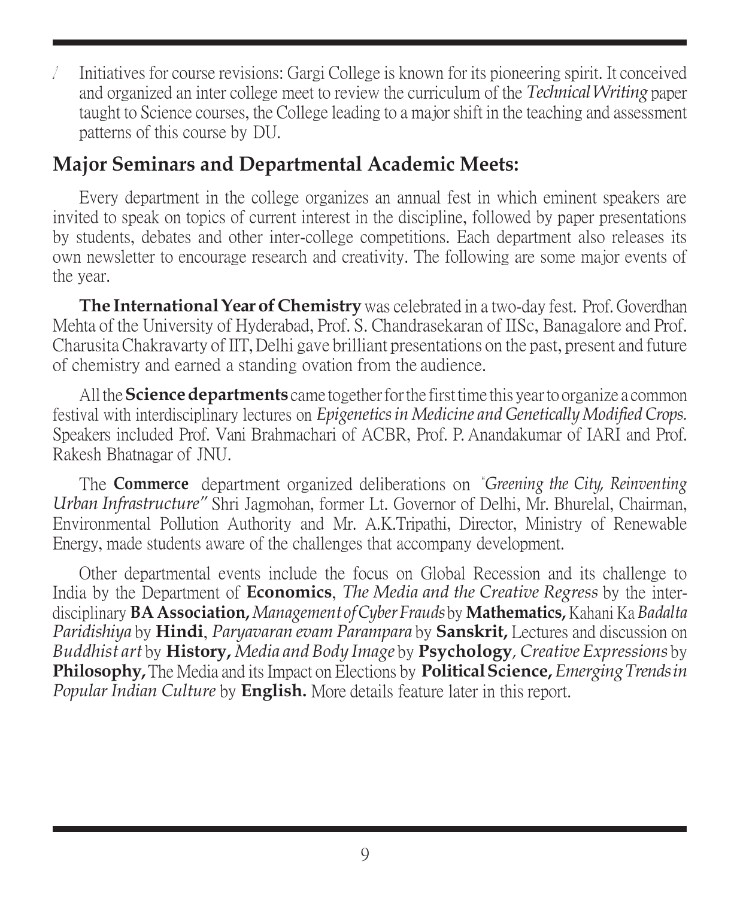- Initiatives for course revisions: Gargi College is known for its pioneering spirit. It conceived and organized an inter college meet to review the curriculum of the *Technical Writing* paper taught to Science courses, the College leading to a major shift in the teaching and assessment patterns of this course by DU.

## Major Seminars and Departmental Academic Meets:

Every department in the college organizes an annual fest in which eminent speakers are invited to speak on topics of current interest in the discipline, followed by paper presentations by students, debates and other inter-college competitions. Each department also releases its own newsletter to encourage research and creativity. The following are some major events of the year.

**The International Year of Chemistry** was celebrated in a two-day fest. Prof. Goverdhan Mehta of the University of Hyderabad, Prof. S. Chandrasekaran of IISc, Banagalore and Prof. Charusita Chakravarty of IIT, Delhi gave brilliant presentations on the past, present and future of chemistry and earned a standing ovation from the audience.

All the **Science departments** came together for the first time this year to organize a common festival with interdisciplinary lectures on *Epigenetics in Medicine and Genetically Modified Crops.* Speakers included Prof. Vani Brahmachari of ACBR, Prof. P. Anandakumar of IARI and Prof. Rakesh Bhatnagar of JNU.

The **Commerce** department organized deliberations on *"Greening the City, Reinventing Urban Infrastructure"* Shri Jagmohan, former Lt. Governor of Delhi, Mr. Bhurelal, Chairman, Environmental Pollution Authority and Mr. A.K.Tripathi, Director, Ministry of Renewable Energy, made students aware of the challenges that accompany development.

Other departmental events include the focus on Global Recession and its challenge to India by the Department of **Economics**, *The Media and the Creative Regress* by the inter-disciplinary **BA Association,** *Management of Cyber Frauds* by **Mathematics,** Kahani Ka *Badalta Paridishiya* by **Hindi**, *Paryavaran evam Parampara* by **Sanskrit,** Lectures and discussion on *Buddhist art* by **History,** *Media and Body Image* by **Psychology***, Creative Expressions* by **Philosophy,** The Media and its Impact on Elections by **Political Science,** *Emerging Trends in Popular Indian Culture* by **English.** More details feature later in this report.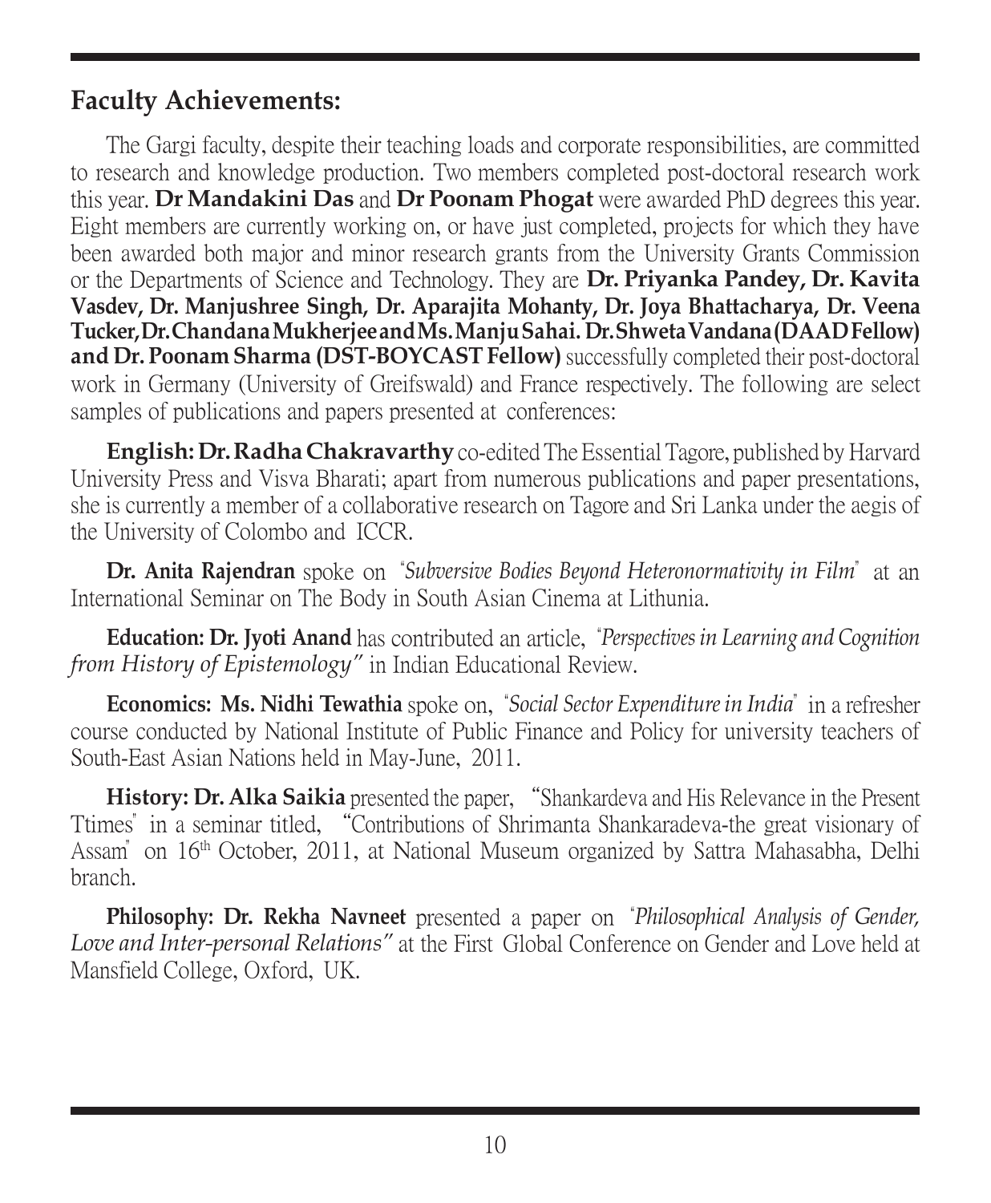## Faculty Achievements:

The Gargi faculty, despite their teaching loads and corporate responsibilities, are committed to research and knowledge production. Two members completed post-doctoral research work this year. **Dr Mandakini Das** and **Dr Poonam Phogat** were awarded PhD degrees this year. Eight members are currently working on, or have just completed, projects for which they have been awarded both major and minor research grants from the University Grants Commission or the Departments of Science and Technology. They are **Dr. Priyanka Pandey, Dr. Kavita Vasdev, Dr. Manjushree Singh, Dr. Aparajita Mohanty, Dr. Joya Bhattacharya, Dr. Veena Tucker, Dr. Chandana Mukherjee and Ms. Manju Sahai. Dr. Shweta Vandana (DAAD Fellow) and Dr. Poonam Sharma (DST-BOYCAST Fellow)** successfully completed their post-doctoral work in Germany (University of Greifswald) and France respectively. The following are select samples of publications and papers presented at conferences:

**English: Dr. Radha Chakravarthy** co-edited The Essential Tagore, published by Harvard University Press and Visva Bharati; apart from numerous publications and paper presentations, she is currently a member of a collaborative research on Tagore and Sri Lanka under the aegis of the University of Colombo and ICCR.

**Dr. Anita Rajendran** spoke on "*Subversive Bodies Beyond Heteronormativity in Film*" at an International Seminar on The Body in South Asian Cinema at Lithunia.

**Education: Dr. Jyoti Anand** has contributed an article, "*Perspectives in Learning and Cognition from History of Epistemology"* in Indian Educational Review.

**Economics: Ms. Nidhi Tewathia** spoke on, "*Social Sector Expenditure in India*" in a refresher course conducted by National Institute of Public Finance and Policy for university teachers of South-East Asian Nations held in May-June, 2011.

**History: Dr. Alka Saikia** presented the paper, "Shankardeva and His Relevance in the Present Ttimes" in a seminar titled, "Contributions of Shrimanta Shankaradeva-the great visionary of Assam" on 16th October, 2011, at National Museum organized by Sattra Mahasabha, Delhi branch.

**Philosophy: Dr. Rekha Navneet** presented a paper on "*Philosophical Analysis of Gender, Love and Inter-personal Relations"* at the First Global Conference on Gender and Love held at Mansfield College, Oxford, UK.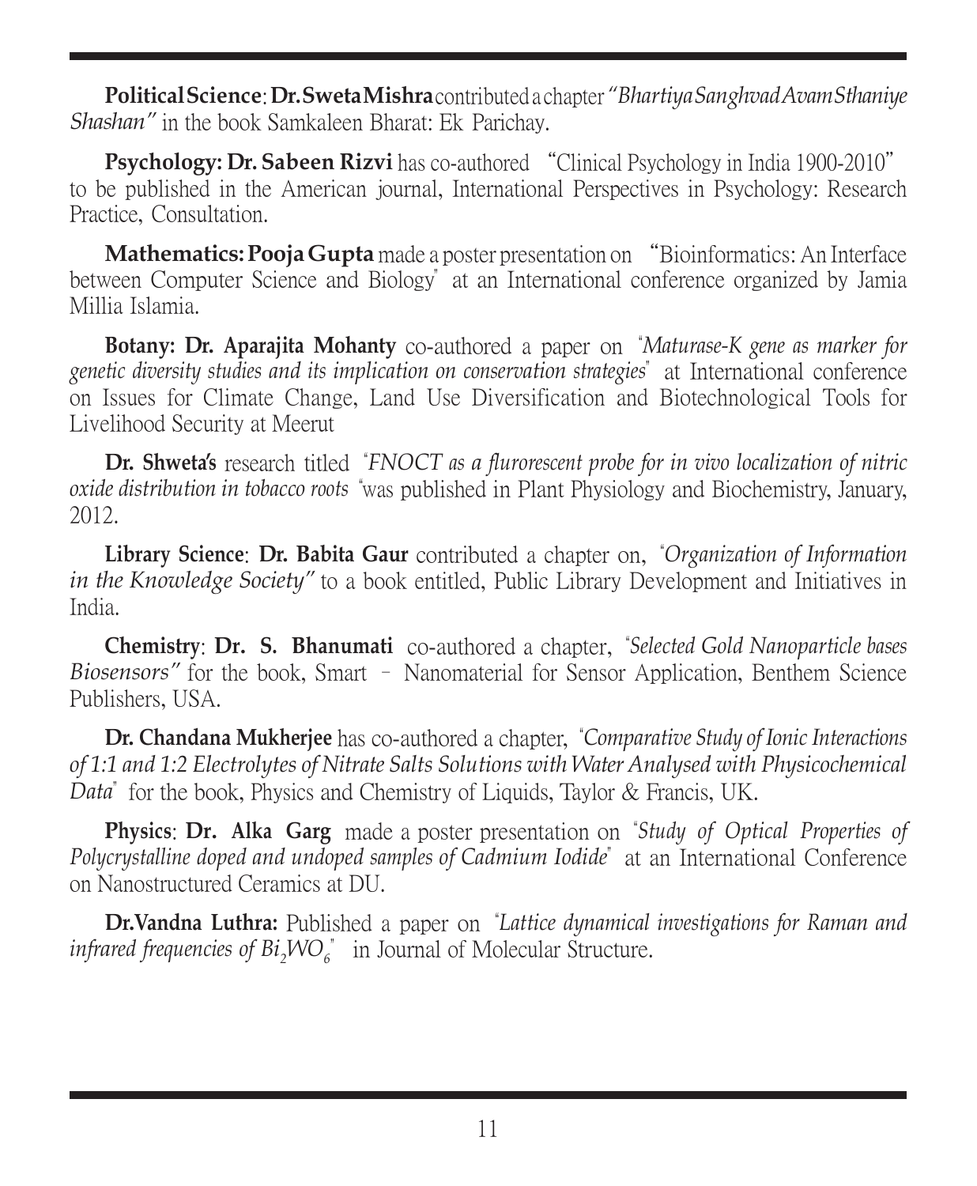**Political Science**: **Dr. Sweta Mishra** contributed a chapter *"Bhartiya Sanghvad Avam Sthaniye Shashan"* in the book Samkaleen Bharat: Ek Parichay.

**Psychology: Dr. Sabeen Rizvi** has co-authored "Clinical Psychology in India 1900-2010" to be published in the American journal, International Perspectives in Psychology: Research Practice, Consultation.

**Mathematics: Pooja Gupta** made a poster presentation on "Bioinformatics: An Interface between Computer Science and Biology" at an International conference organized by Jamia Millia Islamia.

**Botany: Dr. Aparajita Mohanty** co-authored a paper on *"Maturase-K gene as marker for genetic diversity studies and its implication on conservation strategies"* at International conference on Issues for Climate Change, Land Use Diversification and Biotechnological Tools for Livelihood Security at Meerut

**Dr. Shweta's** research titled *"FNOCT as a flurorescent probe for in vivo localization of nitric oxide distribution in tobacco roots "*was published in Plant Physiology and Biochemistry, January, 2012.

**Library Science**: **Dr. Babita Gaur** contributed a chapter on, *"Organization of Information in the Knowledge Society"* to a book entitled, Public Library Development and Initiatives in India.

**Chemistry**: **Dr. S. Bhanumati** co-authored a chapter, *"Selected Gold Nanoparticle bases Biosensors"* for the book, Smart – Nanomaterial for Sensor Application, Benthem Science Publishers, USA.

**Dr. Chandana Mukherjee** has co-authored a chapter, *"Comparative Study of Ionic Interactions of 1:1 and 1:2 Electrolytes of Nitrate Salts Solutions with Water Analysed with Physicochemical Data"* for the book, Physics and Chemistry of Liquids, Taylor & Francis, UK.

**Physics**: **Dr. Alka Garg** made a poster presentation on *"Study of Optical Properties of Polycrystalline doped and undoped samples of Cadmium Iodide"* at an International Conference on Nanostructured Ceramics at DU.

**Dr.Vandna Luthra:** Published a paper on *"Lattice dynamical investigations for Raman and infrared frequencies of $Bi_2WO_6$"* in Journal of Molecular Structure.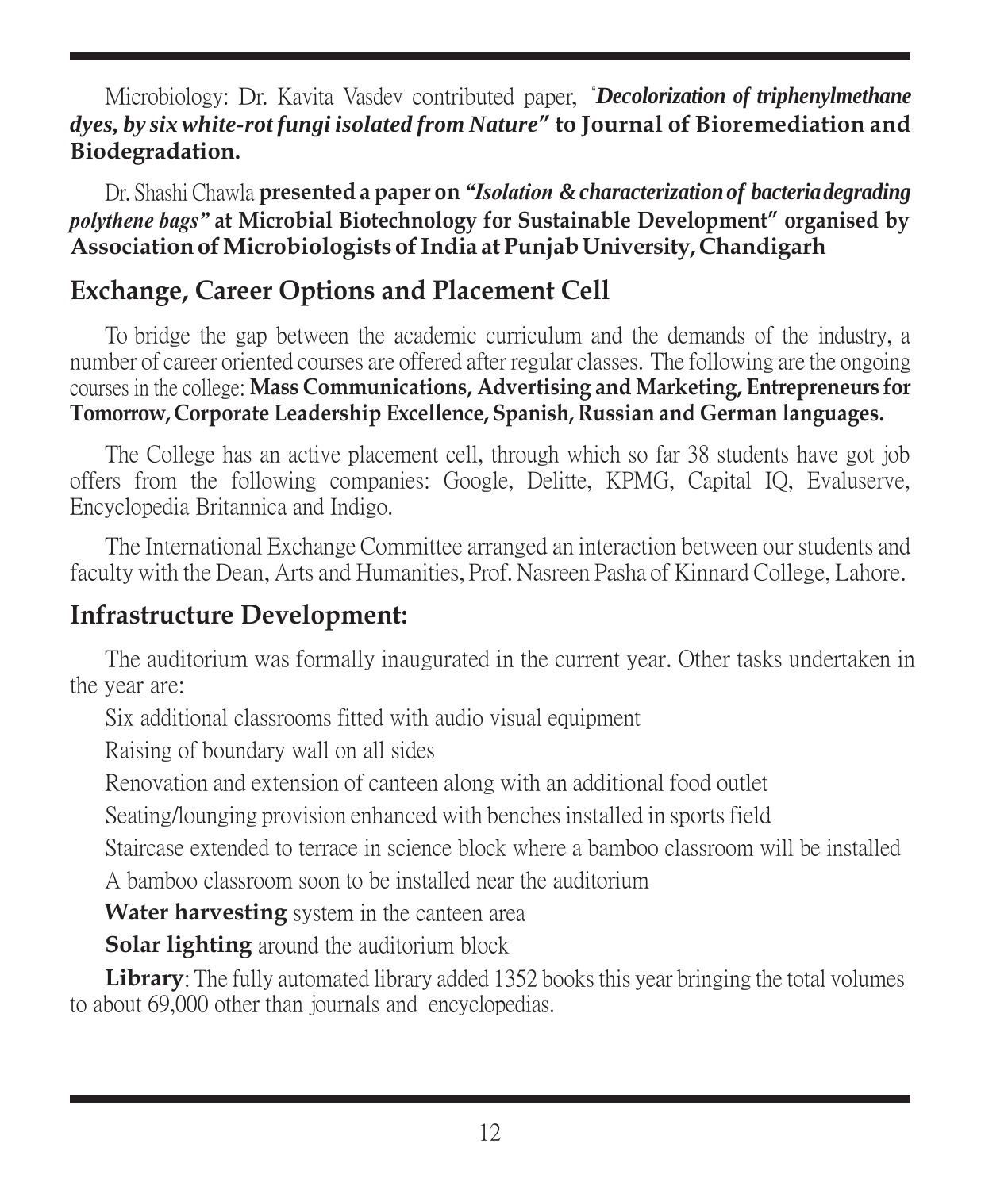Microbiology: Dr. Kavita Vasdev contributed paper, "***Decolorization of triphenylmethane dyes, by six white-rot fungi isolated from Nature*" to Journal of Bioremediation and Biodegradation.**

Dr. Shashi Chawla **presented a paper on *"Isolation & characterization of bacteria degrading polythene bags"* at Microbial Biotechnology for Sustainable Development" organised by Association of Microbiologists of India at Punjab University, Chandigarh**

## Exchange, Career Options and Placement Cell

To bridge the gap between the academic curriculum and the demands of the industry, a number of career oriented courses are offered after regular classes. The following are the ongoing courses in the college: **Mass Communications, Advertising and Marketing, Entrepreneurs for Tomorrow, Corporate Leadership Excellence, Spanish, Russian and German languages.**

The College has an active placement cell, through which so far 38 students have got job offers from the following companies: Google, Delitte, KPMG, Capital IQ, Evaluserve, Encyclopedia Britannica and Indigo.

The International Exchange Committee arranged an interaction between our students and faculty with the Dean, Arts and Humanities, Prof. Nasreen Pasha of Kinnard College, Lahore.

## Infrastructure Development:

The auditorium was formally inaugurated in the current year. Other tasks undertaken in the year are:

- Six additional classrooms fitted with audio visual equipment
- Raising of boundary wall on all sides
- Renovation and extension of canteen along with an additional food outlet
- Seating/lounging provision enhanced with benches installed in sports field
- Staircase extended to terrace in science block where a bamboo classroom will be installed
- A bamboo classroom soon to be installed near the auditorium
- **Water harvesting** system in the canteen area
- **Solar lighting** around the auditorium block

**Library**: The fully automated library added 1352 books this year bringing the total volumes to about 69,000 other than journals and encyclopedias.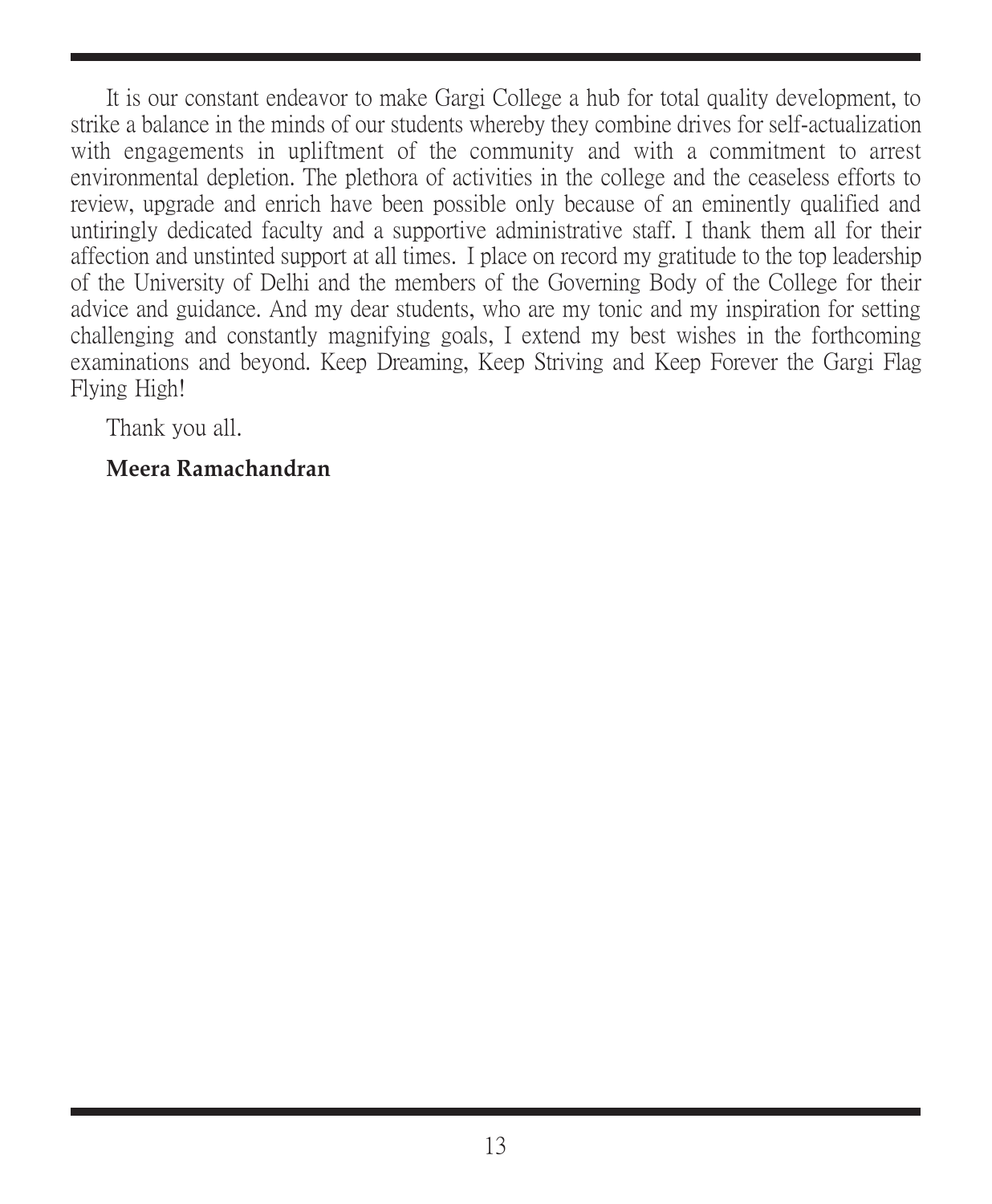It is our constant endeavor to make Gargi College a hub for total quality development, to strike a balance in the minds of our students whereby they combine drives for self-actualization with engagements in upliftment of the community and with a commitment to arrest environmental depletion. The plethora of activities in the college and the ceaseless efforts to review, upgrade and enrich have been possible only because of an eminently qualified and untiringly dedicated faculty and a supportive administrative staff. I thank them all for their affection and unstinted support at all times. I place on record my gratitude to the top leadership of the University of Delhi and the members of the Governing Body of the College for their advice and guidance. And my dear students, who are my tonic and my inspiration for setting challenging and constantly magnifying goals, I extend my best wishes in the forthcoming examinations and beyond. Keep Dreaming, Keep Striving and Keep Forever the Gargi Flag Flying High!

Thank you all.

**Meera Ramachandran**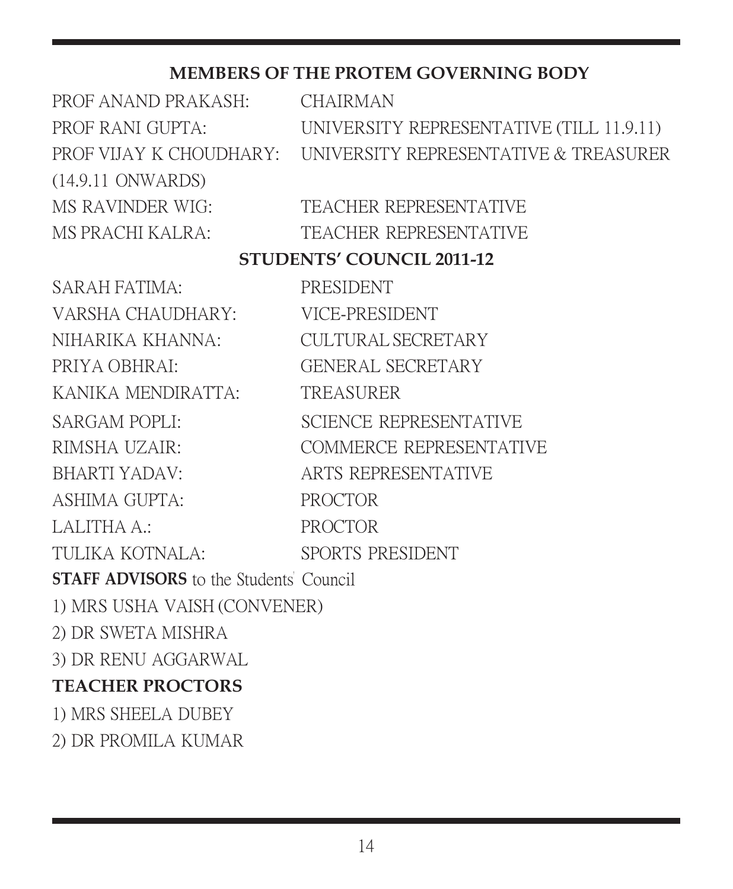## MEMBERS OF THE PROTEM GOVERNING BODY

PROF ANAND PRAKASH: CHAIRMAN

PROF RANI GUPTA: UNIVERSITY REPRESENTATIVE (TILL 11.9.11)

PROF VIJAY K CHOUDHARY: UNIVERSITY REPRESENTATIVE & TREASURER (14.9.11 ONWARDS)

MS RAVINDER WIG: TEACHER REPRESENTATIVE

MS PRACHI KALRA: TEACHER REPRESENTATIVE

## STUDENTS' COUNCIL 2011-12

SARAH FATIMA: PRESIDENT

VARSHA CHAUDHARY: VICE-PRESIDENT

NIHARIKA KHANNA: CULTURAL SECRETARY

PRIYA OBHRAI: GENERAL SECRETARY

KANIKA MENDIRATTA: TREASURER

SARGAM POPLI: SCIENCE REPRESENTATIVE

RIMSHA UZAIR: COMMERCE REPRESENTATIVE

BHARTI YADAV: ARTS REPRESENTATIVE

ASHIMA GUPTA: PROCTOR

LALITHA A.: PROCTOR

TULIKA KOTNALA: SPORTS PRESIDENT

**STAFF ADVISORS** to the Students' Council

1) MRS USHA VAISH (CONVENER)
2) DR SWETA MISHRA
3) DR RENU AGGARWAL

**TEACHER PROCTORS**

1) MRS SHEELA DUBEY
2) DR PROMILA KUMAR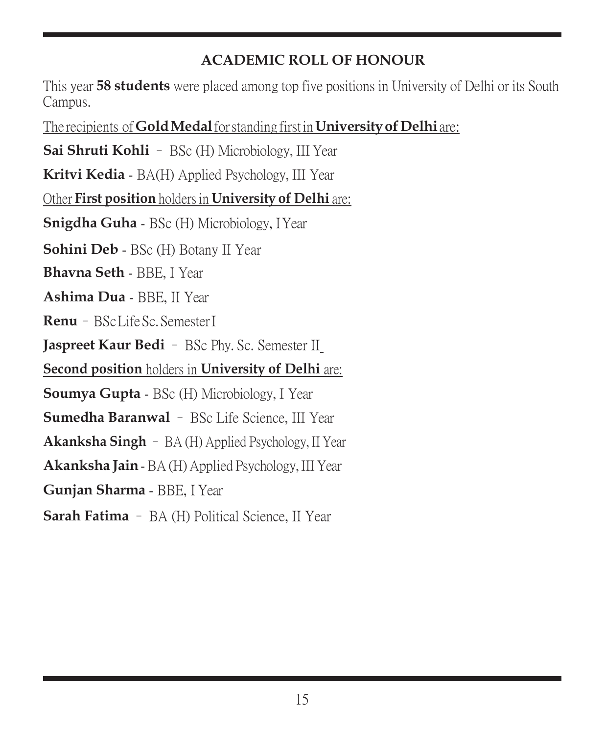## ACADEMIC ROLL OF HONOUR

This year **58 students** were placed among top five positions in University of Delhi or its South Campus.

The recipients of **Gold Medal** for standing first in **University of Delhi** are:

**Sai Shruti Kohli** – BSc (H) Microbiology, III Year

**Kritvi Kedia** - BA(H) Applied Psychology, III Year

Other **First position** holders in **University of Delhi** are:

**Snigdha Guha** - BSc (H) Microbiology, I Year

**Sohini Deb** - BSc (H) Botany II Year

**Bhavna Seth** - BBE, I Year

**Ashima Dua** - BBE, II Year

**Renu** – BSc Life Sc. Semester I

**Jaspreet Kaur Bedi** – BSc Phy. Sc. Semester II

**Second position** holders in **University of Delhi** are:

**Soumya Gupta** - BSc (H) Microbiology, I Year

**Sumedha Baranwal** – BSc Life Science, III Year

**Akanksha Singh** – BA (H) Applied Psychology, II Year

**Akanksha Jain** - BA (H) Applied Psychology, III Year

**Gunjan Sharma** - BBE, I Year

**Sarah Fatima** – BA (H) Political Science, II Year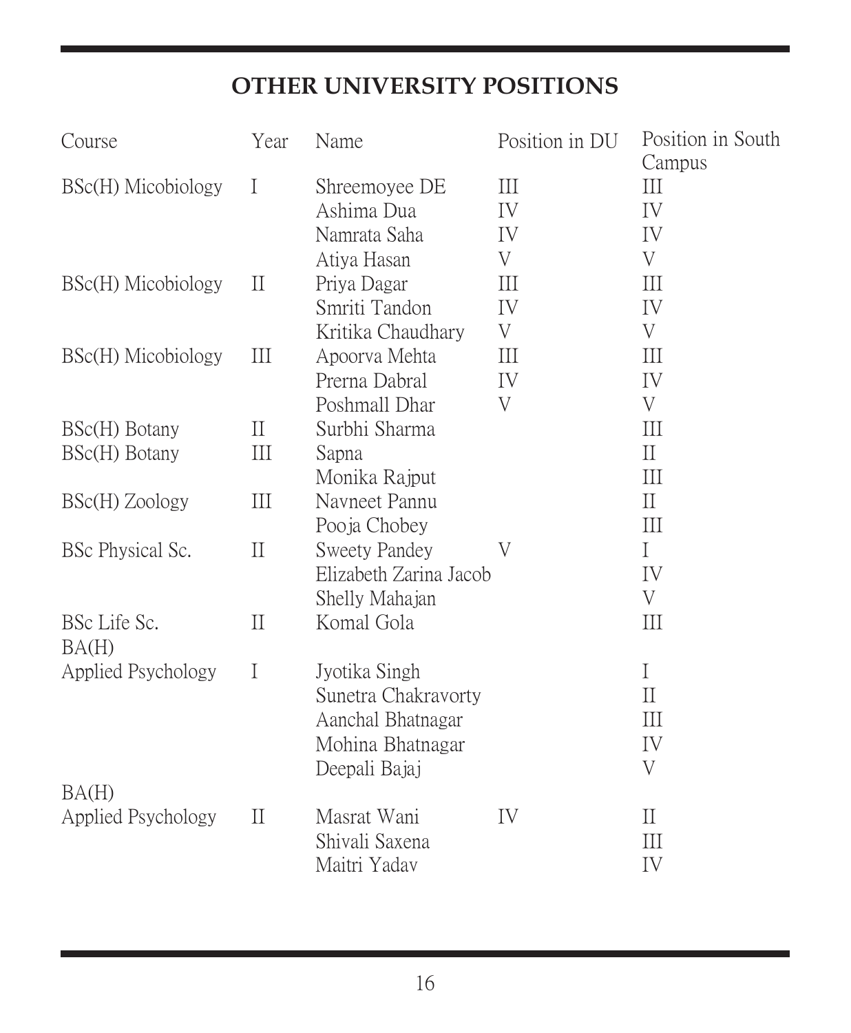## OTHER UNIVERSITY POSITIONS

| Course | Year | Name | Position in DU | Position in South Campus |
|---|---|---|---|---|
| BSc(H) Micobiology | I | Shreemoyee DE | III | III |
| | | Ashima Dua | IV | IV |
| | | Namrata Saha | IV | IV |
| | | Atiya Hasan | V | V |
| BSc(H) Micobiology | II | Priya Dagar | III | III |
| | | Smriti Tandon | IV | IV |
| | | Kritika Chaudhary | V | V |
| BSc(H) Micobiology | III | Apoorva Mehta | III | III |
| | | Prerna Dabral | IV | IV |
| | | Poshmall Dhar | V | V |
| BSc(H) Botany | II | Surbhi Sharma | | III |
| BSc(H) Botany | III | Sapna | | II |
| | | Monika Rajput | | III |
| BSc(H) Zoology | III | Navneet Pannu | | II |
| | | Pooja Chobey | | III |
| BSc Physical Sc. | II | Sweety Pandey | V | I |
| | | Elizabeth Zarina Jacob | | IV |
| | | Shelly Mahajan | | V |
| BSc Life Sc. | II | Komal Gola | | III |
| BA(H) Applied Psychology | I | Jyotika Singh | | I |
| | | Sunetra Chakravorty | | II |
| | | Aanchal Bhatnagar | | III |
| | | Mohina Bhatnagar | | IV |
| | | Deepali Bajaj | | V |
| BA(H) Applied Psychology | II | Masrat Wani | IV | II |
| | | Shivali Saxena | | III |
| | | Maitri Yadav | | IV |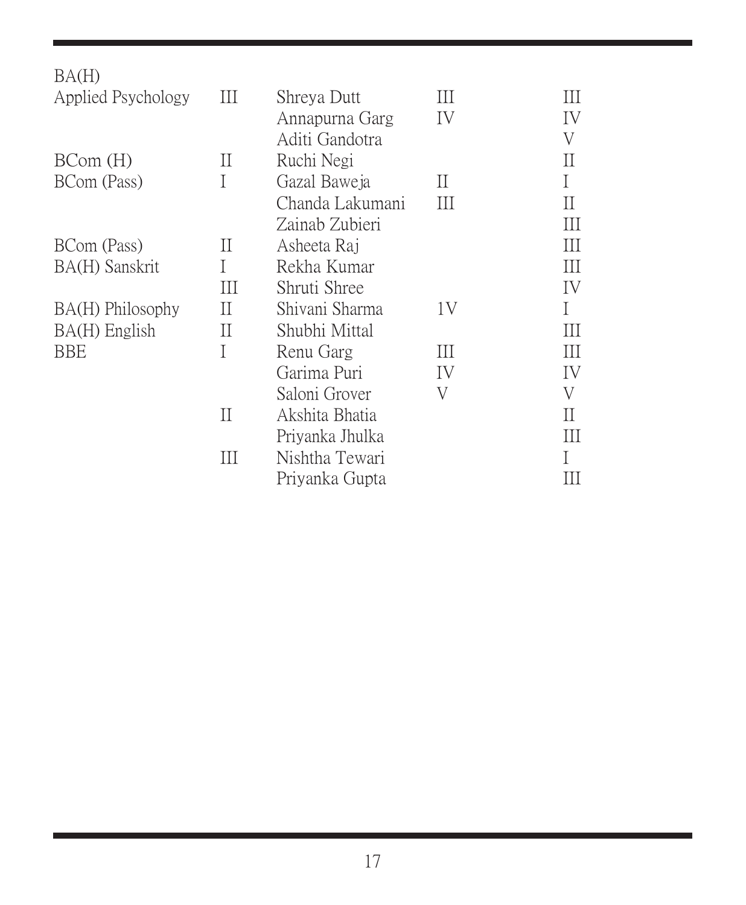| | | | | |
|---|---|---|---|---|
| BA(H) | | | | |
| Applied Psychology | III | Shreya Dutt | III | III |
| | | Annapurna Garg | IV | IV |
| | | Aditi Gandotra | | V |
| BCom (H) | II | Ruchi Negi | | II |
| BCom (Pass) | I | Gazal Baweja | II | I |
| | | Chanda Lakumani | III | II |
| | | Zainab Zubieri | | III |
| BCom (Pass) | II | Asheeta Raj | | III |
| BA(H) Sanskrit | I | Rekha Kumar | | III |
| | III | Shruti Shree | | IV |
| BA(H) Philosophy | II | Shivani Sharma | 1V | I |
| BA(H) English | II | Shubhi Mittal | | III |
| BBE | I | Renu Garg | III | III |
| | | Garima Puri | IV | IV |
| | | Saloni Grover | V | V |
| | II | Akshita Bhatia | | II |
| | | Priyanka Jhulka | | III |
| | III | Nishtha Tewari | | I |
| | | Priyanka Gupta | | III |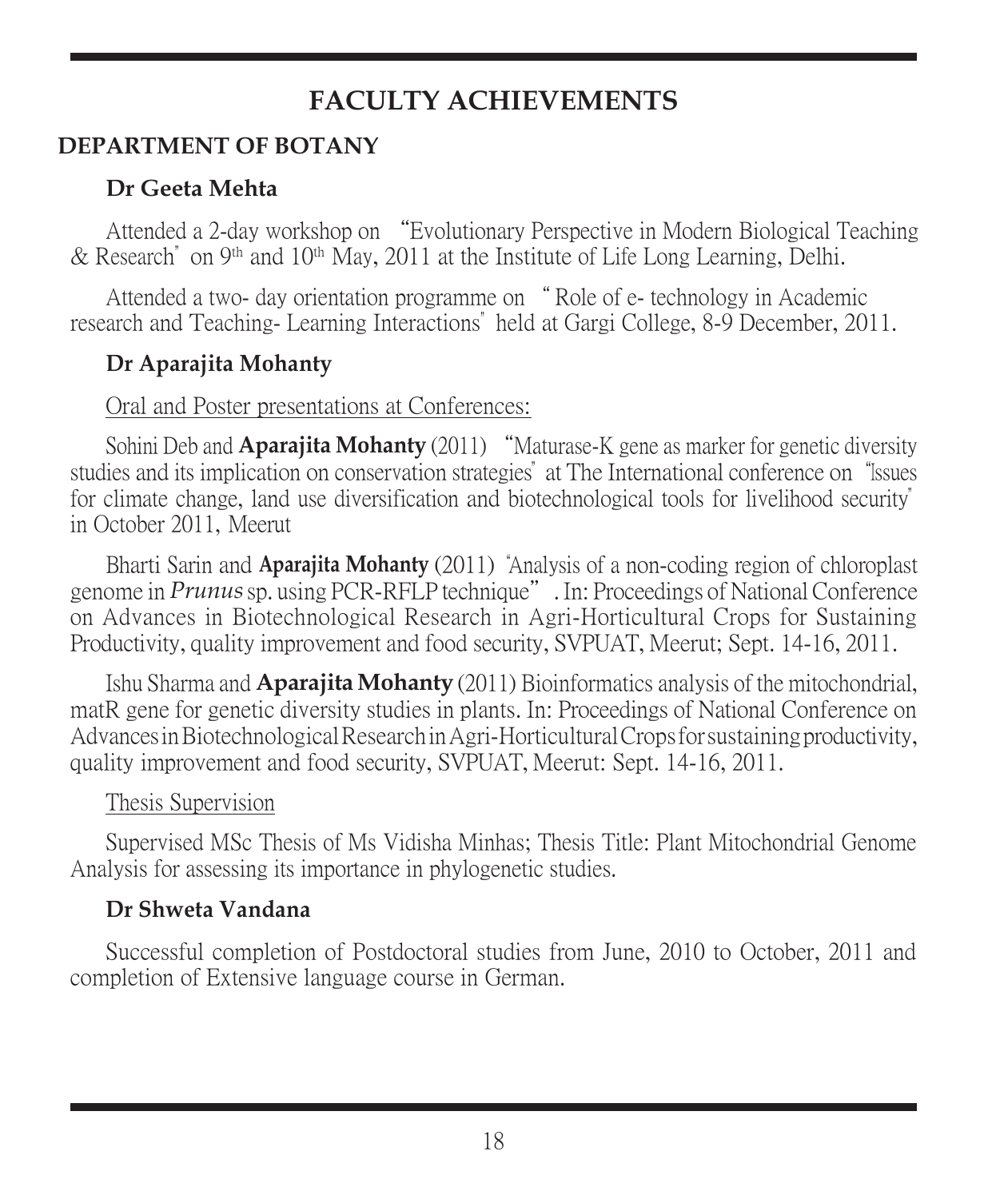# FACULTY ACHIEVEMENTS

## DEPARTMENT OF BOTANY

### Dr Geeta Mehta

Attended a 2-day workshop on "Evolutionary Perspective in Modern Biological Teaching & Research" on 9th and 10th May, 2011 at the Institute of Life Long Learning, Delhi.

Attended a two- day orientation programme on " Role of e- technology in Academic research and Teaching- Learning Interactions" held at Gargi College, 8-9 December, 2011.

### Dr Aparajita Mohanty

Oral and Poster presentations at Conferences:

Sohini Deb and **Aparajita Mohanty** (2011) "Maturase-K gene as marker for genetic diversity studies and its implication on conservation strategies" at The International conference on "Issues for climate change, land use diversification and biotechnological tools for livelihood security" in October 2011, Meerut

Bharti Sarin and **Aparajita Mohanty** (2011) "Analysis of a non-coding region of chloroplast genome in *Prunus* sp. using PCR-RFLP technique". In: Proceedings of National Conference on Advances in Biotechnological Research in Agri-Horticultural Crops for Sustaining Productivity, quality improvement and food security, SVPUAT, Meerut; Sept. 14-16, 2011.

Ishu Sharma and **Aparajita Mohanty** (2011) Bioinformatics analysis of the mitochondrial, matR gene for genetic diversity studies in plants. In: Proceedings of National Conference on Advances in Biotechnological Research in Agri-Horticultural Crops for sustaining productivity, quality improvement and food security, SVPUAT, Meerut: Sept. 14-16, 2011.

Thesis Supervision

Supervised MSc Thesis of Ms Vidisha Minhas; Thesis Title: Plant Mitochondrial Genome Analysis for assessing its importance in phylogenetic studies.

### Dr Shweta Vandana

Successful completion of Postdoctoral studies from June, 2010 to October, 2011 and completion of Extensive language course in German.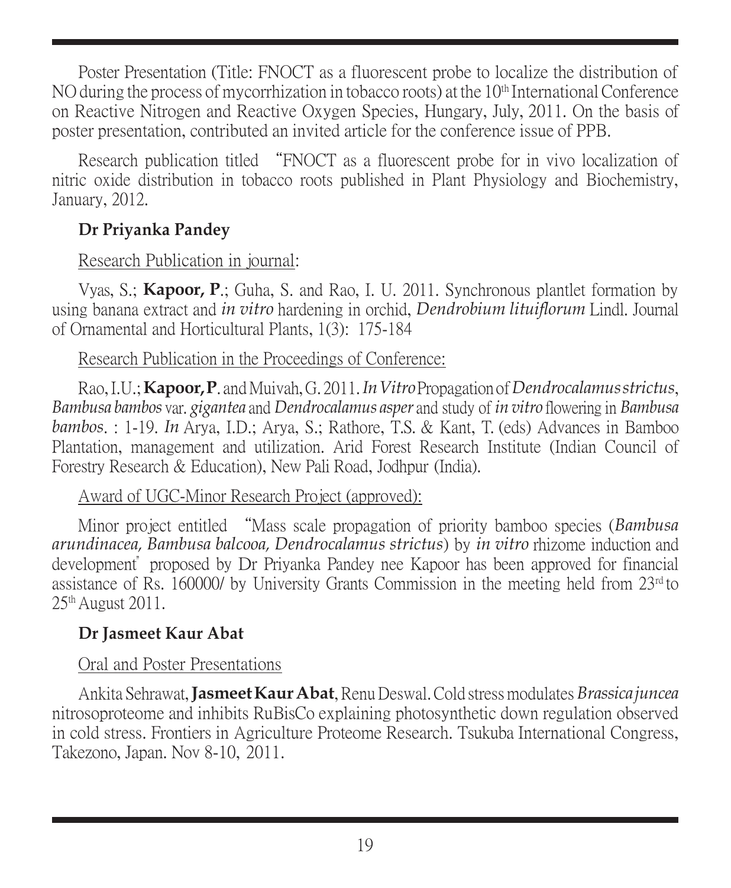Poster Presentation (Title: FNOCT as a fluorescent probe to localize the distribution of NO during the process of mycorrhization in tobacco roots) at the 10th International Conference on Reactive Nitrogen and Reactive Oxygen Species, Hungary, July, 2011. On the basis of poster presentation, contributed an invited article for the conference issue of PPB.

Research publication titled "FNOCT as a fluorescent probe for in vivo localization of nitric oxide distribution in tobacco roots published in Plant Physiology and Biochemistry, January, 2012.

### Dr Priyanka Pandey

Research Publication in journal:

Vyas, S.; **Kapoor, P**.; Guha, S. and Rao, I. U. 2011. Synchronous plantlet formation by using banana extract and *in vitro* hardening in orchid, *Dendrobium lituiflorum* Lindl. Journal of Ornamental and Horticultural Plants, 1(3): 175-184

Research Publication in the Proceedings of Conference:

Rao, I.U.; **Kapoor, P**. and Muivah, G. 2011. *In Vitro* Propagation of *Dendrocalamus strictus*, *Bambusa bambos* var. *gigantea* and *Dendrocalamus asper* and study of *in vitro* flowering in *Bambusa bambos*. : 1-19. *In* Arya, I.D.; Arya, S.; Rathore, T.S. & Kant, T. (eds) Advances in Bamboo Plantation, management and utilization. Arid Forest Research Institute (Indian Council of Forestry Research & Education), New Pali Road, Jodhpur (India).

Award of UGC-Minor Research Project (approved):

Minor project entitled "Mass scale propagation of priority bamboo species (*Bambusa arundinacea, Bambusa balcooa, Dendrocalamus strictus*) by *in vitro* rhizome induction and development" proposed by Dr Priyanka Pandey nee Kapoor has been approved for financial assistance of Rs. 160000/ by University Grants Commission in the meeting held from 23rd to 25th August 2011.

### Dr Jasmeet Kaur Abat

Oral and Poster Presentations

Ankita Sehrawat, **Jasmeet Kaur Abat**, Renu Deswal. Cold stress modulates *Brassica juncea* nitrosoproteome and inhibits RuBisCo explaining photosynthetic down regulation observed in cold stress. Frontiers in Agriculture Proteome Research. Tsukuba International Congress, Takezono, Japan. Nov 8-10, 2011.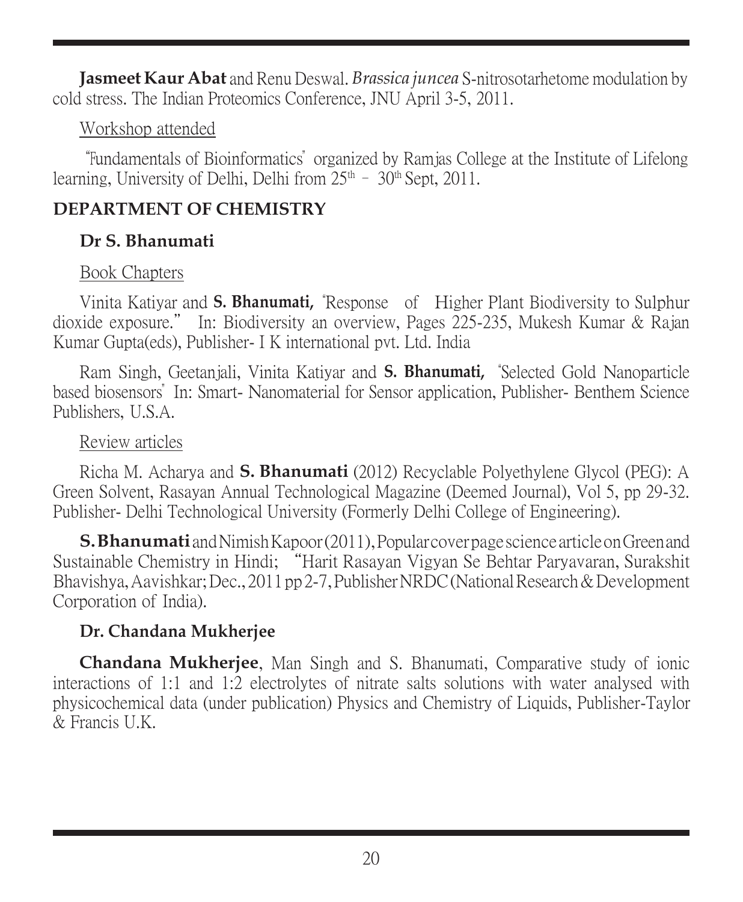**Jasmeet Kaur Abat** and Renu Deswal. *Brassica juncea* S-nitrosotarhetome modulation by cold stress. The Indian Proteomics Conference, JNU April 3-5, 2011.

Workshop attended

"Fundamentals of Bioinformatics" organized by Ramjas College at the Institute of Lifelong learning, University of Delhi, Delhi from 25th – 30th Sept, 2011.

## DEPARTMENT OF CHEMISTRY

### Dr S. Bhanumati

Book Chapters

Vinita Katiyar and **S. Bhanumati,** "Response of Higher Plant Biodiversity to Sulphur dioxide exposure." In: Biodiversity an overview, Pages 225-235, Mukesh Kumar & Rajan Kumar Gupta(eds), Publisher- I K international pvt. Ltd. India

Ram Singh, Geetanjali, Vinita Katiyar and **S. Bhanumati,** "Selected Gold Nanoparticle based biosensors" In: Smart- Nanomaterial for Sensor application, Publisher- Benthem Science Publishers, U.S.A.

Review articles

Richa M. Acharya and **S. Bhanumati** (2012) Recyclable Polyethylene Glycol (PEG): A Green Solvent, Rasayan Annual Technological Magazine (Deemed Journal), Vol 5, pp 29-32. Publisher- Delhi Technological University (Formerly Delhi College of Engineering).

**S. Bhanumati** and Nimish Kapoor (2011), Popular cover page science article on Green and Sustainable Chemistry in Hindi; "Harit Rasayan Vigyan Se Behtar Paryavaran, Surakshit Bhavishya, Aavishkar; Dec., 2011 pp 2-7, Publisher NRDC (National Research & Development Corporation of India).

### Dr. Chandana Mukherjee

**Chandana Mukherjee**, Man Singh and S. Bhanumati, Comparative study of ionic interactions of 1:1 and 1:2 electrolytes of nitrate salts solutions with water analysed with physicochemical data (under publication) Physics and Chemistry of Liquids, Publisher-Taylor & Francis U.K.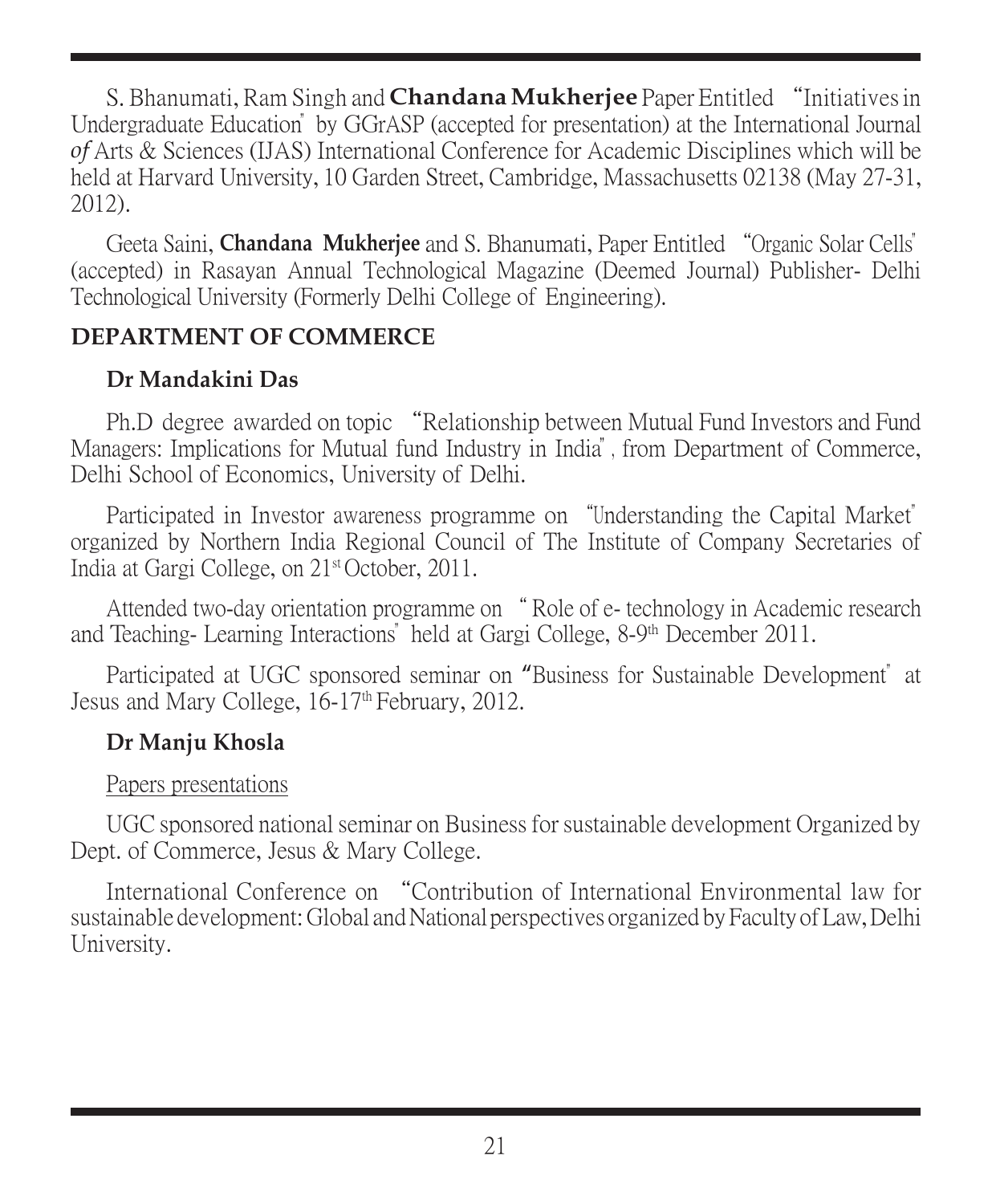S. Bhanumati, Ram Singh and **Chandana Mukherjee** Paper Entitled "Initiatives in Undergraduate Education" by GGrASP (accepted for presentation) at the International Journal *of* Arts & Sciences (IJAS) International Conference for Academic Disciplines which will be held at Harvard University, 10 Garden Street, Cambridge, Massachusetts 02138 (May 27-31, 2012).

Geeta Saini, **Chandana Mukherjee** and S. Bhanumati, Paper Entitled "Organic Solar Cells" (accepted) in Rasayan Annual Technological Magazine (Deemed Journal) Publisher- Delhi Technological University (Formerly Delhi College of Engineering).

## DEPARTMENT OF COMMERCE

### Dr Mandakini Das

Ph.D degree awarded on topic "Relationship between Mutual Fund Investors and Fund Managers: Implications for Mutual fund Industry in India", from Department of Commerce, Delhi School of Economics, University of Delhi.

Participated in Investor awareness programme on "Understanding the Capital Market" organized by Northern India Regional Council of The Institute of Company Secretaries of India at Gargi College, on 21st October, 2011.

Attended two-day orientation programme on " Role of e- technology in Academic research and Teaching- Learning Interactions" held at Gargi College, 8-9th December 2011.

Participated at UGC sponsored seminar on "Business for Sustainable Development" at Jesus and Mary College, 16-17th February, 2012.

### Dr Manju Khosla

Papers presentations

UGC sponsored national seminar on Business for sustainable development Organized by Dept. of Commerce, Jesus & Mary College.

International Conference on "Contribution of International Environmental law for sustainable development: Global and National perspectives organized by Faculty of Law, Delhi University.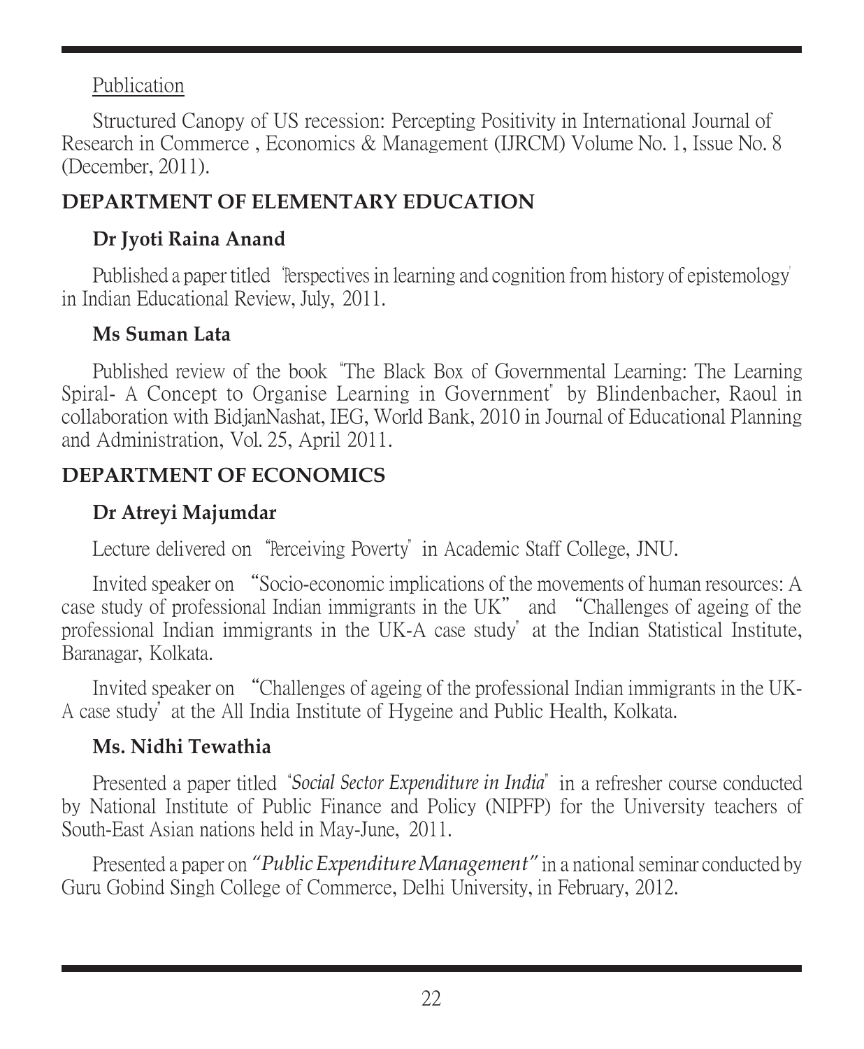Publication

Structured Canopy of US recession: Percepting Positivity in International Journal of Research in Commerce , Economics & Management (IJRCM) Volume No. 1, Issue No. 8 (December, 2011).

## DEPARTMENT OF ELEMENTARY EDUCATION

### Dr Jyoti Raina Anand

Published a paper titled 'Perspectives in learning and cognition from history of epistemology' in Indian Educational Review, July, 2011.

### Ms Suman Lata

Published review of the book "The Black Box of Governmental Learning: The Learning Spiral- A Concept to Organise Learning in Government" by Blindenbacher, Raoul in collaboration with BidjanNashat, IEG, World Bank, 2010 in Journal of Educational Planning and Administration, Vol. 25, April 2011.

## DEPARTMENT OF ECONOMICS

### Dr Atreyi Majumdar

Lecture delivered on "Perceiving Poverty" in Academic Staff College, JNU.

Invited speaker on "Socio-economic implications of the movements of human resources: A case study of professional Indian immigrants in the UK" and "Challenges of ageing of the professional Indian immigrants in the UK-A case study" at the Indian Statistical Institute, Baranagar, Kolkata.

Invited speaker on "Challenges of ageing of the professional Indian immigrants in the UK-A case study" at the All India Institute of Hygeine and Public Health, Kolkata.

### Ms. Nidhi Tewathia

Presented a paper titled "*Social Sector Expenditure in India*" in a refresher course conducted by National Institute of Public Finance and Policy (NIPFP) for the University teachers of South-East Asian nations held in May-June, 2011.

Presented a paper on *"Public Expenditure Management"* in a national seminar conducted by Guru Gobind Singh College of Commerce, Delhi University, in February, 2012.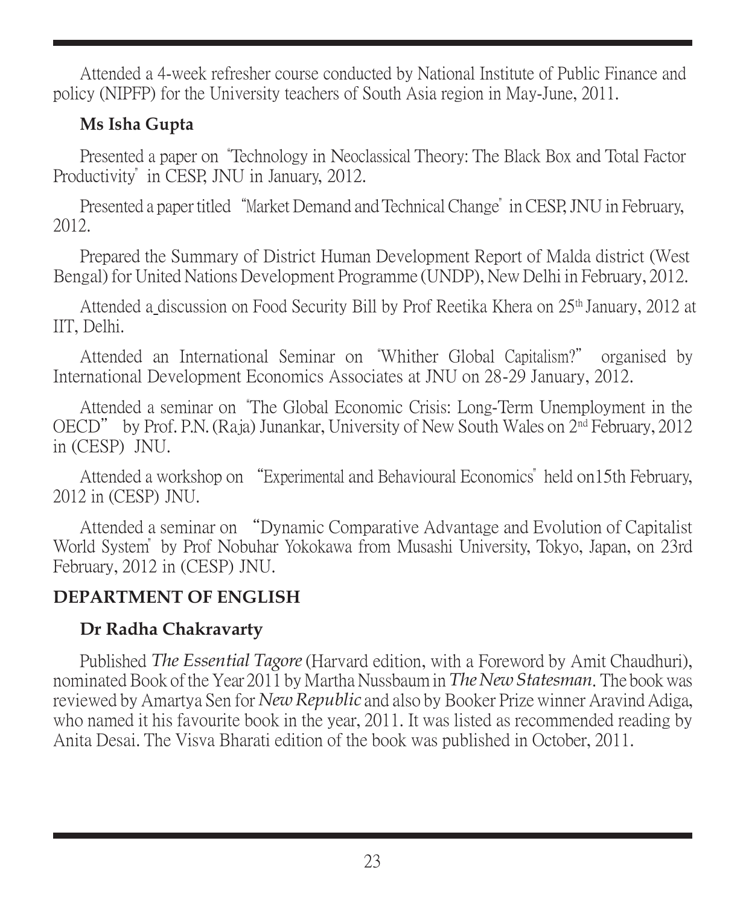Attended a 4-week refresher course conducted by National Institute of Public Finance and policy (NIPFP) for the University teachers of South Asia region in May-June, 2011.

**Ms Isha Gupta**

Presented a paper on "Technology in Neoclassical Theory: The Black Box and Total Factor Productivity" in CESP, JNU in January, 2012.

Presented a paper titled "Market Demand and Technical Change" in CESP, JNU in February, 2012.

Prepared the Summary of District Human Development Report of Malda district (West Bengal) for United Nations Development Programme (UNDP), New Delhi in February, 2012.

Attended a discussion on Food Security Bill by Prof Reetika Khera on 25th January, 2012 at IIT, Delhi.

Attended an International Seminar on "Whither Global Capitalism?" organised by International Development Economics Associates at JNU on 28-29 January, 2012.

Attended a seminar on "The Global Economic Crisis: Long-Term Unemployment in the OECD" by Prof. P.N. (Raja) Junankar, University of New South Wales on 2nd February, 2012 in (CESP) JNU.

Attended a workshop on "Experimental and Behavioural Economics" held on15th February, 2012 in (CESP) JNU.

Attended a seminar on "Dynamic Comparative Advantage and Evolution of Capitalist World System" by Prof Nobuhar Yokokawa from Musashi University, Tokyo, Japan, on 23rd February, 2012 in (CESP) JNU.

## DEPARTMENT OF ENGLISH

**Dr Radha Chakravarty**

Published *The Essential Tagore* (Harvard edition, with a Foreword by Amit Chaudhuri), nominated Book of the Year 2011 by Martha Nussbaum in *The New Statesman*. The book was reviewed by Amartya Sen for *New Republic* and also by Booker Prize winner Aravind Adiga, who named it his favourite book in the year, 2011. It was listed as recommended reading by Anita Desai. The Visva Bharati edition of the book was published in October, 2011.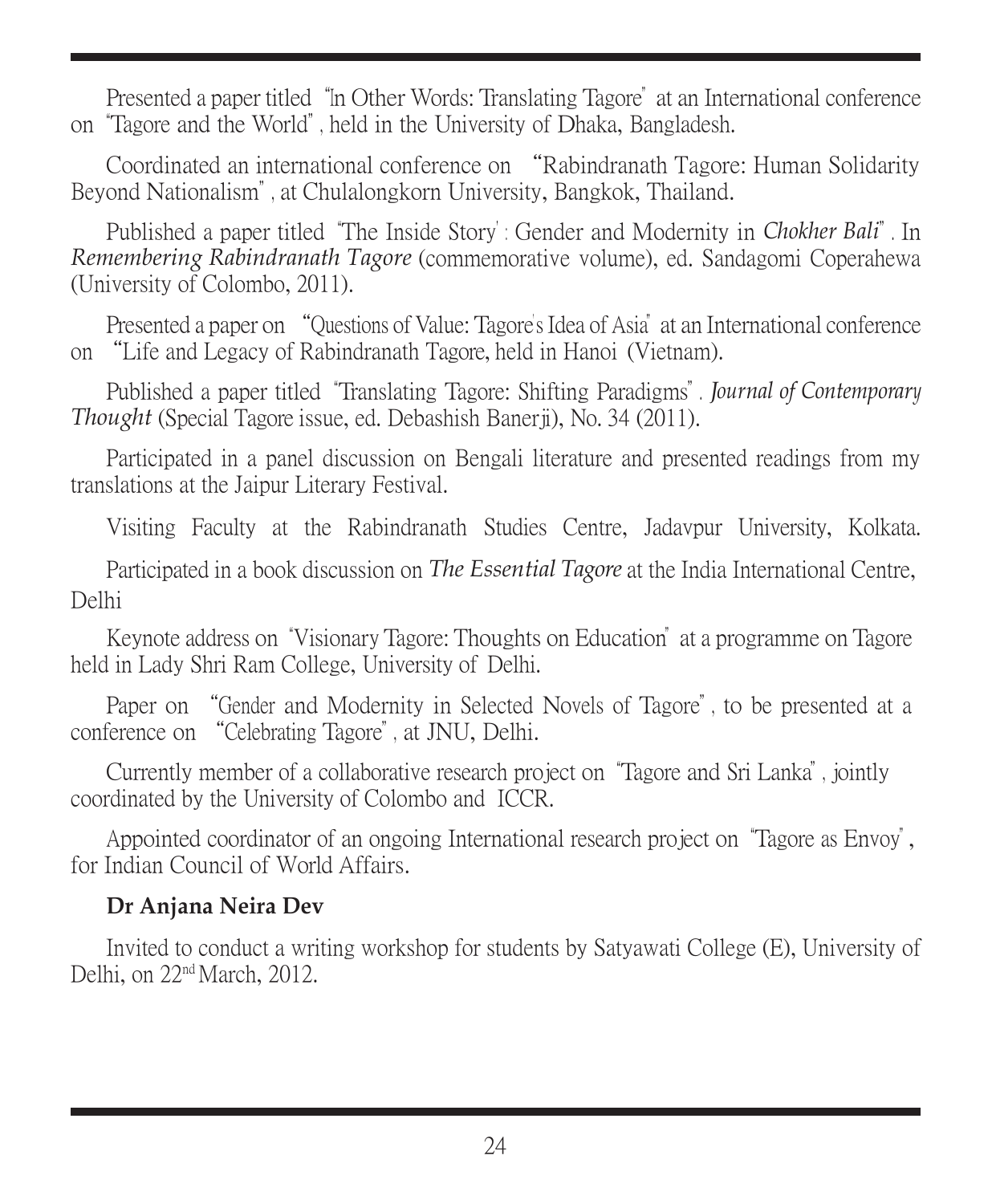Presented a paper titled "In Other Words: Translating Tagore" at an International conference on "Tagore and the World", held in the University of Dhaka, Bangladesh.

Coordinated an international conference on "Rabindranath Tagore: Human Solidarity Beyond Nationalism", at Chulalongkorn University, Bangkok, Thailand.

Published a paper titled "The Inside Story': Gender and Modernity in *Chokher Bali*". In *Remembering Rabindranath Tagore* (commemorative volume), ed. Sandagomi Coperahewa (University of Colombo, 2011).

Presented a paper on "Questions of Value: Tagore's Idea of Asia" at an International conference on "Life and Legacy of Rabindranath Tagore, held in Hanoi (Vietnam).

Published a paper titled "Translating Tagore: Shifting Paradigms". *Journal of Contemporary Thought* (Special Tagore issue, ed. Debashish Banerji), No. 34 (2011).

Participated in a panel discussion on Bengali literature and presented readings from my translations at the Jaipur Literary Festival.

Visiting Faculty at the Rabindranath Studies Centre, Jadavpur University, Kolkata.

Participated in a book discussion on *The Essential Tagore* at the India International Centre, Delhi

Keynote address on "Visionary Tagore: Thoughts on Education" at a programme on Tagore held in Lady Shri Ram College, University of Delhi.

Paper on "Gender and Modernity in Selected Novels of Tagore", to be presented at a conference on "Celebrating Tagore", at JNU, Delhi.

Currently member of a collaborative research project on "Tagore and Sri Lanka", jointly coordinated by the University of Colombo and ICCR.

Appointed coordinator of an ongoing International research project on "Tagore as Envoy", for Indian Council of World Affairs.

**Dr Anjana Neira Dev**

Invited to conduct a writing workshop for students by Satyawati College (E), University of Delhi, on 22nd March, 2012.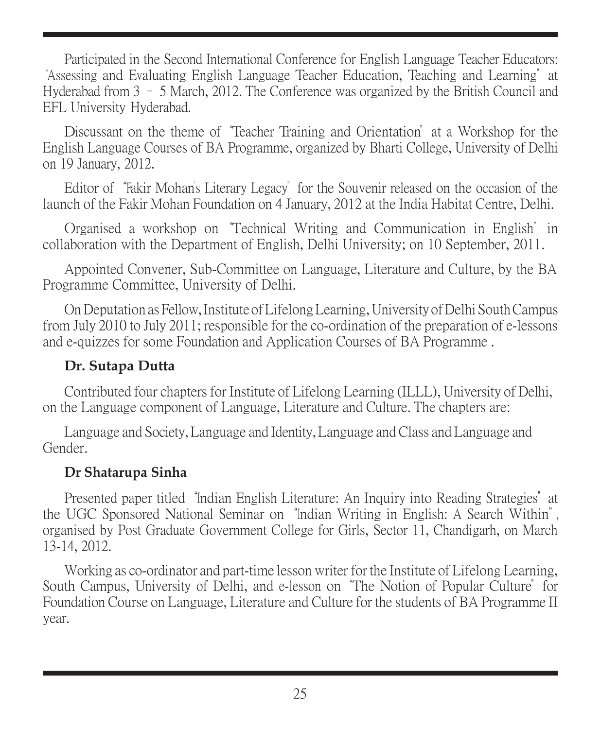Participated in the Second International Conference for English Language Teacher Educators: "Assessing and Evaluating English Language Teacher Education, Teaching and Learning" at Hyderabad from 3 – 5 March, 2012. The Conference was organized by the British Council and EFL University Hyderabad.

Discussant on the theme of "Teacher Training and Orientation" at a Workshop for the English Language Courses of BA Programme, organized by Bharti College, University of Delhi on 19 January, 2012.

Editor of "Fakir Mohan's Literary Legacy" for the Souvenir released on the occasion of the launch of the Fakir Mohan Foundation on 4 January, 2012 at the India Habitat Centre, Delhi.

Organised a workshop on "Technical Writing and Communication in English" in collaboration with the Department of English, Delhi University; on 10 September, 2011.

Appointed Convener, Sub-Committee on Language, Literature and Culture, by the BA Programme Committee, University of Delhi.

On Deputation as Fellow, Institute of Lifelong Learning, University of Delhi South Campus from July 2010 to July 2011; responsible for the co-ordination of the preparation of e-lessons and e-quizzes for some Foundation and Application Courses of BA Programme .

**Dr. Sutapa Dutta**

Contributed four chapters for Institute of Lifelong Learning (ILLL), University of Delhi, on the Language component of Language, Literature and Culture. The chapters are:

Language and Society, Language and Identity, Language and Class and Language and Gender.

**Dr Shatarupa Sinha**

Presented paper titled "Indian English Literature: An Inquiry into Reading Strategies" at the UGC Sponsored National Seminar on "Indian Writing in English: A Search Within", organised by Post Graduate Government College for Girls, Sector 11, Chandigarh, on March 13-14, 2012.

Working as co-ordinator and part-time lesson writer for the Institute of Lifelong Learning, South Campus, University of Delhi, and e-lesson on "The Notion of Popular Culture" for Foundation Course on Language, Literature and Culture for the students of BA Programme II year.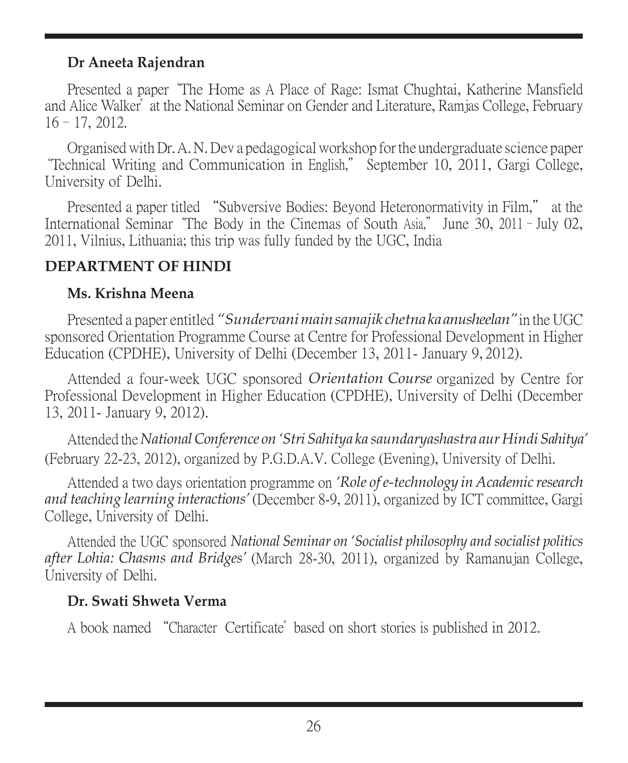**Dr Aneeta Rajendran**

Presented a paper "The Home as A Place of Rage: Ismat Chughtai, Katherine Mansfield and Alice Walker" at the National Seminar on Gender and Literature, Ramjas College, February 16 – 17, 2012.

Organised with Dr. A. N. Dev a pedagogical workshop for the undergraduate science paper "Technical Writing and Communication in English," September 10, 2011, Gargi College, University of Delhi.

Presented a paper titled "Subversive Bodies: Beyond Heteronormativity in Film," at the International Seminar "The Body in the Cinemas of South Asia," June 30, 2011 – July 02, 2011, Vilnius, Lithuania; this trip was fully funded by the UGC, India

## DEPARTMENT OF HINDI

**Ms. Krishna Meena**

Presented a paper entitled *"Sundervani main samajik chetna ka anusheelan"* in the UGC sponsored Orientation Programme Course at Centre for Professional Development in Higher Education (CPDHE), University of Delhi (December 13, 2011- January 9, 2012).

Attended a four-week UGC sponsored *Orientation Course* organized by Centre for Professional Development in Higher Education (CPDHE), University of Delhi (December 13, 2011- January 9, 2012).

Attended the *National Conference on 'Stri Sahitya ka saundaryashastra aur Hindi Sahitya'* (February 22-23, 2012), organized by P.G.D.A.V. College (Evening), University of Delhi.

Attended a two days orientation programme on *'Role of e-technology in Academic research and teaching learning interactions'* (December 8-9, 2011), organized by ICT committee, Gargi College, University of Delhi.

Attended the UGC sponsored *National Seminar on 'Socialist philosophy and socialist politics after Lohia: Chasms and Bridges'* (March 28-30, 2011), organized by Ramanujan College, University of Delhi.

**Dr. Swati Shweta Verma**

A book named "Character Certificate" based on short stories is published in 2012.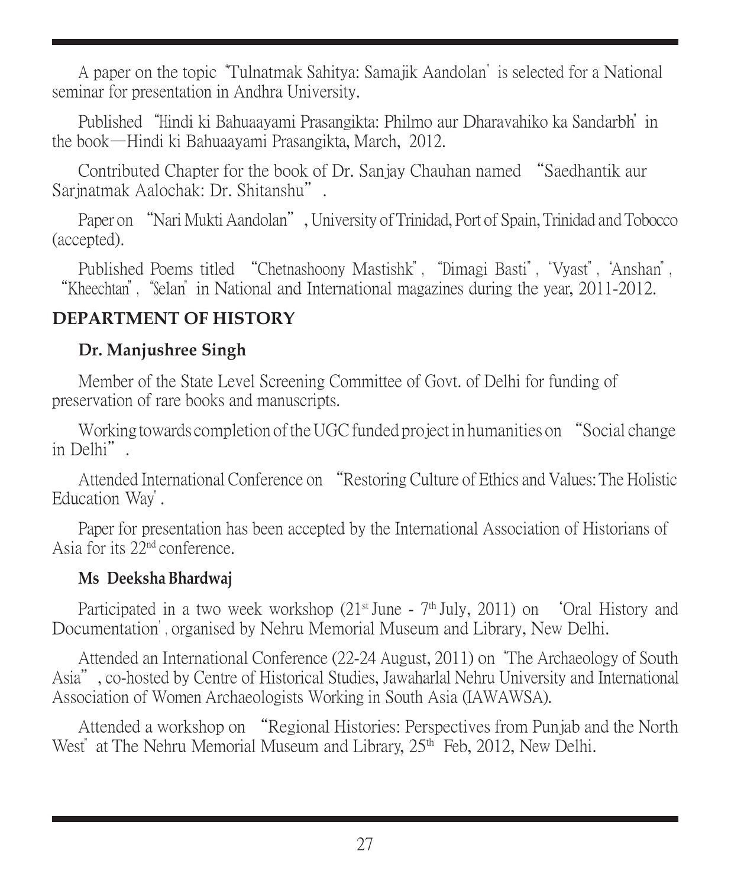A paper on the topic "Tulnatmak Sahitya: Samajik Aandolan" is selected for a National seminar for presentation in Andhra University.

Published "Hindi ki Bahuaayami Prasangikta: Philmo aur Dharavahiko ka Sandarbh" in the book—Hindi ki Bahuaayami Prasangikta, March, 2012.

Contributed Chapter for the book of Dr. Sanjay Chauhan named "Saedhantik aur Sarjnatmak Aalochak: Dr. Shitanshu".

Paper on "Nari Mukti Aandolan", University of Trinidad, Port of Spain, Trinidad and Tobocco (accepted).

Published Poems titled "Chetnashoony Mastishk", "Dimagi Basti", "Vyast", "Anshan", "Kheechtan", "Selan" in National and International magazines during the year, 2011-2012.

## DEPARTMENT OF HISTORY

### Dr. Manjushree Singh

Member of the State Level Screening Committee of Govt. of Delhi for funding of preservation of rare books and manuscripts.

Working towards completion of the UGC funded project in humanities on "Social change in Delhi".

Attended International Conference on "Restoring Culture of Ethics and Values: The Holistic Education Way".

Paper for presentation has been accepted by the International Association of Historians of Asia for its 22nd conference.

### Ms Deeksha Bhardwaj

Participated in a two week workshop (21st June - 7th July, 2011) on 'Oral History and Documentation', organised by Nehru Memorial Museum and Library, New Delhi.

Attended an International Conference (22-24 August, 2011) on "The Archaeology of South Asia", co-hosted by Centre of Historical Studies, Jawaharlal Nehru University and International Association of Women Archaeologists Working in South Asia (IAWAWSA).

Attended a workshop on "Regional Histories: Perspectives from Punjab and the North West" at The Nehru Memorial Museum and Library, 25th Feb, 2012, New Delhi.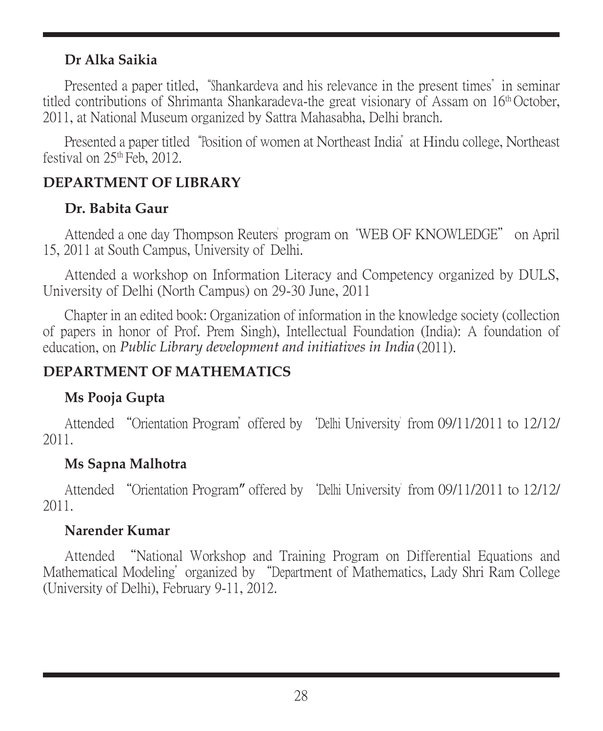**Dr Alka Saikia**

Presented a paper titled, "Shankardeva and his relevance in the present times" in seminar titled contributions of Shrimanta Shankaradeva-the great visionary of Assam on 16th October, 2011, at National Museum organized by Sattra Mahasabha, Delhi branch.

Presented a paper titled "Position of women at Northeast India" at Hindu college, Northeast festival on 25th Feb, 2012.

## DEPARTMENT OF LIBRARY

**Dr. Babita Gaur**

Attended a one day Thompson Reuters' program on "WEB OF KNOWLEDGE" on April 15, 2011 at South Campus, University of Delhi.

Attended a workshop on Information Literacy and Competency organized by DULS, University of Delhi (North Campus) on 29-30 June, 2011

Chapter in an edited book: Organization of information in the knowledge society (collection of papers in honor of Prof. Prem Singh), Intellectual Foundation (India): A foundation of education, on *Public Library development and initiatives in India* (2011).

## DEPARTMENT OF MATHEMATICS

**Ms Pooja Gupta**

Attended "Orientation Program" offered by 'Delhi University' from 09/11/2011 to 12/12/2011.

**Ms Sapna Malhotra**

Attended "Orientation Program" offered by 'Delhi University' from 09/11/2011 to 12/12/2011.

**Narender Kumar**

Attended "National Workshop and Training Program on Differential Equations and Mathematical Modeling" organized by "Department of Mathematics, Lady Shri Ram College (University of Delhi), February 9-11, 2012.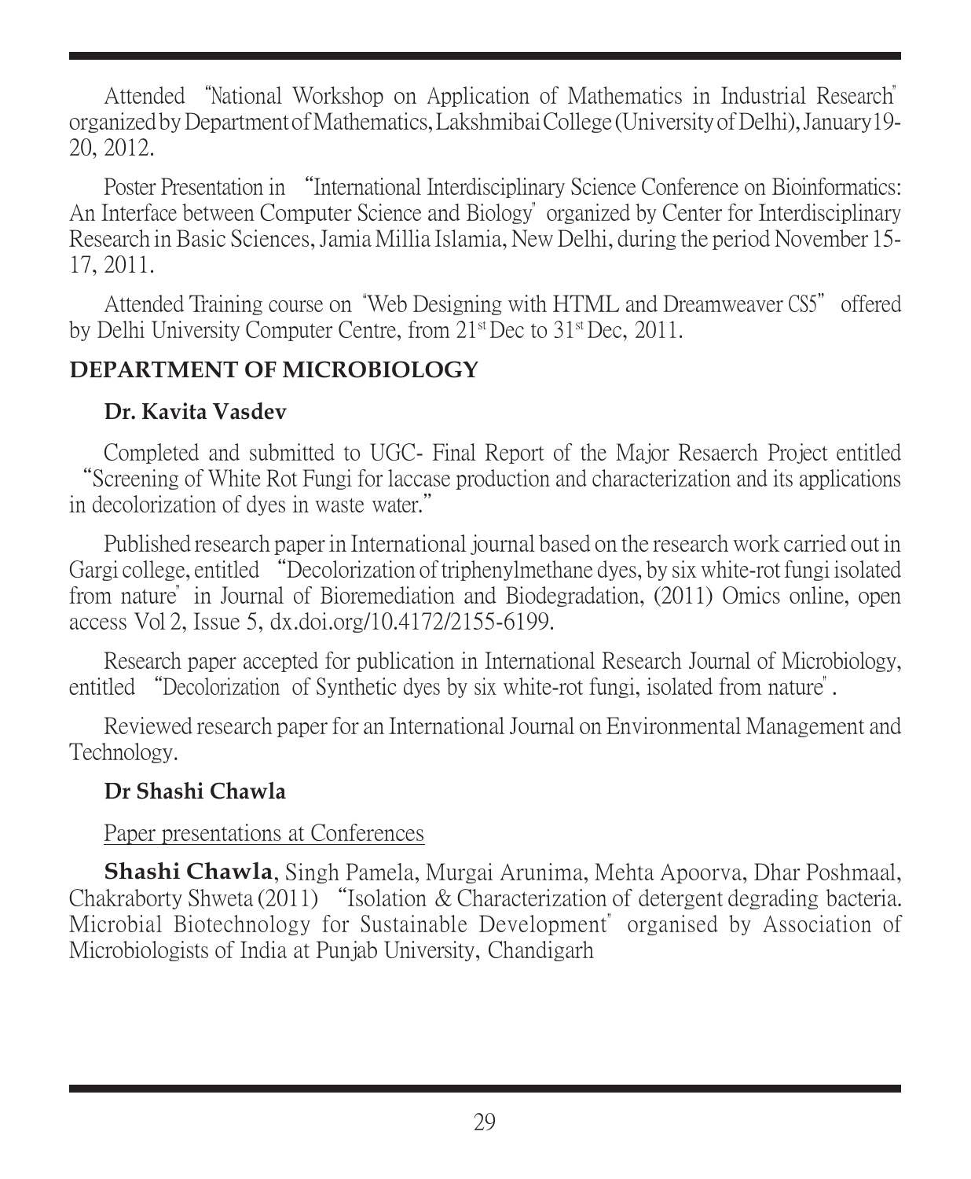Attended "National Workshop on Application of Mathematics in Industrial Research" organized by Department of Mathematics, Lakshmibai College (University of Delhi), January 19-20, 2012.

Poster Presentation in "International Interdisciplinary Science Conference on Bioinformatics: An Interface between Computer Science and Biology" organized by Center for Interdisciplinary Research in Basic Sciences, Jamia Millia Islamia, New Delhi, during the period November 15-17, 2011.

Attended Training course on "Web Designing with HTML and Dreamweaver CS5" offered by Delhi University Computer Centre, from 21st Dec to 31st Dec, 2011.

## DEPARTMENT OF MICROBIOLOGY

### Dr. Kavita Vasdev

Completed and submitted to UGC- Final Report of the Major Resaerch Project entitled "Screening of White Rot Fungi for laccase production and characterization and its applications in decolorization of dyes in waste water."

Published research paper in International journal based on the research work carried out in Gargi college, entitled "Decolorization of triphenylmethane dyes, by six white-rot fungi isolated from nature" in Journal of Bioremediation and Biodegradation, (2011) Omics online, open access Vol 2, Issue 5, dx.doi.org/10.4172/2155-6199.

Research paper accepted for publication in International Research Journal of Microbiology, entitled "Decolorization of Synthetic dyes by six white-rot fungi, isolated from nature".

Reviewed research paper for an International Journal on Environmental Management and Technology.

### Dr Shashi Chawla

Paper presentations at Conferences

**Shashi Chawla**, Singh Pamela, Murgai Arunima, Mehta Apoorva, Dhar Poshmaal, Chakraborty Shweta (2011) "Isolation & Characterization of detergent degrading bacteria. Microbial Biotechnology for Sustainable Development" organised by Association of Microbiologists of India at Punjab University, Chandigarh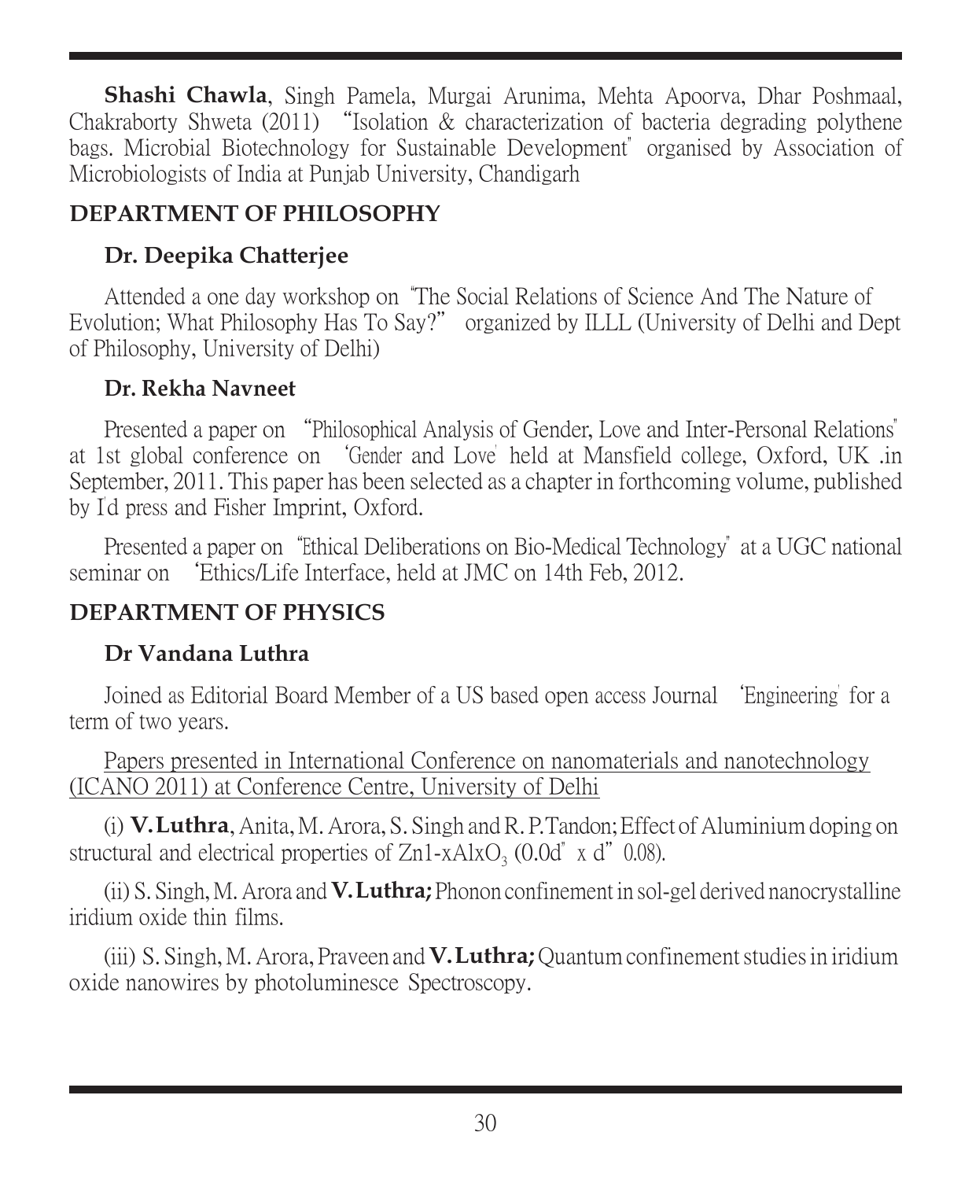**Shashi Chawla**, Singh Pamela, Murgai Arunima, Mehta Apoorva, Dhar Poshmaal, Chakraborty Shweta (2011) "Isolation & characterization of bacteria degrading polythene bags. Microbial Biotechnology for Sustainable Development" organised by Association of Microbiologists of India at Punjab University, Chandigarh

## DEPARTMENT OF PHILOSOPHY

### Dr. Deepika Chatterjee

Attended a one day workshop on "The Social Relations of Science And The Nature of Evolution; What Philosophy Has To Say?" organized by ILLL (University of Delhi and Dept of Philosophy, University of Delhi)

### Dr. Rekha Navneet

Presented a paper on "Philosophical Analysis of Gender, Love and Inter-Personal Relations" at 1st global conference on 'Gender and Love' held at Mansfield college, Oxford, UK .in September, 2011. This paper has been selected as a chapter in forthcoming volume, published by I'd press and Fisher Imprint, Oxford.

Presented a paper on "Ethical Deliberations on Bio-Medical Technology" at a UGC national seminar on 'Ethics/Life Interface, held at JMC on 14th Feb, 2012.

## DEPARTMENT OF PHYSICS

### Dr Vandana Luthra

Joined as Editorial Board Member of a US based open access Journal 'Engineering' for a term of two years.

Papers presented in International Conference on nanomaterials and nanotechnology (ICANO 2011) at Conference Centre, University of Delhi

(i) **V. Luthra**, Anita, M. Arora, S. Singh and R. P. Tandon; Effect of Aluminium doping on structural and electrical properties of $Zn_{1-x}Al_xO_3$ (0.0d" x d" 0.08).

(ii) S. Singh, M. Arora and **V. Luthra;** Phonon confinement in sol-gel derived nanocrystalline iridium oxide thin films.

(iii) S. Singh, M. Arora, Praveen and **V. Luthra;** Quantum confinement studies in iridium oxide nanowires by photoluminesce Spectroscopy.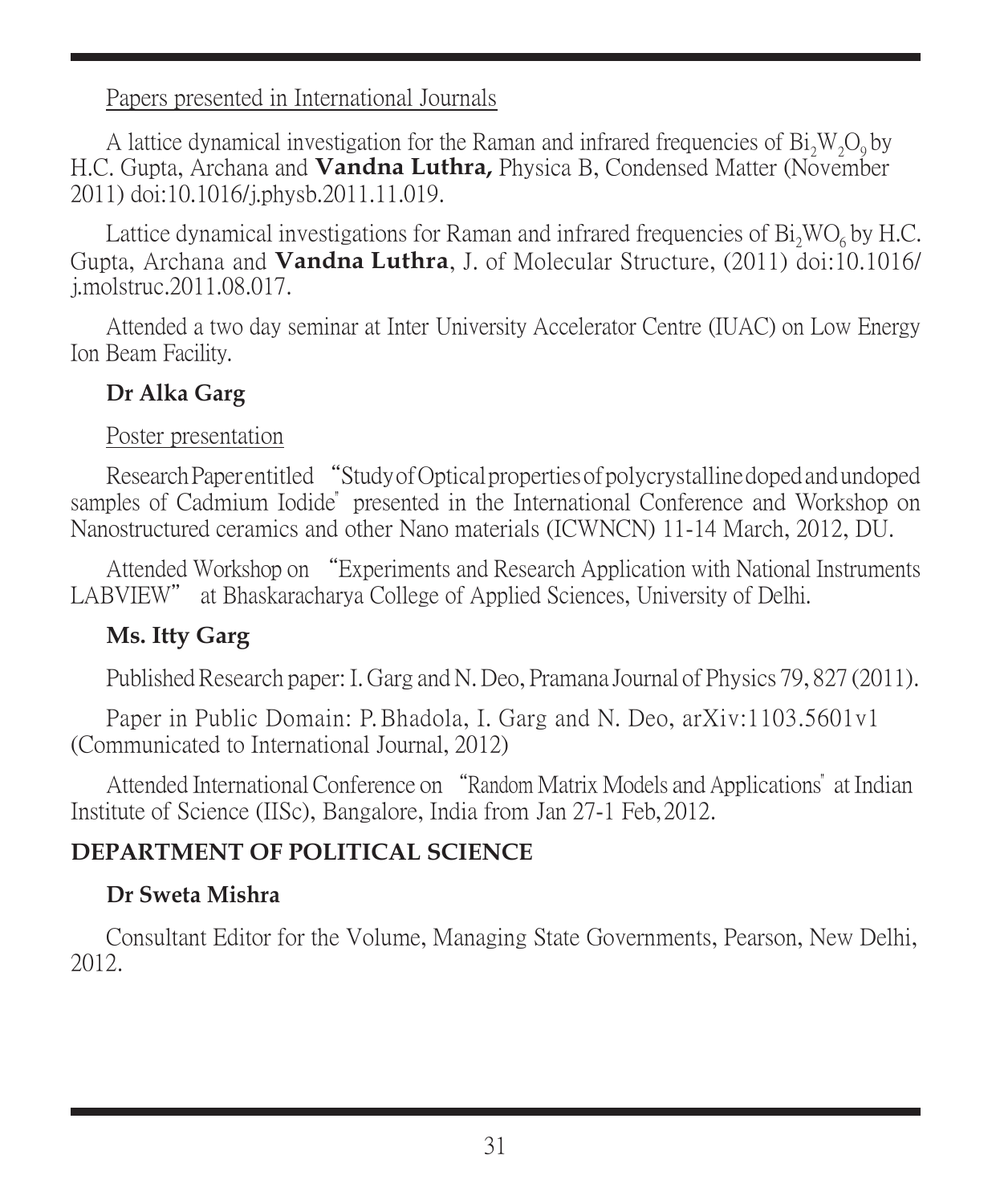Papers presented in International Journals

A lattice dynamical investigation for the Raman and infrared frequencies of $Bi_2W_2O_9$ by H.C. Gupta, Archana and **Vandna Luthra,** Physica B, Condensed Matter (November 2011) doi:10.1016/j.physb.2011.11.019.

Lattice dynamical investigations for Raman and infrared frequencies of $Bi_2WO_6$ by H.C. Gupta, Archana and **Vandna Luthra**, J. of Molecular Structure, (2011) doi:10.1016/j.molstruc.2011.08.017.

Attended a two day seminar at Inter University Accelerator Centre (IUAC) on Low Energy Ion Beam Facility.

### Dr Alka Garg

Poster presentation

Research Paper entitled "Study of Optical properties of polycrystalline doped and undoped samples of Cadmium Iodide" presented in the International Conference and Workshop on Nanostructured ceramics and other Nano materials (ICWNCN) 11-14 March, 2012, DU.

Attended Workshop on "Experiments and Research Application with National Instruments LABVIEW" at Bhaskaracharya College of Applied Sciences, University of Delhi.

### Ms. Itty Garg

Published Research paper: I. Garg and N. Deo, Pramana Journal of Physics 79, 827 (2011).

Paper in Public Domain: P. Bhadola, I. Garg and N. Deo, arXiv:1103.5601v1 (Communicated to International Journal, 2012)

Attended International Conference on "Random Matrix Models and Applications" at Indian Institute of Science (IISc), Bangalore, India from Jan 27-1 Feb, 2012.

## DEPARTMENT OF POLITICAL SCIENCE

### Dr Sweta Mishra

Consultant Editor for the Volume, Managing State Governments, Pearson, New Delhi, 2012.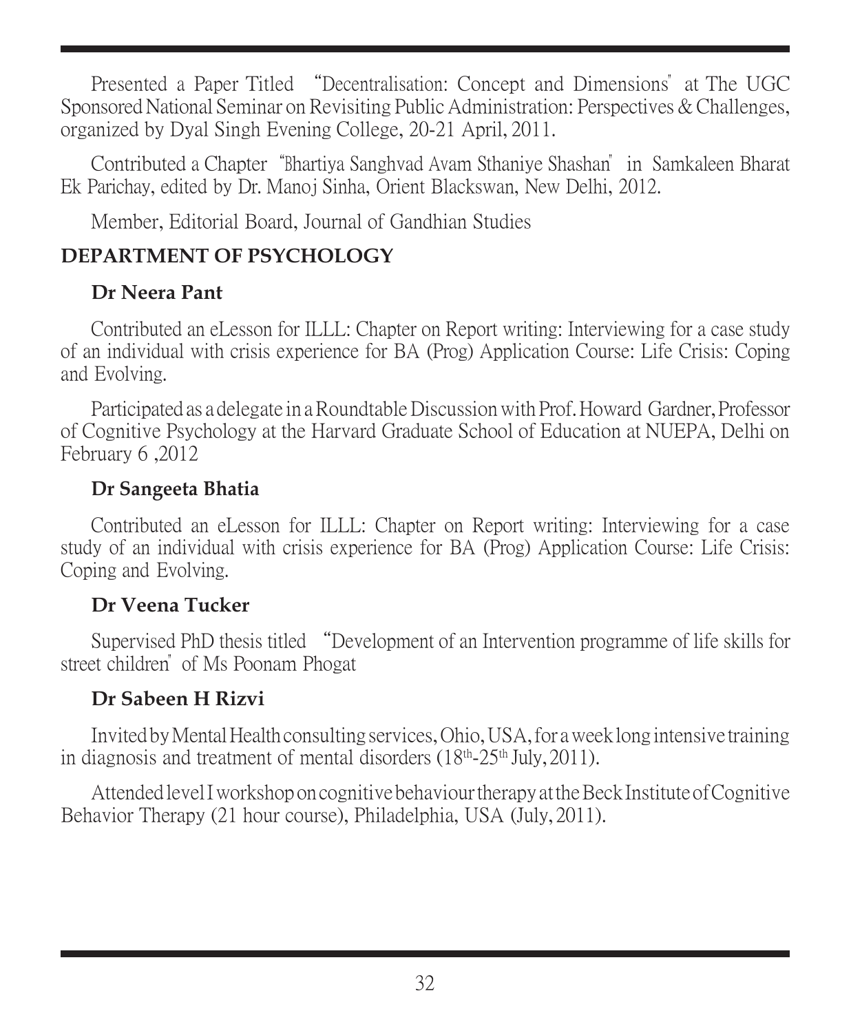Presented a Paper Titled "Decentralisation: Concept and Dimensions" at The UGC Sponsored National Seminar on Revisiting Public Administration: Perspectives & Challenges, organized by Dyal Singh Evening College, 20-21 April, 2011.

Contributed a Chapter "Bhartiya Sanghvad Avam Sthaniye Shashan" in Samkaleen Bharat Ek Parichay, edited by Dr. Manoj Sinha, Orient Blackswan, New Delhi, 2012.

Member, Editorial Board, Journal of Gandhian Studies

## DEPARTMENT OF PSYCHOLOGY

### Dr Neera Pant

Contributed an eLesson for ILLL: Chapter on Report writing: Interviewing for a case study of an individual with crisis experience for BA (Prog) Application Course: Life Crisis: Coping and Evolving.

Participated as a delegate in a Roundtable Discussion with Prof. Howard Gardner, Professor of Cognitive Psychology at the Harvard Graduate School of Education at NUEPA, Delhi on February 6 ,2012

### Dr Sangeeta Bhatia

Contributed an eLesson for ILLL: Chapter on Report writing: Interviewing for a case study of an individual with crisis experience for BA (Prog) Application Course: Life Crisis: Coping and Evolving.

### Dr Veena Tucker

Supervised PhD thesis titled "Development of an Intervention programme of life skills for street children" of Ms Poonam Phogat

### Dr Sabeen H Rizvi

Invited by Mental Health consulting services, Ohio, USA, for a week long intensive training in diagnosis and treatment of mental disorders (18th-25th July, 2011).

Attended level I workshop on cognitive behaviour therapy at the Beck Institute of Cognitive Behavior Therapy (21 hour course), Philadelphia, USA (July, 2011).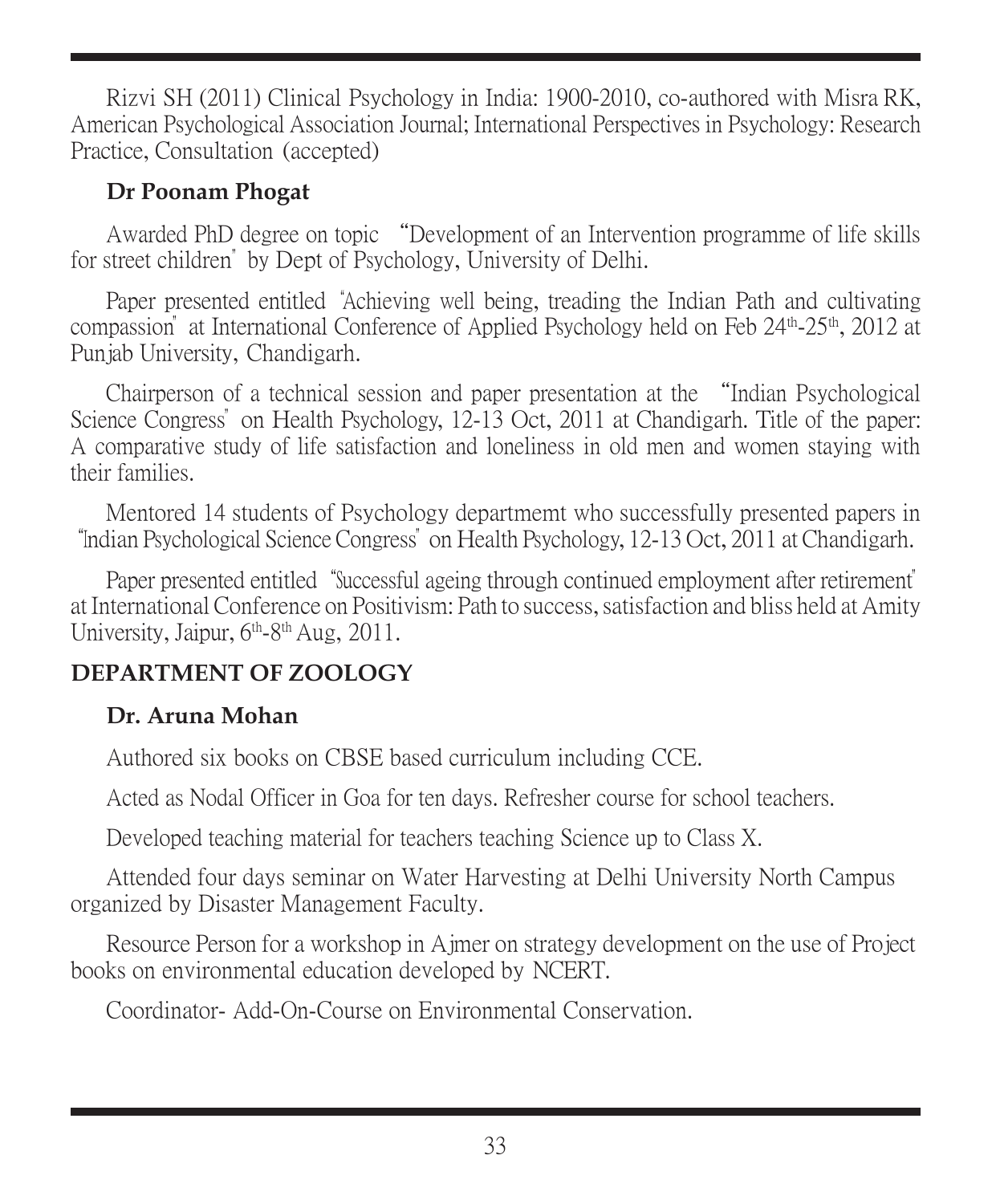Rizvi SH (2011) Clinical Psychology in India: 1900-2010, co-authored with Misra RK, American Psychological Association Journal; International Perspectives in Psychology: Research Practice, Consultation (accepted)

**Dr Poonam Phogat**

Awarded PhD degree on topic "Development of an Intervention programme of life skills for street children" by Dept of Psychology, University of Delhi.

Paper presented entitled "Achieving well being, treading the Indian Path and cultivating compassion" at International Conference of Applied Psychology held on Feb 24th-25th, 2012 at Punjab University, Chandigarh.

Chairperson of a technical session and paper presentation at the "Indian Psychological Science Congress" on Health Psychology, 12-13 Oct, 2011 at Chandigarh. Title of the paper: A comparative study of life satisfaction and loneliness in old men and women staying with their families.

Mentored 14 students of Psychology departmemt who successfully presented papers in "Indian Psychological Science Congress" on Health Psychology, 12-13 Oct, 2011 at Chandigarh.

Paper presented entitled "Successful ageing through continued employment after retirement" at International Conference on Positivism: Path to success, satisfaction and bliss held at Amity University, Jaipur, 6th-8th Aug, 2011.

## DEPARTMENT OF ZOOLOGY

**Dr. Aruna Mohan**

Authored six books on CBSE based curriculum including CCE.

Acted as Nodal Officer in Goa for ten days. Refresher course for school teachers.

Developed teaching material for teachers teaching Science up to Class X.

Attended four days seminar on Water Harvesting at Delhi University North Campus organized by Disaster Management Faculty.

Resource Person for a workshop in Ajmer on strategy development on the use of Project books on environmental education developed by NCERT.

Coordinator- Add-On-Course on Environmental Conservation.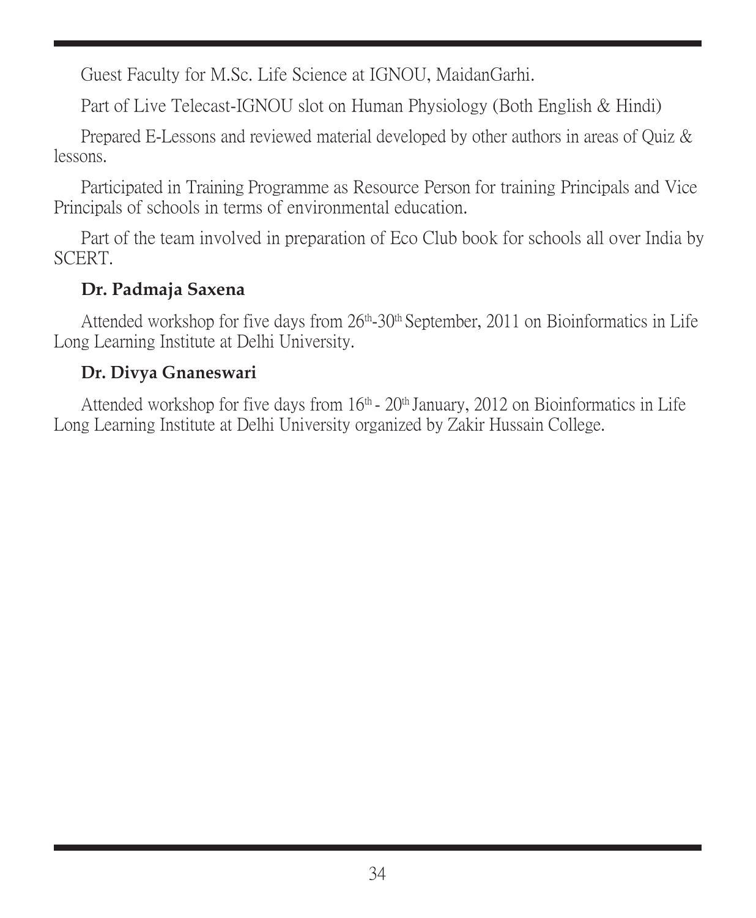Guest Faculty for M.Sc. Life Science at IGNOU, MaidanGarhi.

Part of Live Telecast-IGNOU slot on Human Physiology (Both English & Hindi)

Prepared E-Lessons and reviewed material developed by other authors in areas of Quiz & lessons.

Participated in Training Programme as Resource Person for training Principals and Vice Principals of schools in terms of environmental education.

Part of the team involved in preparation of Eco Club book for schools all over India by SCERT.

**Dr. Padmaja Saxena**

Attended workshop for five days from 26th-30th September, 2011 on Bioinformatics in Life Long Learning Institute at Delhi University.

**Dr. Divya Gnaneswari**

Attended workshop for five days from 16th - 20th January, 2012 on Bioinformatics in Life Long Learning Institute at Delhi University organized by Zakir Hussain College.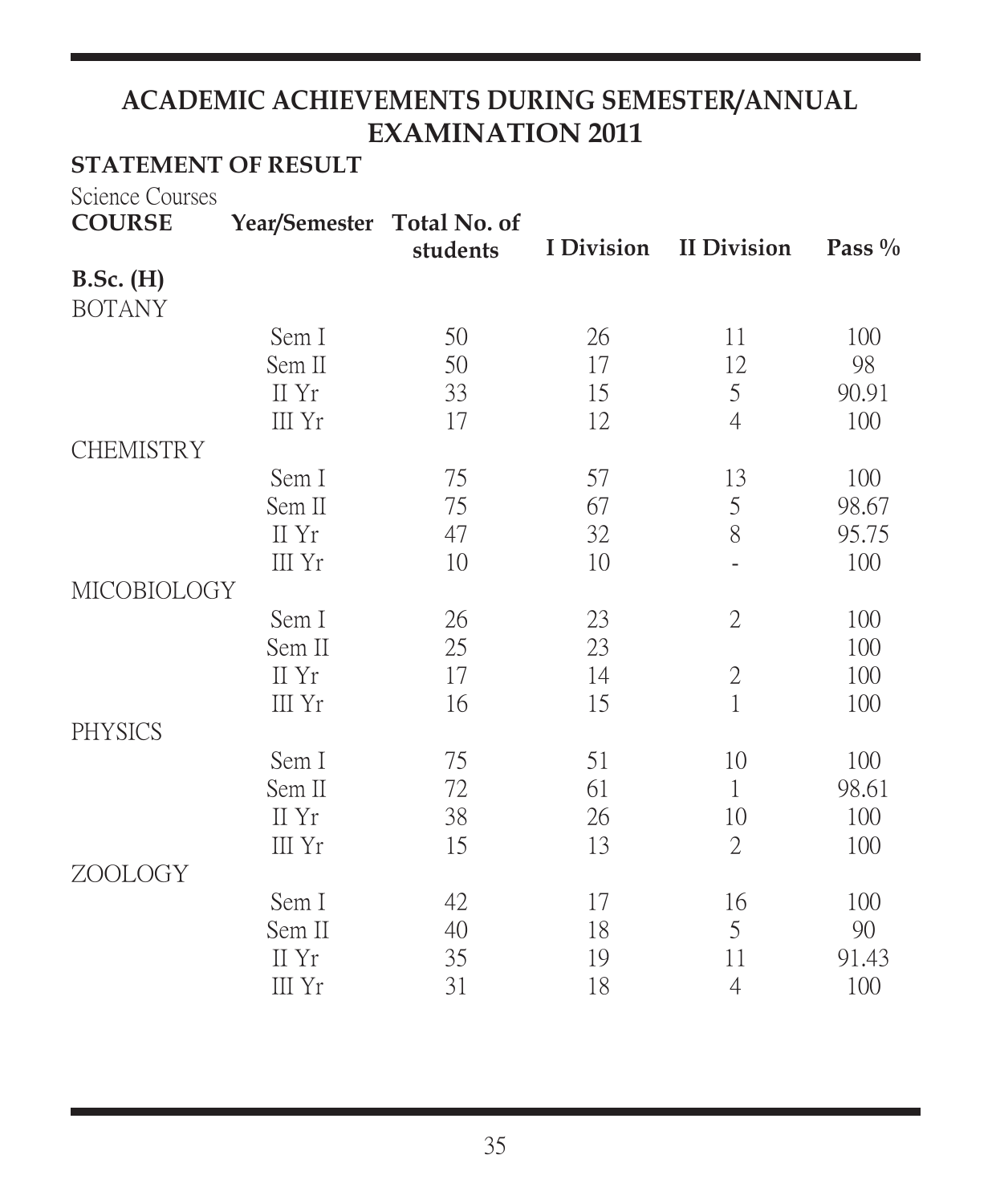# ACADEMIC ACHIEVEMENTS DURING SEMESTER/ANNUAL EXAMINATION 2011

## STATEMENT OF RESULT

Science Courses

| COURSE | Year/Semester | Total No. of students | I Division | II Division | Pass % |
|---|---|---|---|---|---|
| **B.Sc. (H)** | | | | | |
| BOTANY | | | | | |
| | Sem I | 50 | 26 | 11 | 100 |
| | Sem II | 50 | 17 | 12 | 98 |
| | II Yr | 33 | 15 | 5 | 90.91 |
| | III Yr | 17 | 12 | 4 | 100 |
| CHEMISTRY | | | | | |
| | Sem I | 75 | 57 | 13 | 100 |
| | Sem II | 75 | 67 | 5 | 98.67 |
| | II Yr | 47 | 32 | 8 | 95.75 |
| | III Yr | 10 | 10 | - | 100 |
| MICOBIOLOGY | | | | | |
| | Sem I | 26 | 23 | 2 | 100 |
| | Sem II | 25 | 23 | | 100 |
| | II Yr | 17 | 14 | 2 | 100 |
| | III Yr | 16 | 15 | 1 | 100 |
| PHYSICS | | | | | |
| | Sem I | 75 | 51 | 10 | 100 |
| | Sem II | 72 | 61 | 1 | 98.61 |
| | II Yr | 38 | 26 | 10 | 100 |
| | III Yr | 15 | 13 | 2 | 100 |
| ZOOLOGY | | | | | |
| | Sem I | 42 | 17 | 16 | 100 |
| | Sem II | 40 | 18 | 5 | 90 |
| | II Yr | 35 | 19 | 11 | 91.43 |
| | III Yr | 31 | 18 | 4 | 100 |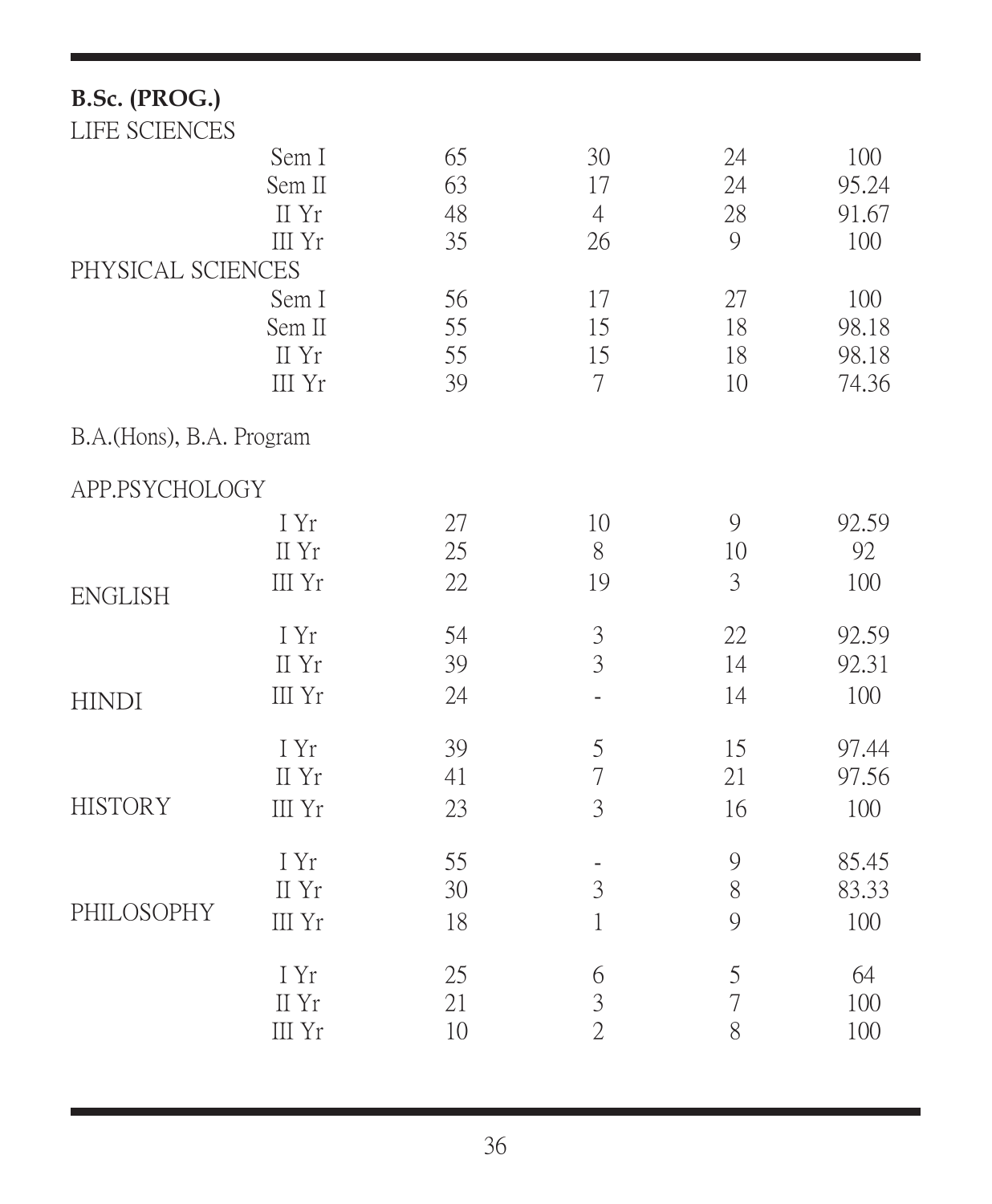**B.Sc. (PROG.)**

| | | | | | |
|---|---|---|---|---|---|
| LIFE SCIENCES | | | | | |
| | Sem I | 65 | 30 | 24 | 100 |
| | Sem II | 63 | 17 | 24 | 95.24 |
| | II Yr | 48 | 4 | 28 | 91.67 |
| | III Yr | 35 | 26 | 9 | 100 |
| PHYSICAL SCIENCES | | | | | |
| | Sem I | 56 | 17 | 27 | 100 |
| | Sem II | 55 | 15 | 18 | 98.18 |
| | II Yr | 55 | 15 | 18 | 98.18 |
| | III Yr | 39 | 7 | 10 | 74.36 |

B.A.(Hons), B.A. Program

| | | | | | |
|---|---|---|---|---|---|
| APP.PSYCHOLOGY | | | | | |
| | I Yr | 27 | 10 | 9 | 92.59 |
| | II Yr | 25 | 8 | 10 | 92 |
| | III Yr | 22 | 19 | 3 | 100 |
| ENGLISH | | | | | |
| | I Yr | 54 | 3 | 22 | 92.59 |
| | II Yr | 39 | 3 | 14 | 92.31 |
| | III Yr | 24 | - | 14 | 100 |
| HINDI | | | | | |
| | I Yr | 39 | 5 | 15 | 97.44 |
| | II Yr | 41 | 7 | 21 | 97.56 |
| | III Yr | 23 | 3 | 16 | 100 |
| HISTORY | | | | | |
| | I Yr | 55 | - | 9 | 85.45 |
| | II Yr | 30 | 3 | 8 | 83.33 |
| | III Yr | 18 | 1 | 9 | 100 |
| PHILOSOPHY | | | | | |
| | I Yr | 25 | 6 | 5 | 64 |
| | II Yr | 21 | 3 | 7 | 100 |
| | III Yr | 10 | 2 | 8 | 100 |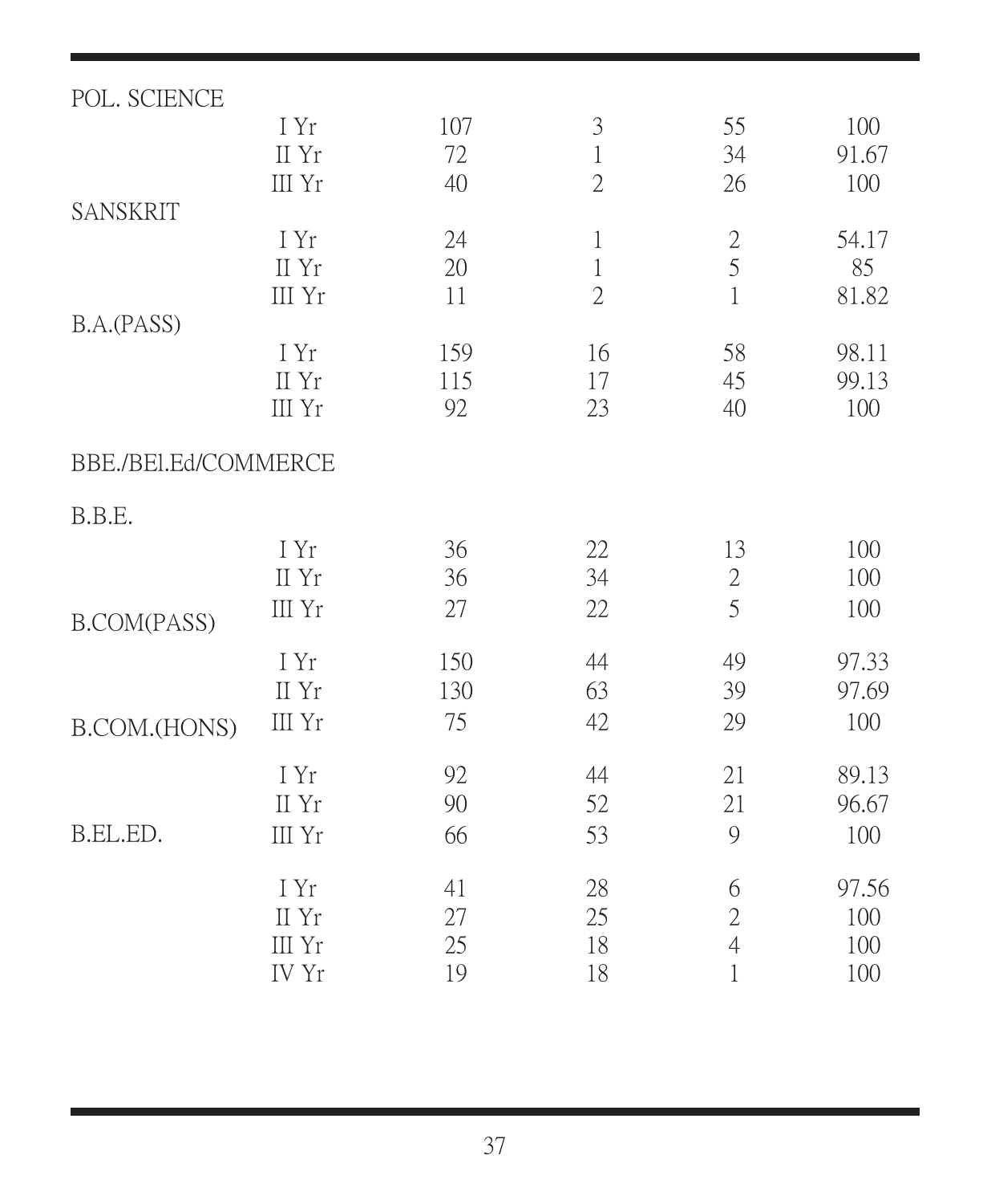| | | | | | |
|---|---|---|---|---|---|
| POL. SCIENCE | | | | | |
| | I Yr | 107 | 3 | 55 | 100 |
| | II Yr | 72 | 1 | 34 | 91.67 |
| | III Yr | 40 | 2 | 26 | 100 |
| SANSKRIT | | | | | |
| | I Yr | 24 | 1 | 2 | 54.17 |
| | II Yr | 20 | 1 | 5 | 85 |
| | III Yr | 11 | 2 | 1 | 81.82 |
| B.A.(PASS) | | | | | |
| | I Yr | 159 | 16 | 58 | 98.11 |
| | II Yr | 115 | 17 | 45 | 99.13 |
| | III Yr | 92 | 23 | 40 | 100 |
| BBE./BEl.Ed/COMMERCE | | | | | |
| B.B.E. | | | | | |
| | I Yr | 36 | 22 | 13 | 100 |
| | II Yr | 36 | 34 | 2 | 100 |
| | III Yr | 27 | 22 | 5 | 100 |
| B.COM(PASS) | | | | | |
| | I Yr | 150 | 44 | 49 | 97.33 |
| | II Yr | 130 | 63 | 39 | 97.69 |
| | III Yr | 75 | 42 | 29 | 100 |
| B.COM.(HONS) | | | | | |
| | I Yr | 92 | 44 | 21 | 89.13 |
| | II Yr | 90 | 52 | 21 | 96.67 |
| | III Yr | 66 | 53 | 9 | 100 |
| B.EL.ED. | | | | | |
| | I Yr | 41 | 28 | 6 | 97.56 |
| | II Yr | 27 | 25 | 2 | 100 |
| | III Yr | 25 | 18 | 4 | 100 |
| | IV Yr | 19 | 18 | 1 | 100 |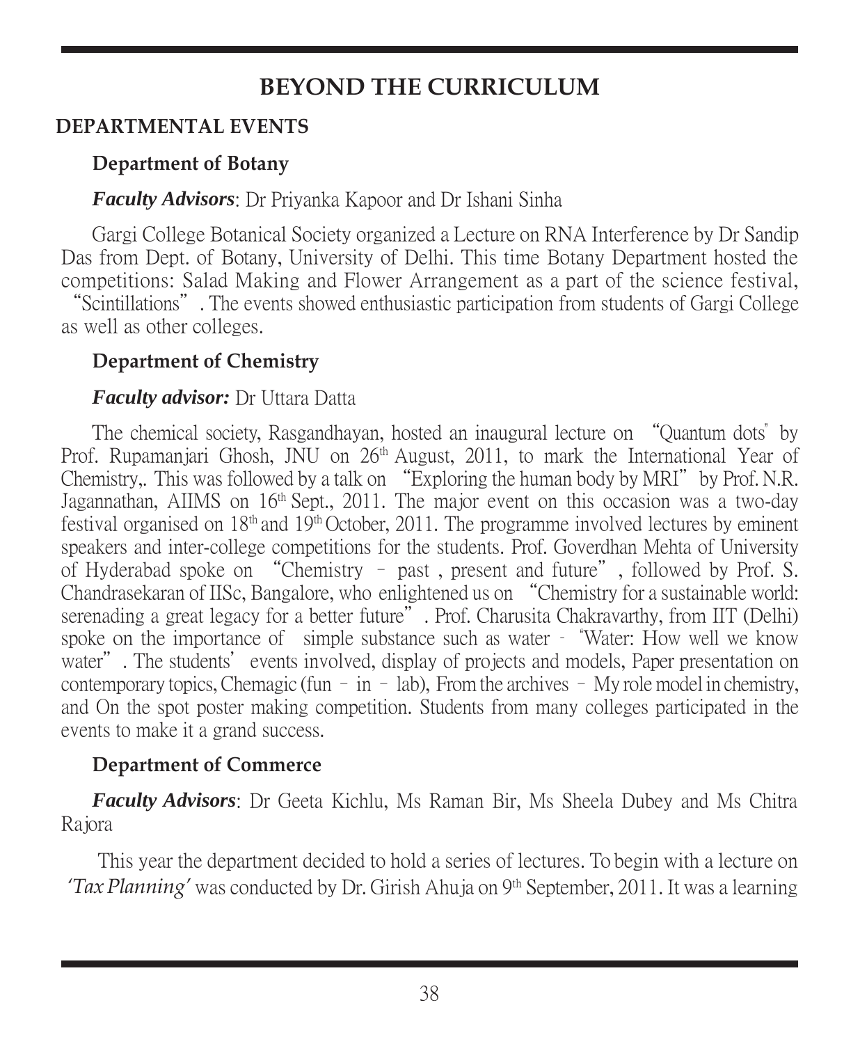# BEYOND THE CURRICULUM

## DEPARTMENTAL EVENTS

### Department of Botany

***Faculty Advisors***: Dr Priyanka Kapoor and Dr Ishani Sinha

Gargi College Botanical Society organized a Lecture on RNA Interference by Dr Sandip Das from Dept. of Botany, University of Delhi. This time Botany Department hosted the competitions: Salad Making and Flower Arrangement as a part of the science festival, "Scintillations". The events showed enthusiastic participation from students of Gargi College as well as other colleges.

### Department of Chemistry

***Faculty advisor:*** Dr Uttara Datta

The chemical society, Rasgandhayan, hosted an inaugural lecture on "Quantum dots" by Prof. Rupamanjari Ghosh, JNU on 26th August, 2011, to mark the International Year of Chemistry,. This was followed by a talk on "Exploring the human body by MRI" by Prof. N.R. Jagannathan, AIIMS on 16th Sept., 2011. The major event on this occasion was a two-day festival organised on 18th and 19th October, 2011. The programme involved lectures by eminent speakers and inter-college competitions for the students. Prof. Goverdhan Mehta of University of Hyderabad spoke on "Chemistry – past , present and future", followed by Prof. S. Chandrasekaran of IISc, Bangalore, who enlightened us on "Chemistry for a sustainable world: serenading a great legacy for a better future". Prof. Charusita Chakravarthy, from IIT (Delhi) spoke on the importance of simple substance such as water - "Water: How well we know water". The students' events involved, display of projects and models, Paper presentation on contemporary topics, Chemagic (fun – in – lab), From the archives – My role model in chemistry, and On the spot poster making competition. Students from many colleges participated in the events to make it a grand success.

### Department of Commerce

***Faculty Advisors***: Dr Geeta Kichlu, Ms Raman Bir, Ms Sheela Dubey and Ms Chitra Rajora

This year the department decided to hold a series of lectures. To begin with a lecture on *'Tax Planning'* was conducted by Dr. Girish Ahuja on 9th September, 2011. It was a learning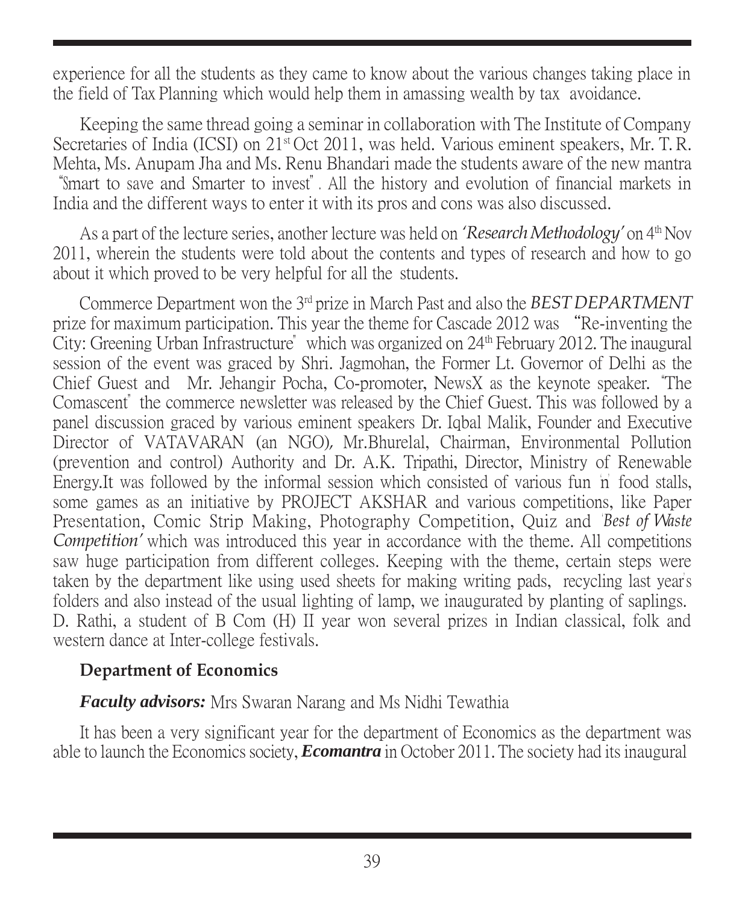experience for all the students as they came to know about the various changes taking place in the field of Tax Planning which would help them in amassing wealth by tax avoidance.

Keeping the same thread going a seminar in collaboration with The Institute of Company Secretaries of India (ICSI) on 21st Oct 2011, was held. Various eminent speakers, Mr. T. R. Mehta, Ms. Anupam Jha and Ms. Renu Bhandari made the students aware of the new mantra "Smart to save and Smarter to invest". All the history and evolution of financial markets in India and the different ways to enter it with its pros and cons was also discussed.

As a part of the lecture series, another lecture was held on *'Research Methodology'* on 4th Nov 2011, wherein the students were told about the contents and types of research and how to go about it which proved to be very helpful for all the students.

Commerce Department won the 3rd prize in March Past and also the *BEST DEPARTMENT* prize for maximum participation. This year the theme for Cascade 2012 was "Re-inventing the City: Greening Urban Infrastructure" which was organized on 24th February 2012. The inaugural session of the event was graced by Shri. Jagmohan, the Former Lt. Governor of Delhi as the Chief Guest and Mr. Jehangir Pocha, Co-promoter, NewsX as the keynote speaker. "The Comascent" the commerce newsletter was released by the Chief Guest. This was followed by a panel discussion graced by various eminent speakers Dr. Iqbal Malik, Founder and Executive Director of VATAVARAN (an NGO), Mr.Bhurelal, Chairman, Environmental Pollution (prevention and control) Authority and Dr. A.K. Tripathi, Director, Ministry of Renewable Energy.It was followed by the informal session which consisted of various fun 'n' food stalls, some games as an initiative by PROJECT AKSHAR and various competitions, like Paper Presentation, Comic Strip Making, Photography Competition, Quiz and *'Best of Waste Competition'* which was introduced this year in accordance with the theme. All competitions saw huge participation from different colleges. Keeping with the theme, certain steps were taken by the department like using used sheets for making writing pads, recycling last year's folders and also instead of the usual lighting of lamp, we inaugurated by planting of saplings. D. Rathi, a student of B Com (H) II year won several prizes in Indian classical, folk and western dance at Inter-college festivals.

### Department of Economics

***Faculty advisors:*** Mrs Swaran Narang and Ms Nidhi Tewathia

It has been a very significant year for the department of Economics as the department was able to launch the Economics society, ***Ecomantra*** in October 2011. The society had its inaugural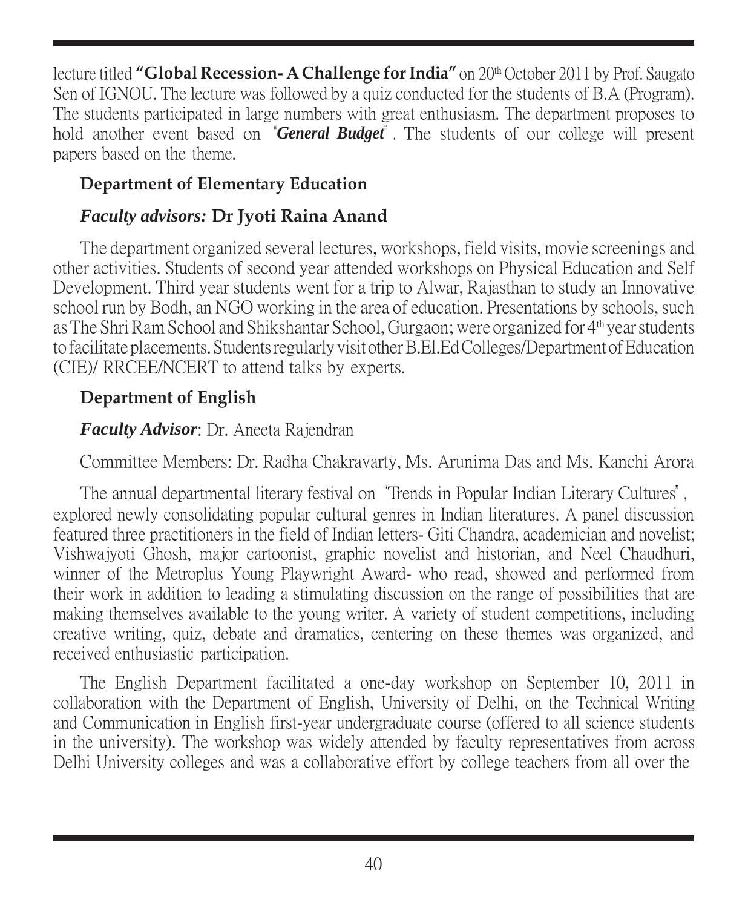lecture titled **"Global Recession- A Challenge for India"** on 20th October 2011 by Prof. Saugato Sen of IGNOU. The lecture was followed by a quiz conducted for the students of B.A (Program). The students participated in large numbers with great enthusiasm. The department proposes to hold another event based on "***General Budget***". The students of our college will present papers based on the theme.

### Department of Elementary Education

***Faculty advisors:*** **Dr Jyoti Raina Anand**

The department organized several lectures, workshops, field visits, movie screenings and other activities. Students of second year attended workshops on Physical Education and Self Development. Third year students went for a trip to Alwar, Rajasthan to study an Innovative school run by Bodh, an NGO working in the area of education. Presentations by schools, such as The Shri Ram School and Shikshantar School, Gurgaon; were organized for 4th year students to facilitate placements. Students regularly visit other B.El.Ed Colleges/Department of Education (CIE)/ RRCEE/NCERT to attend talks by experts.

### Department of English

***Faculty Advisor***: Dr. Aneeta Rajendran

Committee Members: Dr. Radha Chakravarty, Ms. Arunima Das and Ms. Kanchi Arora

The annual departmental literary festival on "Trends in Popular Indian Literary Cultures", explored newly consolidating popular cultural genres in Indian literatures. A panel discussion featured three practitioners in the field of Indian letters- Giti Chandra, academician and novelist; Vishwajyoti Ghosh, major cartoonist, graphic novelist and historian, and Neel Chaudhuri, winner of the Metroplus Young Playwright Award- who read, showed and performed from their work in addition to leading a stimulating discussion on the range of possibilities that are making themselves available to the young writer. A variety of student competitions, including creative writing, quiz, debate and dramatics, centering on these themes was organized, and received enthusiastic participation.

The English Department facilitated a one-day workshop on September 10, 2011 in collaboration with the Department of English, University of Delhi, on the Technical Writing and Communication in English first-year undergraduate course (offered to all science students in the university). The workshop was widely attended by faculty representatives from across Delhi University colleges and was a collaborative effort by college teachers from all over the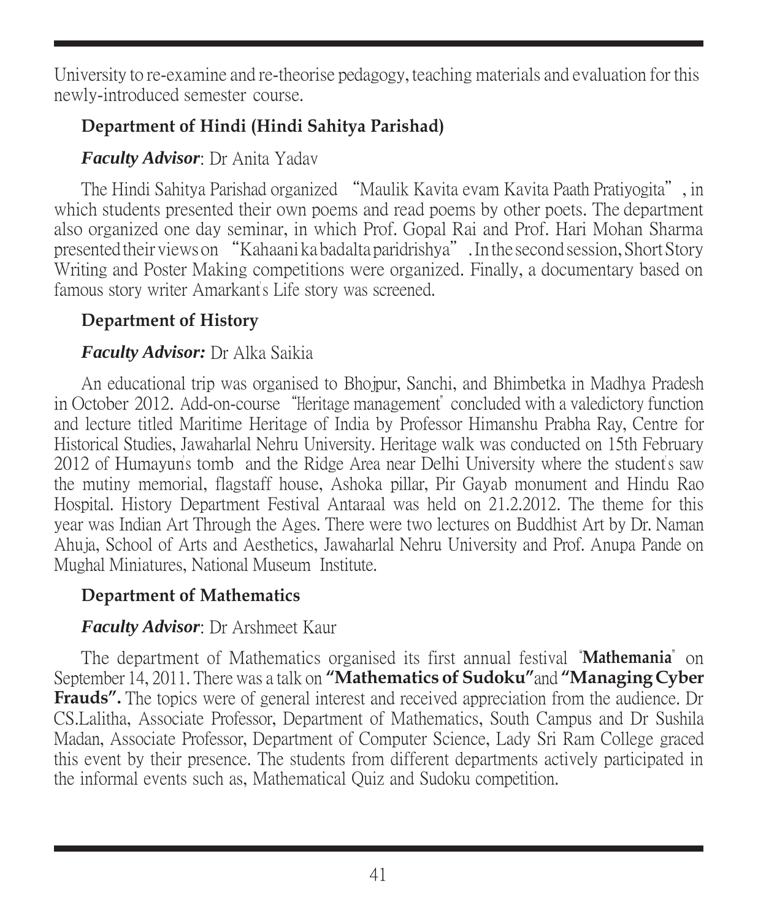University to re-examine and re-theorise pedagogy, teaching materials and evaluation for this newly-introduced semester course.

### Department of Hindi (Hindi Sahitya Parishad)

***Faculty Advisor***: Dr Anita Yadav

The Hindi Sahitya Parishad organized "Maulik Kavita evam Kavita Paath Pratiyogita", in which students presented their own poems and read poems by other poets. The department also organized one day seminar, in which Prof. Gopal Rai and Prof. Hari Mohan Sharma presented their views on "Kahaani ka badalta paridrishya". In the second session, Short Story Writing and Poster Making competitions were organized. Finally, a documentary based on famous story writer Amarkant's Life story was screened.

### Department of History

***Faculty Advisor:*** Dr Alka Saikia

An educational trip was organised to Bhojpur, Sanchi, and Bhimbetka in Madhya Pradesh in October 2012. Add-on-course "Heritage management" concluded with a valedictory function and lecture titled Maritime Heritage of India by Professor Himanshu Prabha Ray, Centre for Historical Studies, Jawaharlal Nehru University. Heritage walk was conducted on 15th February 2012 of Humayun's tomb and the Ridge Area near Delhi University where the student's saw the mutiny memorial, flagstaff house, Ashoka pillar, Pir Gayab monument and Hindu Rao Hospital. History Department Festival Antaraal was held on 21.2.2012. The theme for this year was Indian Art Through the Ages. There were two lectures on Buddhist Art by Dr. Naman Ahuja, School of Arts and Aesthetics, Jawaharlal Nehru University and Prof. Anupa Pande on Mughal Miniatures, National Museum Institute.

### Department of Mathematics

***Faculty Advisor***: Dr Arshmeet Kaur

The department of Mathematics organised its first annual festival "**Mathemania**" on September 14, 2011. There was a talk on **"Mathematics of Sudoku"** and **"Managing Cyber Frauds".** The topics were of general interest and received appreciation from the audience. Dr CS.Lalitha, Associate Professor, Department of Mathematics, South Campus and Dr Sushila Madan, Associate Professor, Department of Computer Science, Lady Sri Ram College graced this event by their presence. The students from different departments actively participated in the informal events such as, Mathematical Quiz and Sudoku competition.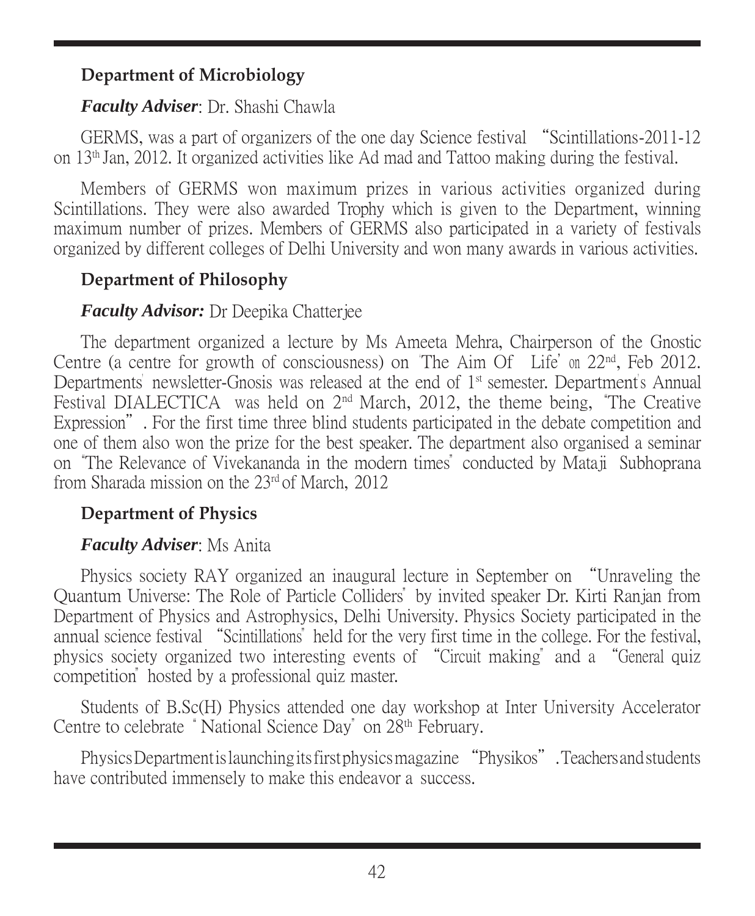### Department of Microbiology

***Faculty Adviser***: Dr. Shashi Chawla

GERMS, was a part of organizers of the one day Science festival "Scintillations-2011-12 on 13th Jan, 2012. It organized activities like Ad mad and Tattoo making during the festival.

Members of GERMS won maximum prizes in various activities organized during Scintillations. They were also awarded Trophy which is given to the Department, winning maximum number of prizes. Members of GERMS also participated in a variety of festivals organized by different colleges of Delhi University and won many awards in various activities.

### Department of Philosophy

***Faculty Advisor:*** Dr Deepika Chatterjee

The department organized a lecture by Ms Ameeta Mehra, Chairperson of the Gnostic Centre (a centre for growth of consciousness) on 'The Aim Of Life' on 22nd, Feb 2012. Departments' newsletter-Gnosis was released at the end of 1st semester. Department's Annual Festival DIALECTICA was held on 2nd March, 2012, the theme being, "The Creative Expression". For the first time three blind students participated in the debate competition and one of them also won the prize for the best speaker. The department also organised a seminar on "The Relevance of Vivekananda in the modern times" conducted by Mataji Subhoprana from Sharada mission on the 23rd of March, 2012

### Department of Physics

***Faculty Adviser***: Ms Anita

Physics society RAY organized an inaugural lecture in September on "Unraveling the Quantum Universe: The Role of Particle Colliders" by invited speaker Dr. Kirti Ranjan from Department of Physics and Astrophysics, Delhi University. Physics Society participated in the annual science festival "Scintillations" held for the very first time in the college. For the festival, physics society organized two interesting events of "Circuit making" and a "General quiz competition" hosted by a professional quiz master.

Students of B.Sc(H) Physics attended one day workshop at Inter University Accelerator Centre to celebrate " National Science Day" on 28th February.

Physics Department is launching its first physics magazine "Physikos". Teachers and students have contributed immensely to make this endeavor a success.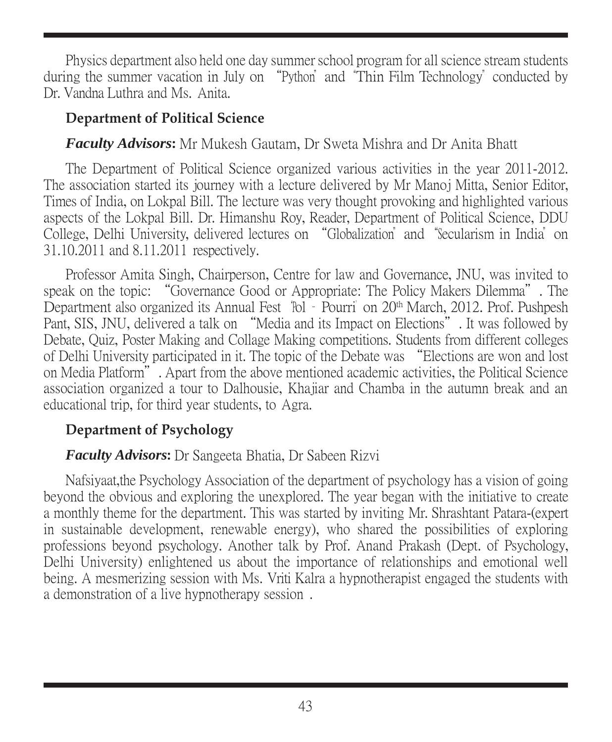Physics department also held one day summer school program for all science stream students during the summer vacation in July on "Python" and "Thin Film Technology" conducted by Dr. Vandna Luthra and Ms. Anita.

### Department of Political Science

***Faculty Advisors*:** Mr Mukesh Gautam, Dr Sweta Mishra and Dr Anita Bhatt

The Department of Political Science organized various activities in the year 2011-2012. The association started its journey with a lecture delivered by Mr Manoj Mitta, Senior Editor, Times of India, on Lokpal Bill. The lecture was very thought provoking and highlighted various aspects of the Lokpal Bill. Dr. Himanshu Roy, Reader, Department of Political Science, DDU College, Delhi University, delivered lectures on "Globalization" and "Secularism in India" on 31.10.2011 and 8.11.2011 respectively.

Professor Amita Singh, Chairperson, Centre for law and Governance, JNU, was invited to speak on the topic: "Governance Good or Appropriate: The Policy Makers Dilemma". The Department also organized its Annual Fest 'Pol - Pourri' on 20th March, 2012. Prof. Pushpesh Pant, SIS, JNU, delivered a talk on "Media and its Impact on Elections". It was followed by Debate, Quiz, Poster Making and Collage Making competitions. Students from different colleges of Delhi University participated in it. The topic of the Debate was "Elections are won and lost on Media Platform". Apart from the above mentioned academic activities, the Political Science association organized a tour to Dalhousie, Khajiar and Chamba in the autumn break and an educational trip, for third year students, to Agra.

### Department of Psychology

***Faculty Advisors*:** Dr Sangeeta Bhatia, Dr Sabeen Rizvi

Nafsiyaat,the Psychology Association of the department of psychology has a vision of going beyond the obvious and exploring the unexplored. The year began with the initiative to create a monthly theme for the department. This was started by inviting Mr. Shrashtant Patara-(expert in sustainable development, renewable energy), who shared the possibilities of exploring professions beyond psychology. Another talk by Prof. Anand Prakash (Dept. of Psychology, Delhi University) enlightened us about the importance of relationships and emotional well being. A mesmerizing session with Ms. Vriti Kalra a hypnotherapist engaged the students with a demonstration of a live hypnotherapy session .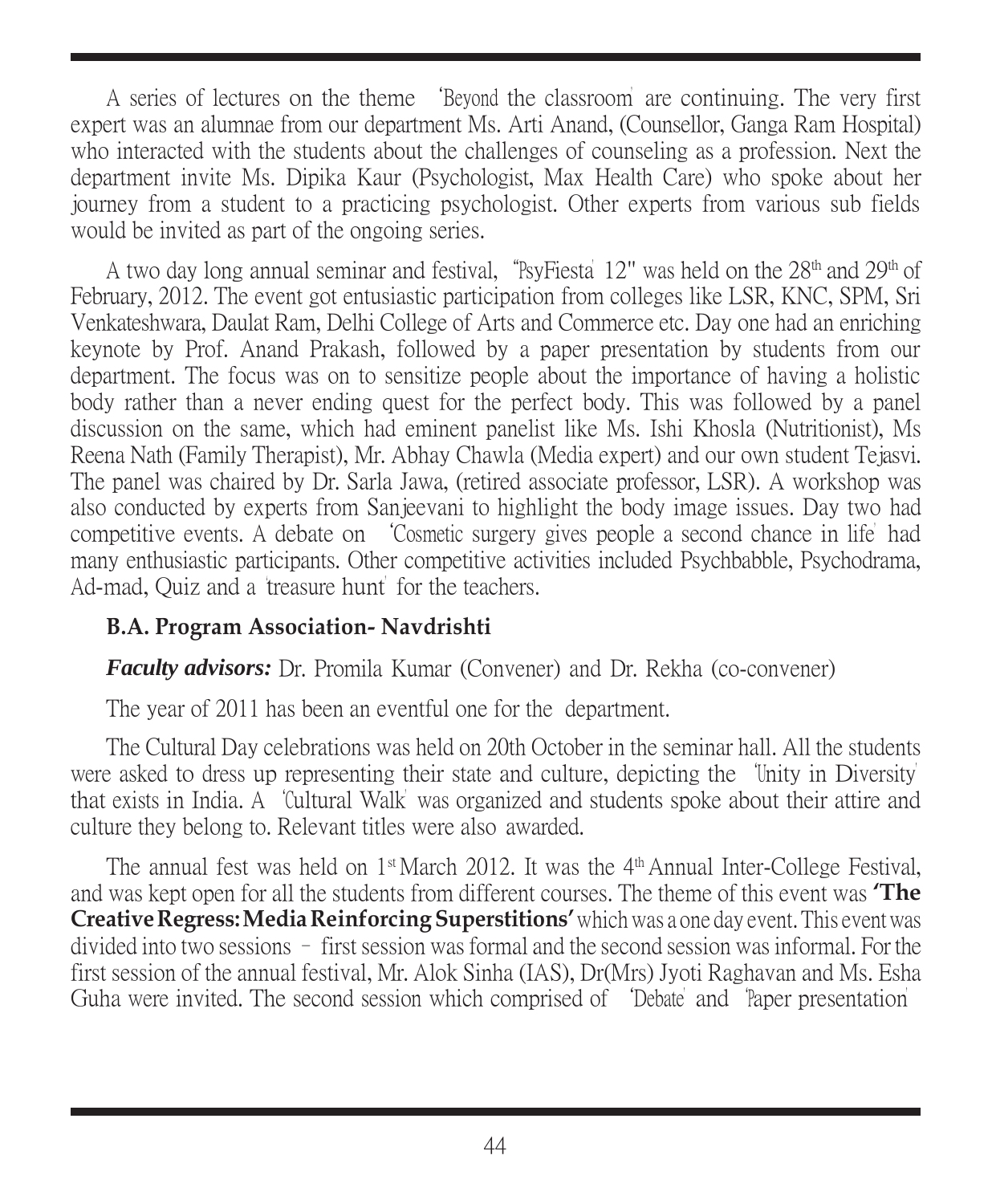A series of lectures on the theme 'Beyond the classroom' are continuing. The very first expert was an alumnae from our department Ms. Arti Anand, (Counsellor, Ganga Ram Hospital) who interacted with the students about the challenges of counseling as a profession. Next the department invite Ms. Dipika Kaur (Psychologist, Max Health Care) who spoke about her journey from a student to a practicing psychologist. Other experts from various sub fields would be invited as part of the ongoing series.

A two day long annual seminar and festival, "PsyFiesta' 12" was held on the 28th and 29th of February, 2012. The event got entusiastic participation from colleges like LSR, KNC, SPM, Sri Venkateshwara, Daulat Ram, Delhi College of Arts and Commerce etc. Day one had an enriching keynote by Prof. Anand Prakash, followed by a paper presentation by students from our department. The focus was on to sensitize people about the importance of having a holistic body rather than a never ending quest for the perfect body. This was followed by a panel discussion on the same, which had eminent panelist like Ms. Ishi Khosla (Nutritionist), Ms Reena Nath (Family Therapist), Mr. Abhay Chawla (Media expert) and our own student Tejasvi. The panel was chaired by Dr. Sarla Jawa, (retired associate professor, LSR). A workshop was also conducted by experts from Sanjeevani to highlight the body image issues. Day two had competitive events. A debate on 'Cosmetic surgery gives people a second chance in life' had many enthusiastic participants. Other competitive activities included Psychbabble, Psychodrama, Ad-mad, Quiz and a 'treasure hunt' for the teachers.

### B.A. Program Association- Navdrishti

***Faculty advisors:*** Dr. Promila Kumar (Convener) and Dr. Rekha (co-convener)

The year of 2011 has been an eventful one for the department.

The Cultural Day celebrations was held on 20th October in the seminar hall. All the students were asked to dress up representing their state and culture, depicting the 'Unity in Diversity' that exists in India. A 'Cultural Walk' was organized and students spoke about their attire and culture they belong to. Relevant titles were also awarded.

The annual fest was held on 1st March 2012. It was the 4th Annual Inter-College Festival, and was kept open for all the students from different courses. The theme of this event was **'The Creative Regress: Media Reinforcing Superstitions'** which was a one day event. This event was divided into two sessions – first session was formal and the second session was informal. For the first session of the annual festival, Mr. Alok Sinha (IAS), Dr(Mrs) Jyoti Raghavan and Ms. Esha Guha were invited. The second session which comprised of 'Debate' and 'Paper presentation'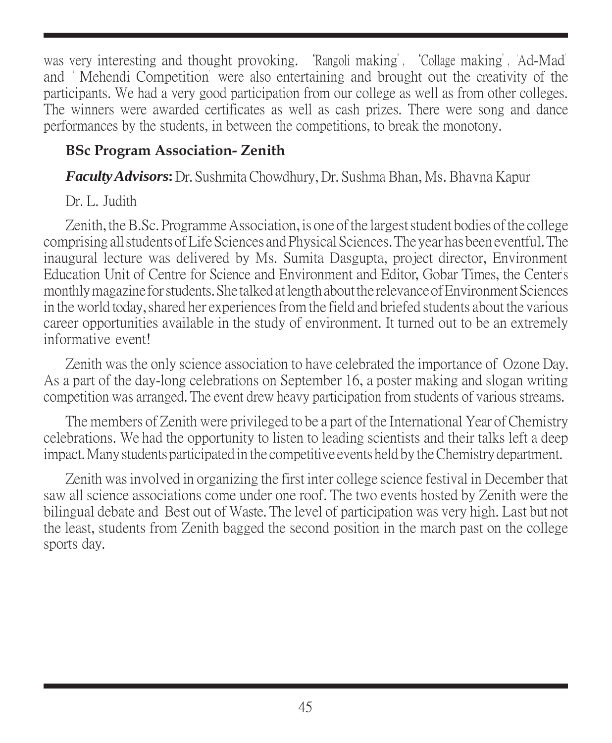was very interesting and thought provoking. 'Rangoli making', 'Collage making', 'Ad-Mad' and 'Mehendi Competition' were also entertaining and brought out the creativity of the participants. We had a very good participation from our college as well as from other colleges. The winners were awarded certificates as well as cash prizes. There were song and dance performances by the students, in between the competitions, to break the monotony.

## BSc Program Association- Zenith

***Faculty Advisors*:** Dr. Sushmita Chowdhury, Dr. Sushma Bhan, Ms. Bhavna Kapur

Dr. L. Judith

Zenith, the B.Sc. Programme Association, is one of the largest student bodies of the college comprising all students of Life Sciences and Physical Sciences. The year has been eventful. The inaugural lecture was delivered by Ms. Sumita Dasgupta, project director, Environment Education Unit of Centre for Science and Environment and Editor, Gobar Times, the Center's monthly magazine for students. She talked at length about the relevance of Environment Sciences in the world today, shared her experiences from the field and briefed students about the various career opportunities available in the study of environment. It turned out to be an extremely informative event!

Zenith was the only science association to have celebrated the importance of Ozone Day. As a part of the day-long celebrations on September 16, a poster making and slogan writing competition was arranged. The event drew heavy participation from students of various streams.

The members of Zenith were privileged to be a part of the International Year of Chemistry celebrations. We had the opportunity to listen to leading scientists and their talks left a deep impact. Many students participated in the competitive events held by the Chemistry department.

Zenith was involved in organizing the first inter college science festival in December that saw all science associations come under one roof. The two events hosted by Zenith were the bilingual debate and Best out of Waste. The level of participation was very high. Last but not the least, students from Zenith bagged the second position in the march past on the college sports day.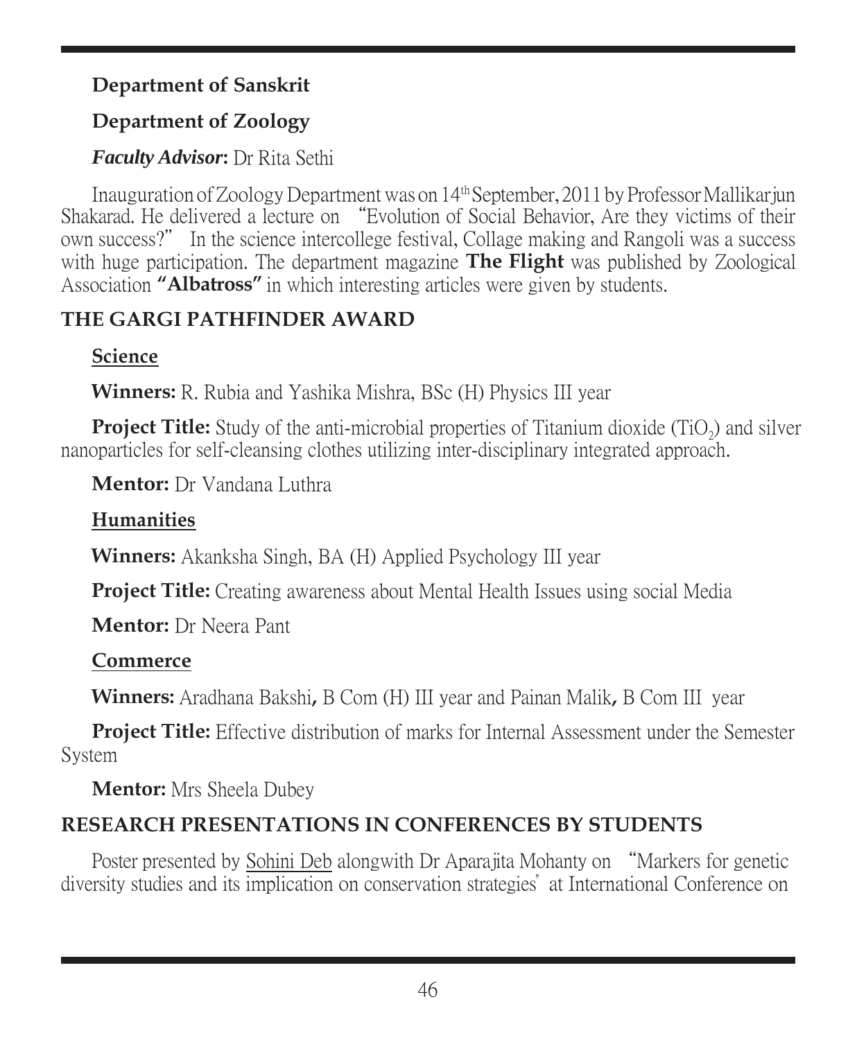**Department of Sanskrit**

**Department of Zoology**

***Faculty Advisor*:** Dr Rita Sethi

Inauguration of Zoology Department was on 14th September, 2011 by Professor Mallikarjun Shakarad. He delivered a lecture on "Evolution of Social Behavior, Are they victims of their own success?" In the science intercollege festival, Collage making and Rangoli was a success with huge participation. The department magazine **The Flight** was published by Zoological Association **"Albatross"** in which interesting articles were given by students.

## THE GARGI PATHFINDER AWARD

### Science

**Winners:** R. Rubia and Yashika Mishra, BSc (H) Physics III year

**Project Title:** Study of the anti-microbial properties of Titanium dioxide ($TiO_2$) and silver nanoparticles for self-cleansing clothes utilizing inter-disciplinary integrated approach.

**Mentor:** Dr Vandana Luthra

### Humanities

**Winners:** Akanksha Singh, BA (H) Applied Psychology III year

**Project Title:** Creating awareness about Mental Health Issues using social Media

**Mentor:** Dr Neera Pant

### Commerce

**Winners:** Aradhana Bakshi**,** B Com (H) III year and Painan Malik**,** B Com III year

**Project Title:** Effective distribution of marks for Internal Assessment under the Semester System

**Mentor:** Mrs Sheela Dubey

## RESEARCH PRESENTATIONS IN CONFERENCES BY STUDENTS

Poster presented by Sohini Deb alongwith Dr Aparajita Mohanty on "Markers for genetic diversity studies and its implication on conservation strategies" at International Conference on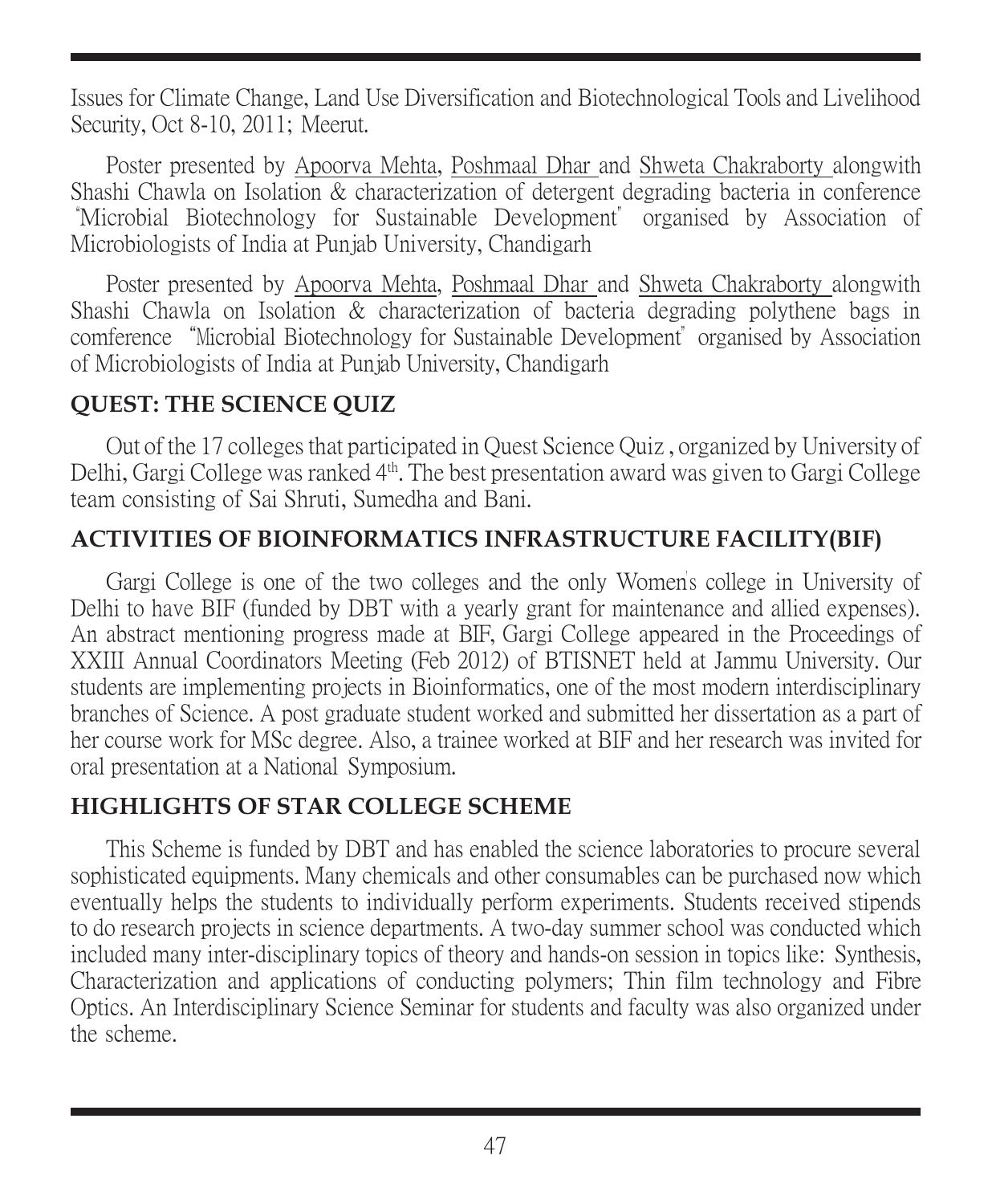Issues for Climate Change, Land Use Diversification and Biotechnological Tools and Livelihood Security, Oct 8-10, 2011; Meerut.

Poster presented by Apoorva Mehta, Poshmaal Dhar and Shweta Chakraborty alongwith Shashi Chawla on Isolation & characterization of detergent degrading bacteria in conference "Microbial Biotechnology for Sustainable Development" organised by Association of Microbiologists of India at Punjab University, Chandigarh

Poster presented by Apoorva Mehta, Poshmaal Dhar and Shweta Chakraborty alongwith Shashi Chawla on Isolation & characterization of bacteria degrading polythene bags in comference "Microbial Biotechnology for Sustainable Development" organised by Association of Microbiologists of India at Punjab University, Chandigarh

## QUEST: THE SCIENCE QUIZ

Out of the 17 colleges that participated in Quest Science Quiz , organized by University of Delhi, Gargi College was ranked 4th. The best presentation award was given to Gargi College team consisting of Sai Shruti, Sumedha and Bani.

## ACTIVITIES OF BIOINFORMATICS INFRASTRUCTURE FACILITY(BIF)

Gargi College is one of the two colleges and the only Women's college in University of Delhi to have BIF (funded by DBT with a yearly grant for maintenance and allied expenses). An abstract mentioning progress made at BIF, Gargi College appeared in the Proceedings of XXIII Annual Coordinators Meeting (Feb 2012) of BTISNET held at Jammu University. Our students are implementing projects in Bioinformatics, one of the most modern interdisciplinary branches of Science. A post graduate student worked and submitted her dissertation as a part of her course work for MSc degree. Also, a trainee worked at BIF and her research was invited for oral presentation at a National Symposium.

## HIGHLIGHTS OF STAR COLLEGE SCHEME

This Scheme is funded by DBT and has enabled the science laboratories to procure several sophisticated equipments. Many chemicals and other consumables can be purchased now which eventually helps the students to individually perform experiments. Students received stipends to do research projects in science departments. A two-day summer school was conducted which included many inter-disciplinary topics of theory and hands-on session in topics like: Synthesis, Characterization and applications of conducting polymers; Thin film technology and Fibre Optics. An Interdisciplinary Science Seminar for students and faculty was also organized under the scheme.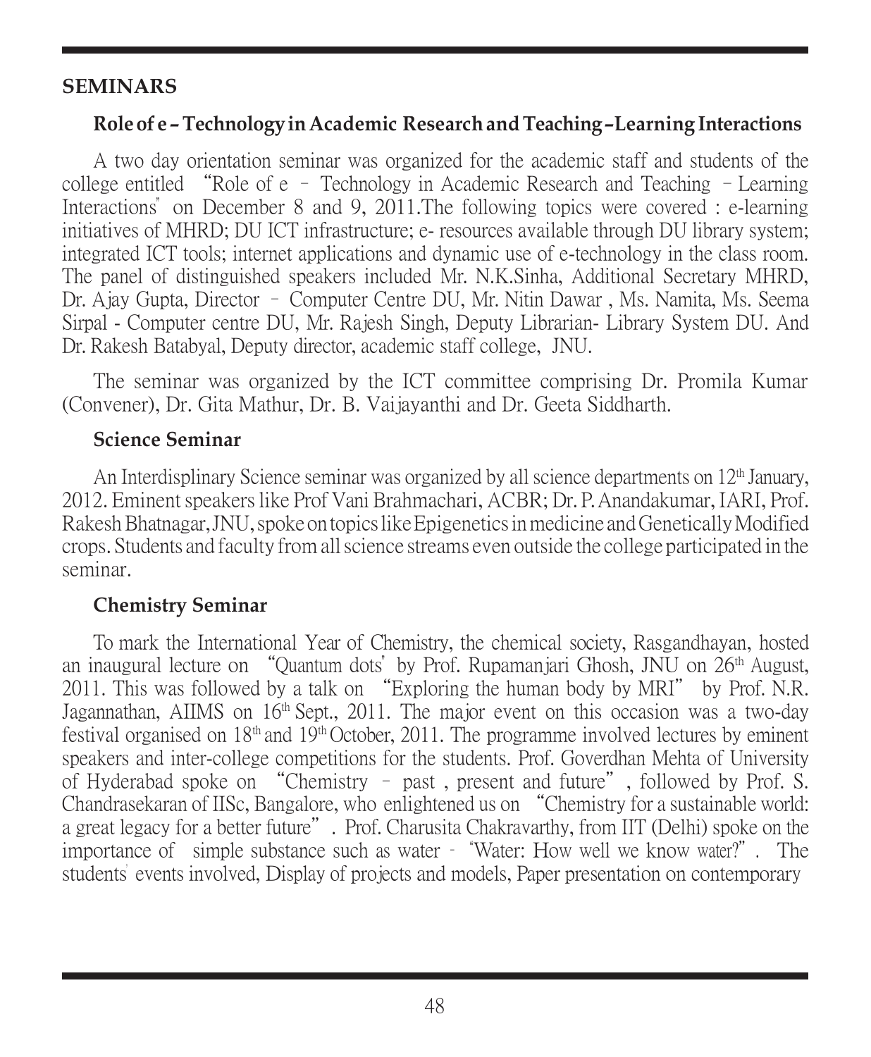## SEMINARS

### Role of e – Technology in Academic Research and Teaching –Learning Interactions

A two day orientation seminar was organized for the academic staff and students of the college entitled "Role of e – Technology in Academic Research and Teaching – Learning Interactions" on December 8 and 9, 2011.The following topics were covered : e-learning initiatives of MHRD; DU ICT infrastructure; e- resources available through DU library system; integrated ICT tools; internet applications and dynamic use of e-technology in the class room. The panel of distinguished speakers included Mr. N.K.Sinha, Additional Secretary MHRD, Dr. Ajay Gupta, Director – Computer Centre DU, Mr. Nitin Dawar , Ms. Namita, Ms. Seema Sirpal - Computer centre DU, Mr. Rajesh Singh, Deputy Librarian- Library System DU. And Dr. Rakesh Batabyal, Deputy director, academic staff college, JNU.

The seminar was organized by the ICT committee comprising Dr. Promila Kumar (Convener), Dr. Gita Mathur, Dr. B. Vaijayanthi and Dr. Geeta Siddharth.

### Science Seminar

An Interdisplinary Science seminar was organized by all science departments on 12th January, 2012. Eminent speakers like Prof Vani Brahmachari, ACBR; Dr. P. Anandakumar, IARI, Prof. Rakesh Bhatnagar, JNU, spoke on topics like Epigenetics in medicine and Genetically Modified crops. Students and faculty from all science streams even outside the college participated in the seminar.

### Chemistry Seminar

To mark the International Year of Chemistry, the chemical society, Rasgandhayan, hosted an inaugural lecture on "Quantum dots" by Prof. Rupamanjari Ghosh, JNU on 26th August, 2011. This was followed by a talk on "Exploring the human body by MRI" by Prof. N.R. Jagannathan, AIIMS on 16th Sept., 2011. The major event on this occasion was a two-day festival organised on 18th and 19th October, 2011. The programme involved lectures by eminent speakers and inter-college competitions for the students. Prof. Goverdhan Mehta of University of Hyderabad spoke on "Chemistry – past , present and future", followed by Prof. S. Chandrasekaran of IISc, Bangalore, who enlightened us on "Chemistry for a sustainable world: a great legacy for a better future". Prof. Charusita Chakravarthy, from IIT (Delhi) spoke on the importance of simple substance such as water - "Water: How well we know water?". The students' events involved, Display of projects and models, Paper presentation on contemporary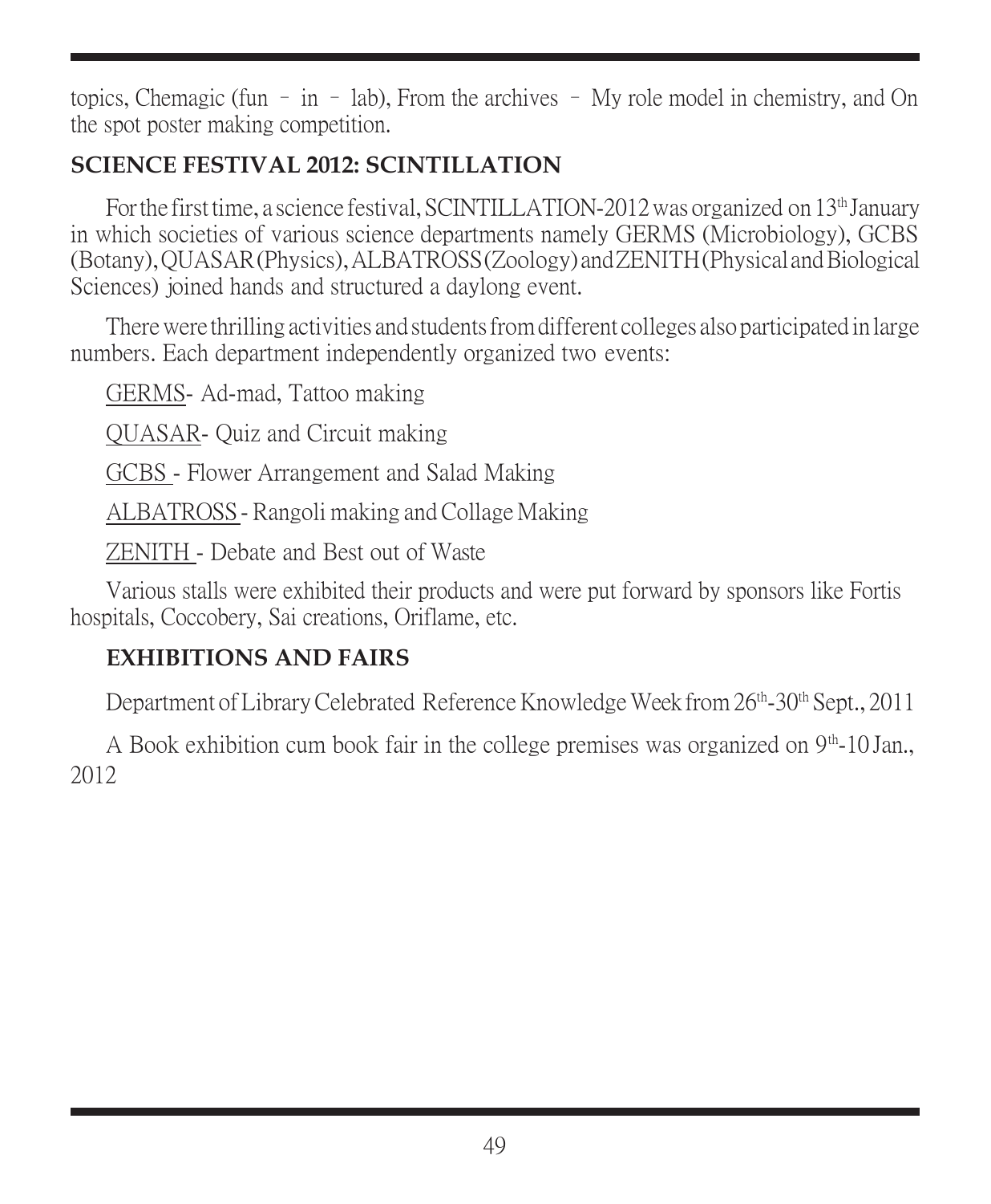topics, Chemagic (fun – in – lab), From the archives – My role model in chemistry, and On the spot poster making competition.

## SCIENCE FESTIVAL 2012: SCINTILLATION

For the first time, a science festival, SCINTILLATION-2012 was organized on 13th January in which societies of various science departments namely GERMS (Microbiology), GCBS (Botany), QUASAR (Physics), ALBATROSS (Zoology) and ZENITH (Physical and Biological Sciences) joined hands and structured a daylong event.

There were thrilling activities and students from different colleges also participated in large numbers. Each department independently organized two events:

GERMS- Ad-mad, Tattoo making

QUASAR- Quiz and Circuit making

GCBS - Flower Arrangement and Salad Making

ALBATROSS - Rangoli making and Collage Making

ZENITH - Debate and Best out of Waste

Various stalls were exhibited their products and were put forward by sponsors like Fortis hospitals, Coccobery, Sai creations, Oriflame, etc.

## EXHIBITIONS AND FAIRS

Department of Library Celebrated Reference Knowledge Week from 26th-30th Sept., 2011

A Book exhibition cum book fair in the college premises was organized on 9th-10 Jan., 2012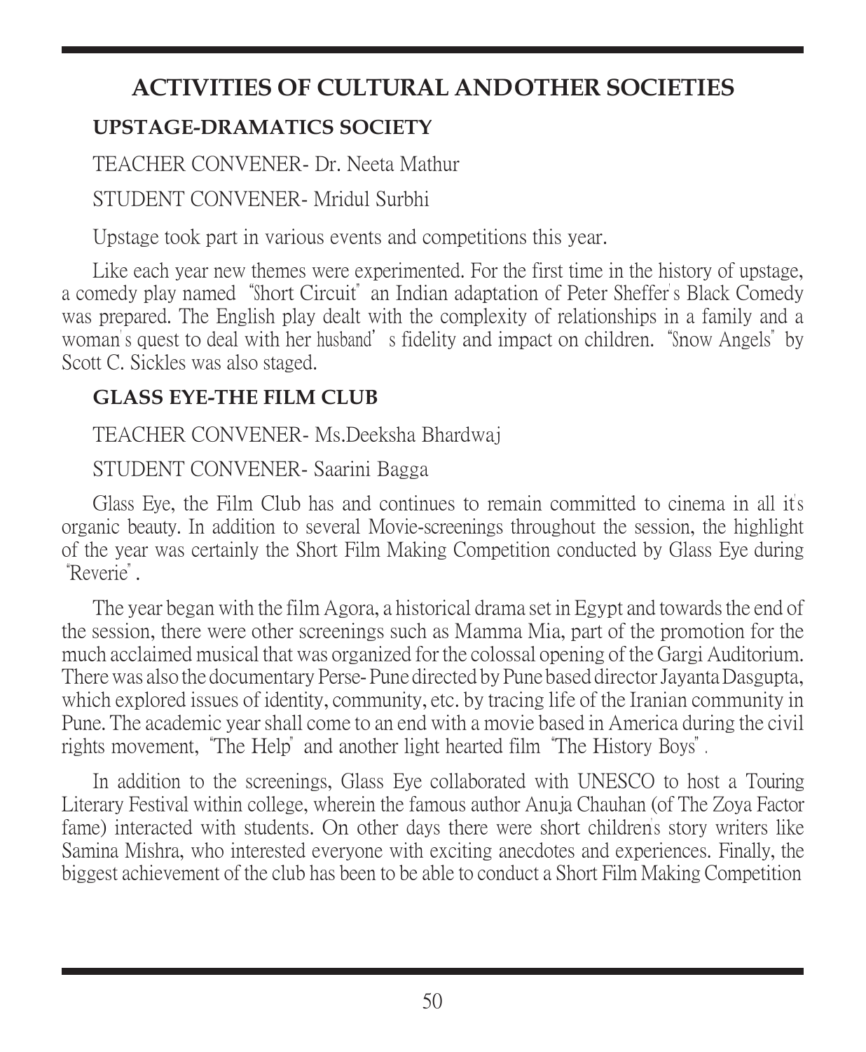# ACTIVITIES OF CULTURAL ANDOTHER SOCIETIES

## UPSTAGE-DRAMATICS SOCIETY

TEACHER CONVENER- Dr. Neeta Mathur

STUDENT CONVENER- Mridul Surbhi

Upstage took part in various events and competitions this year.

Like each year new themes were experimented. For the first time in the history of upstage, a comedy play named "Short Circuit" an Indian adaptation of Peter Sheffer's Black Comedy was prepared. The English play dealt with the complexity of relationships in a family and a woman's quest to deal with her husband's fidelity and impact on children. "Snow Angels" by Scott C. Sickles was also staged.

## GLASS EYE-THE FILM CLUB

TEACHER CONVENER- Ms.Deeksha Bhardwaj

STUDENT CONVENER- Saarini Bagga

Glass Eye, the Film Club has and continues to remain committed to cinema in all it's organic beauty. In addition to several Movie-screenings throughout the session, the highlight of the year was certainly the Short Film Making Competition conducted by Glass Eye during "Reverie".

The year began with the film Agora, a historical drama set in Egypt and towards the end of the session, there were other screenings such as Mamma Mia, part of the promotion for the much acclaimed musical that was organized for the colossal opening of the Gargi Auditorium. There was also the documentary Perse- Pune directed by Pune based director Jayanta Dasgupta, which explored issues of identity, community, etc. by tracing life of the Iranian community in Pune. The academic year shall come to an end with a movie based in America during the civil rights movement, "The Help" and another light hearted film "The History Boys".

In addition to the screenings, Glass Eye collaborated with UNESCO to host a Touring Literary Festival within college, wherein the famous author Anuja Chauhan (of The Zoya Factor fame) interacted with students. On other days there were short children's story writers like Samina Mishra, who interested everyone with exciting anecdotes and experiences. Finally, the biggest achievement of the club has been to be able to conduct a Short Film Making Competition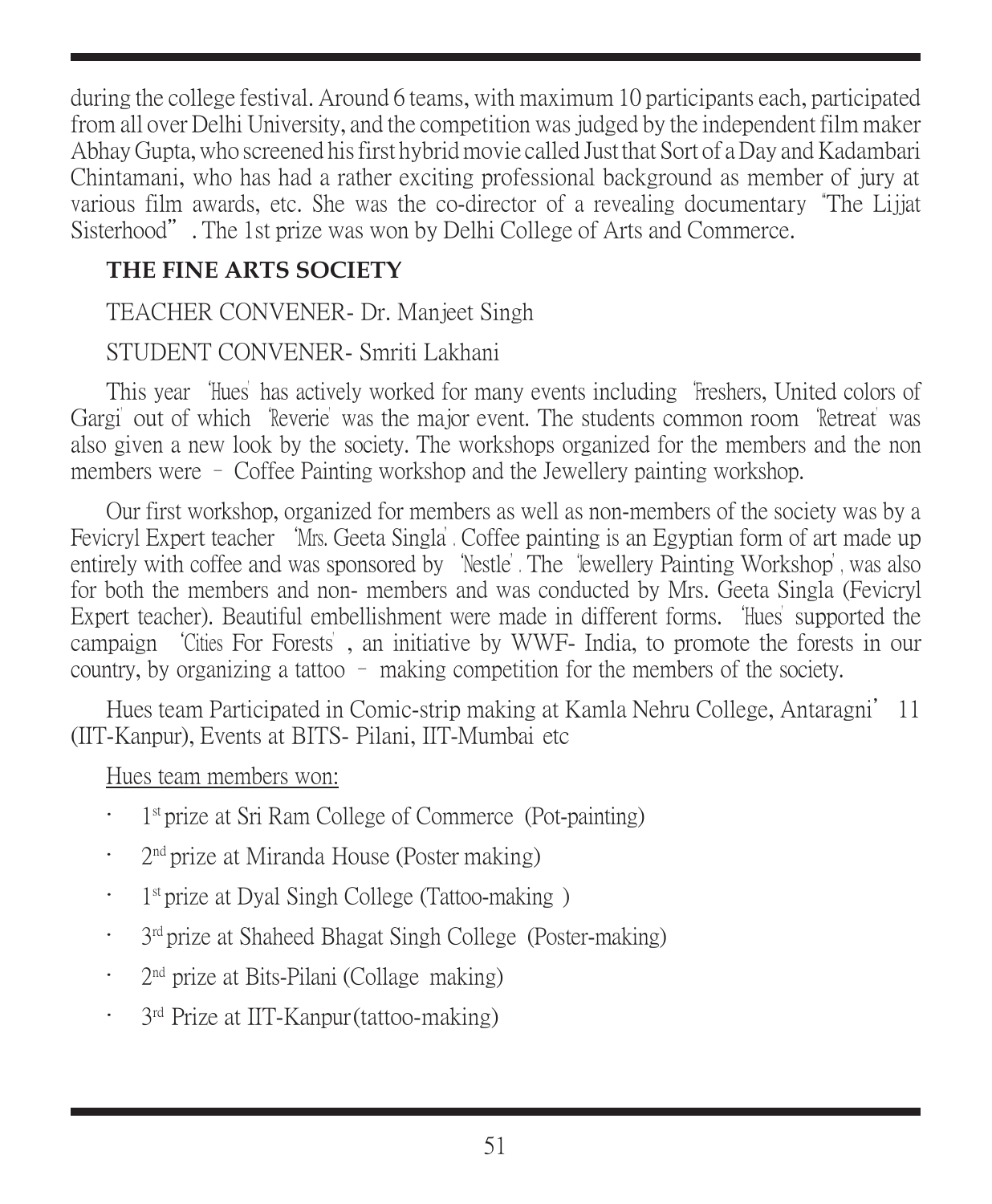during the college festival. Around 6 teams, with maximum 10 participants each, participated from all over Delhi University, and the competition was judged by the independent film maker Abhay Gupta, who screened his first hybrid movie called Just that Sort of a Day and Kadambari Chintamani, who has had a rather exciting professional background as member of jury at various film awards, etc. She was the co-director of a revealing documentary "The Lijjat Sisterhood". The 1st prize was won by Delhi College of Arts and Commerce.

**THE FINE ARTS SOCIETY**

TEACHER CONVENER- Dr. Manjeet Singh

STUDENT CONVENER- Smriti Lakhani

This year 'Hues' has actively worked for many events including 'Freshers, United colors of Gargi' out of which 'Reverie' was the major event. The students common room 'Retreat' was also given a new look by the society. The workshops organized for the members and the non members were – Coffee Painting workshop and the Jewellery painting workshop.

Our first workshop, organized for members as well as non-members of the society was by a Fevicryl Expert teacher 'Mrs. Geeta Singla'. Coffee painting is an Egyptian form of art made up entirely with coffee and was sponsored by 'Nestle'. The 'Jewellery Painting Workshop', was also for both the members and non- members and was conducted by Mrs. Geeta Singla (Fevicryl Expert teacher). Beautiful embellishment were made in different forms. 'Hues' supported the campaign 'Cities For Forests', an initiative by WWF- India, to promote the forests in our country, by organizing a tattoo – making competition for the members of the society.

Hues team Participated in Comic-strip making at Kamla Nehru College, Antaragni' 11 (IIT-Kanpur), Events at BITS- Pilani, IIT-Mumbai etc

Hues team members won:

- 1st prize at Sri Ram College of Commerce (Pot-painting)
- 2nd prize at Miranda House (Poster making)
- 1st prize at Dyal Singh College (Tattoo-making )
- 3rd prize at Shaheed Bhagat Singh College (Poster-making)
- 2nd prize at Bits-Pilani (Collage making)
- 3rd Prize at IIT-Kanpur (tattoo-making)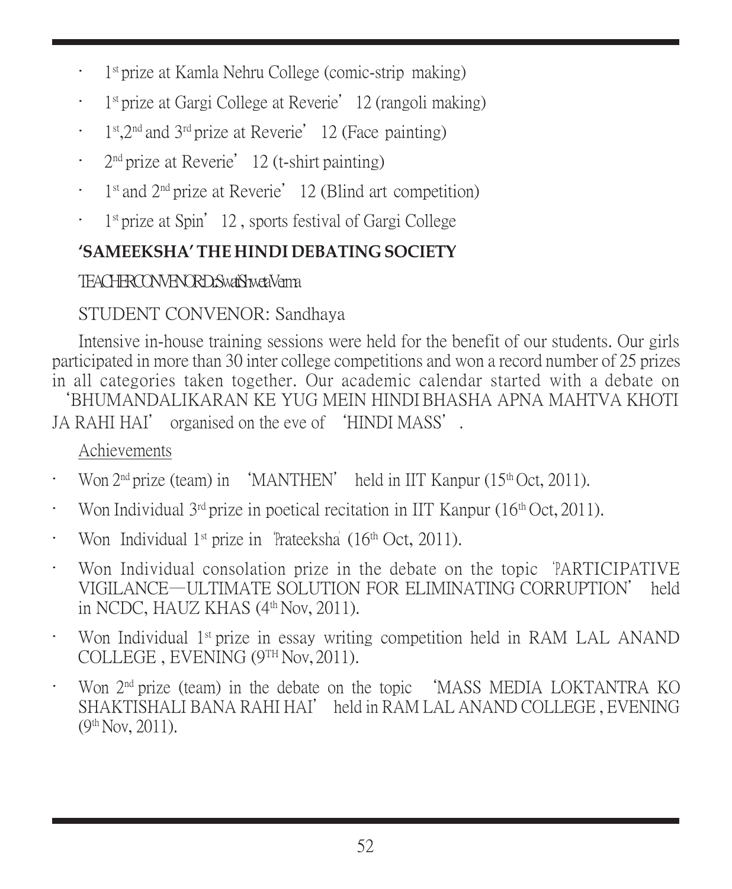- 1st prize at Kamla Nehru College (comic-strip making)
- 1st prize at Gargi College at Reverie' 12 (rangoli making)
- 1st,2nd and 3rd prize at Reverie' 12 (Face painting)
- 2nd prize at Reverie' 12 (t-shirt painting)
- 1st and 2nd prize at Reverie' 12 (Blind art competition)
- 1st prize at Spin' 12 , sports festival of Gargi College

## 'SAMEEKSHA' THE HINDI DEBATING SOCIETY

TEACHER CONVENOR: Dr. Swati Shweta Verma

STUDENT CONVENOR: Sandhaya

Intensive in-house training sessions were held for the benefit of our students. Our girls participated in more than 30 inter college competitions and won a record number of 25 prizes in all categories taken together. Our academic calendar started with a debate on 'BHUMANDALIKARAN KE YUG MEIN HINDI BHASHA APNA MAHTVA KHOTI JA RAHI HAI' organised on the eve of 'HINDI MASS'.

Achievements

- Won 2nd prize (team) in 'MANTHEN' held in IIT Kanpur (15th Oct, 2011).
- Won Individual 3rd prize in poetical recitation in IIT Kanpur (16th Oct, 2011).
- Won Individual 1st prize in 'Prateeksha' (16th Oct, 2011).
- Won Individual consolation prize in the debate on the topic 'PARTICIPATIVE VIGILANCE—ULTIMATE SOLUTION FOR ELIMINATING CORRUPTION' held in NCDC, HAUZ KHAS (4th Nov, 2011).
- Won Individual 1st prize in essay writing competition held in RAM LAL ANAND COLLEGE , EVENING (9TH Nov, 2011).
- Won 2nd prize (team) in the debate on the topic 'MASS MEDIA LOKTANTRA KO SHAKTISHALI BANA RAHI HAI' held in RAM LAL ANAND COLLEGE , EVENING (9th Nov, 2011).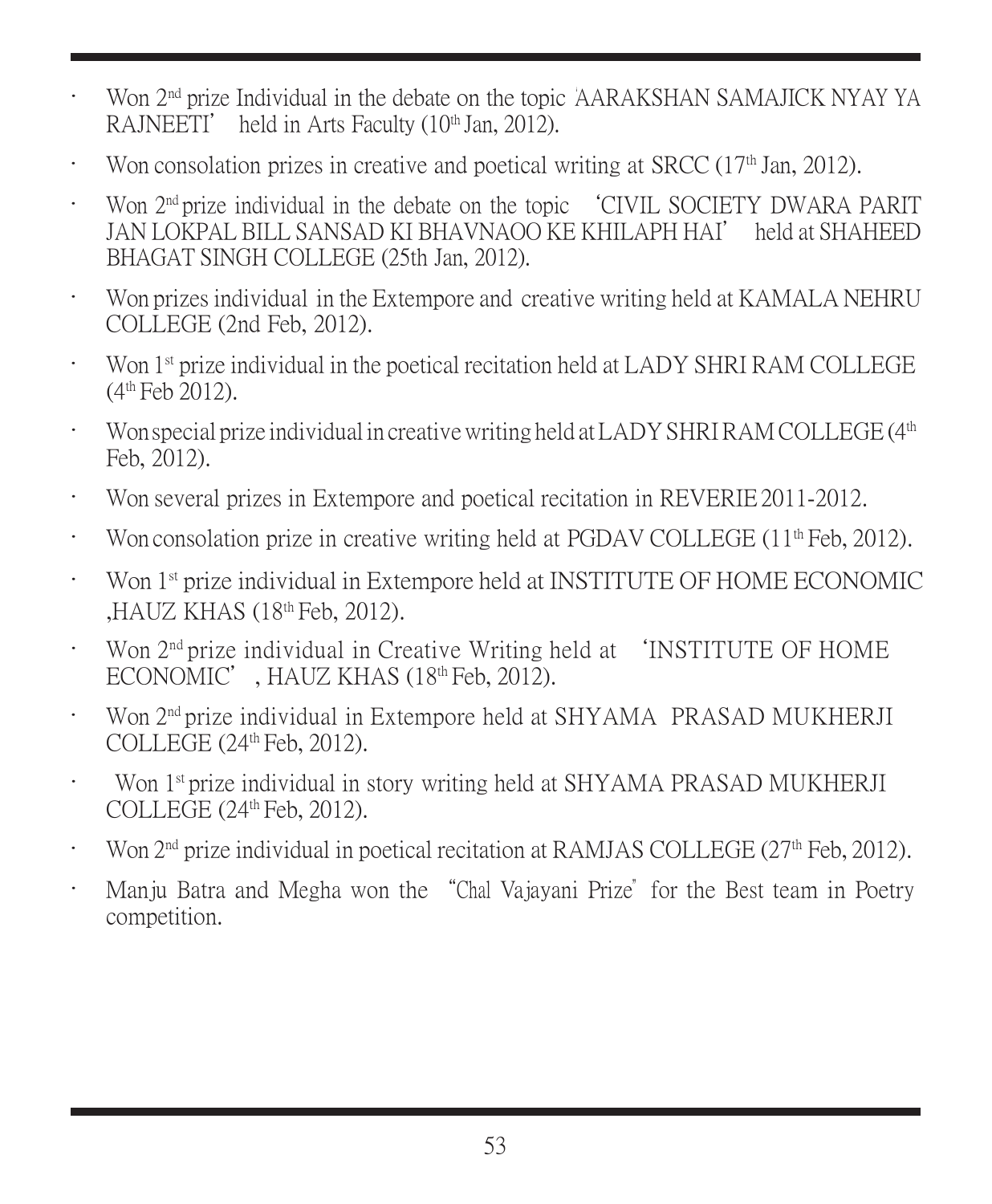- Won 2nd prize Individual in the debate on the topic 'AARAKSHAN SAMAJICK NYAY YA RAJNEETI' held in Arts Faculty (10th Jan, 2012).
- Won consolation prizes in creative and poetical writing at SRCC (17th Jan, 2012).
- Won 2nd prize individual in the debate on the topic 'CIVIL SOCIETY DWARA PARIT JAN LOKPAL BILL SANSAD KI BHAVNAOO KE KHILAPH HAI' held at SHAHEED BHAGAT SINGH COLLEGE (25th Jan, 2012).
- Won prizes individual in the Extempore and creative writing held at KAMALA NEHRU COLLEGE (2nd Feb, 2012).
- Won 1st prize individual in the poetical recitation held at LADY SHRI RAM COLLEGE (4th Feb 2012).
- Won special prize individual in creative writing held at LADY SHRI RAM COLLEGE (4th Feb, 2012).
- Won several prizes in Extempore and poetical recitation in REVERIE 2011-2012.
- Won consolation prize in creative writing held at PGDAV COLLEGE (11th Feb, 2012).
- Won 1st prize individual in Extempore held at INSTITUTE OF HOME ECONOMIC ,HAUZ KHAS (18th Feb, 2012).
- Won 2nd prize individual in Creative Writing held at 'INSTITUTE OF HOME ECONOMIC' , HAUZ KHAS (18th Feb, 2012).
- Won 2nd prize individual in Extempore held at SHYAMA PRASAD MUKHERJI COLLEGE (24th Feb, 2012).
- Won 1st prize individual in story writing held at SHYAMA PRASAD MUKHERJI COLLEGE (24th Feb, 2012).
- Won 2nd prize individual in poetical recitation at RAMJAS COLLEGE (27th Feb, 2012).
- Manju Batra and Megha won the "Chal Vajayani Prize" for the Best team in Poetry competition.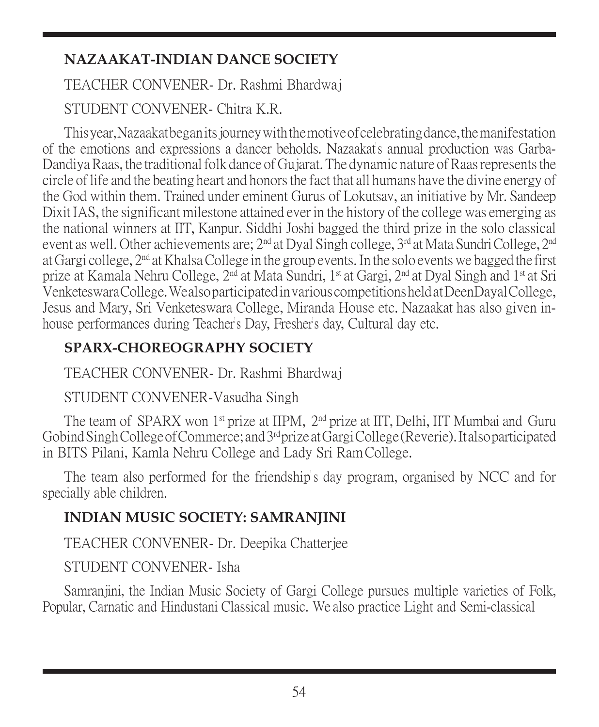## NAZAAKAT-INDIAN DANCE SOCIETY

TEACHER CONVENER- Dr. Rashmi Bhardwaj

STUDENT CONVENER- Chitra K.R.

This year, Nazaakat began its journey with the motive of celebrating dance, the manifestation of the emotions and expressions a dancer beholds. Nazaakat's annual production was Garba-Dandiya Raas, the traditional folk dance of Gujarat. The dynamic nature of Raas represents the circle of life and the beating heart and honors the fact that all humans have the divine energy of the God within them. Trained under eminent Gurus of Lokutsav, an initiative by Mr. Sandeep Dixit IAS, the significant milestone attained ever in the history of the college was emerging as the national winners at IIT, Kanpur. Siddhi Joshi bagged the third prize in the solo classical event as well. Other achievements are; 2nd at Dyal Singh college, 3rd at Mata Sundri College, 2nd at Gargi college, 2nd at Khalsa College in the group events. In the solo events we bagged the first prize at Kamala Nehru College, 2nd at Mata Sundri, 1st at Gargi, 2nd at Dyal Singh and 1st at Sri Venketeswara College. We also participated in various competitions held at DeenDayal College, Jesus and Mary, Sri Venketeswara College, Miranda House etc. Nazaakat has also given in-house performances during Teacher's Day, Fresher's day, Cultural day etc.

## SPARX-CHOREOGRAPHY SOCIETY

TEACHER CONVENER- Dr. Rashmi Bhardwaj

STUDENT CONVENER-Vasudha Singh

The team of SPARX won 1st prize at IIPM, 2nd prize at IIT, Delhi, IIT Mumbai and Guru Gobind Singh College of Commerce; and 3rd prize at Gargi College (Reverie). It also participated in BITS Pilani, Kamla Nehru College and Lady Sri Ram College.

The team also performed for the friendship's day program, organised by NCC and for specially able children.

## INDIAN MUSIC SOCIETY: SAMRANJINI

TEACHER CONVENER- Dr. Deepika Chatterjee

STUDENT CONVENER- Isha

Samranjini, the Indian Music Society of Gargi College pursues multiple varieties of Folk, Popular, Carnatic and Hindustani Classical music. We also practice Light and Semi-classical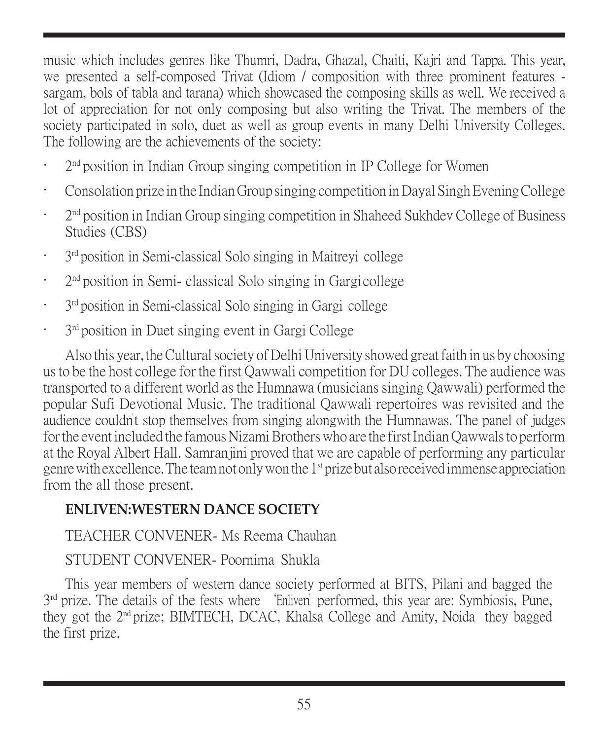music which includes genres like Thumri, Dadra, Ghazal, Chaiti, Kajri and Tappa. This year, we presented a self-composed Trivat (Idiom / composition with three prominent features - sargam, bols of tabla and tarana) which showcased the composing skills as well. We received a lot of appreciation for not only composing but also writing the Trivat. The members of the society participated in solo, duet as well as group events in many Delhi University Colleges. The following are the achievements of the society:

- 2nd position in Indian Group singing competition in IP College for Women
- Consolation prize in the Indian Group singing competition in Dayal Singh Evening College
- 2nd position in Indian Group singing competition in Shaheed Sukhdev College of Business Studies (CBS)
- 3rd position in Semi-classical Solo singing in Maitreyi college
- 2nd position in Semi- classical Solo singing in Gargi college
- 3rd position in Semi-classical Solo singing in Gargi college
- 3rd position in Duet singing event in Gargi College

Also this year, the Cultural society of Delhi University showed great faith in us by choosing us to be the host college for the first Qawwali competition for DU colleges. The audience was transported to a different world as the Humnawa (musicians singing Qawwali) performed the popular Sufi Devotional Music. The traditional Qawwali repertoires was revisited and the audience couldn't stop themselves from singing alongwith the Humnawas. The panel of judges for the event included the famous Nizami Brothers who are the first Indian Qawwals to perform at the Royal Albert Hall. Samranjini proved that we are capable of performing any particular genre with excellence. The team not only won the 1st prize but also received immense appreciation from the all those present.

**ENLIVEN:WESTERN DANCE SOCIETY**

TEACHER CONVENER- Ms Reema Chauhan

STUDENT CONVENER- Poornima Shukla

This year members of western dance society performed at BITS, Pilani and bagged the 3rd prize. The details of the fests where 'Enliven' performed, this year are: Symbiosis, Pune, they got the 2nd prize; BIMTECH, DCAC, Khalsa College and Amity, Noida they bagged the first prize.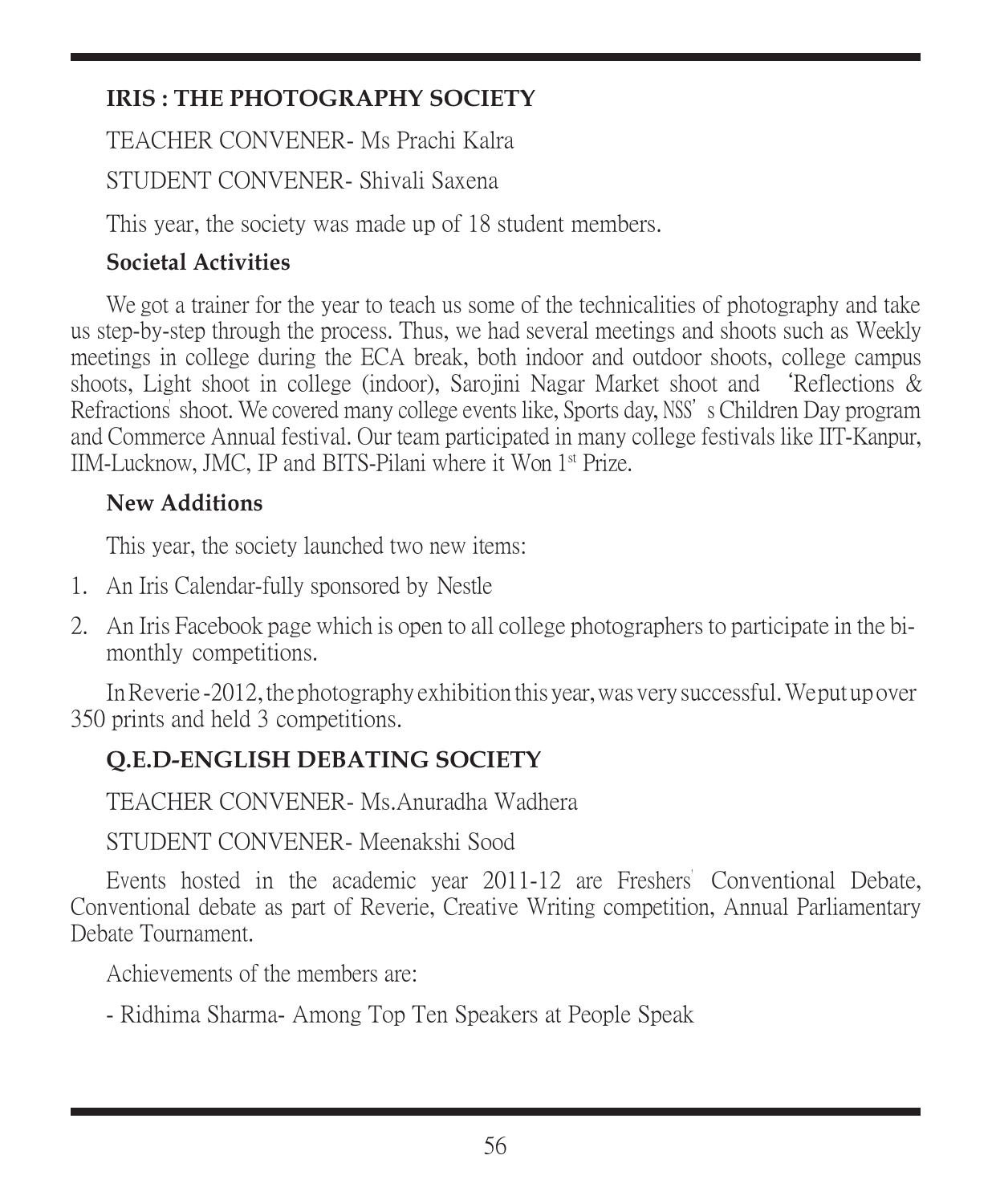## IRIS : THE PHOTOGRAPHY SOCIETY

TEACHER CONVENER- Ms Prachi Kalra

STUDENT CONVENER- Shivali Saxena

This year, the society was made up of 18 student members.

### Societal Activities

We got a trainer for the year to teach us some of the technicalities of photography and take us step-by-step through the process. Thus, we had several meetings and shoots such as Weekly meetings in college during the ECA break, both indoor and outdoor shoots, college campus shoots, Light shoot in college (indoor), Sarojini Nagar Market shoot and 'Reflections & Refractions' shoot. We covered many college events like, Sports day, NSS's Children Day program and Commerce Annual festival. Our team participated in many college festivals like IIT-Kanpur, IIM-Lucknow, JMC, IP and BITS-Pilani where it Won 1st Prize.

### New Additions

This year, the society launched two new items:

1. An Iris Calendar-fully sponsored by Nestle
2. An Iris Facebook page which is open to all college photographers to participate in the bi-monthly competitions.

In Reverie -2012, the photography exhibition this year, was very successful. We put up over 350 prints and held 3 competitions.

## Q.E.D-ENGLISH DEBATING SOCIETY

TEACHER CONVENER- Ms.Anuradha Wadhera

STUDENT CONVENER- Meenakshi Sood

Events hosted in the academic year 2011-12 are Freshers' Conventional Debate, Conventional debate as part of Reverie, Creative Writing competition, Annual Parliamentary Debate Tournament.

Achievements of the members are:

- Ridhima Sharma- Among Top Ten Speakers at People Speak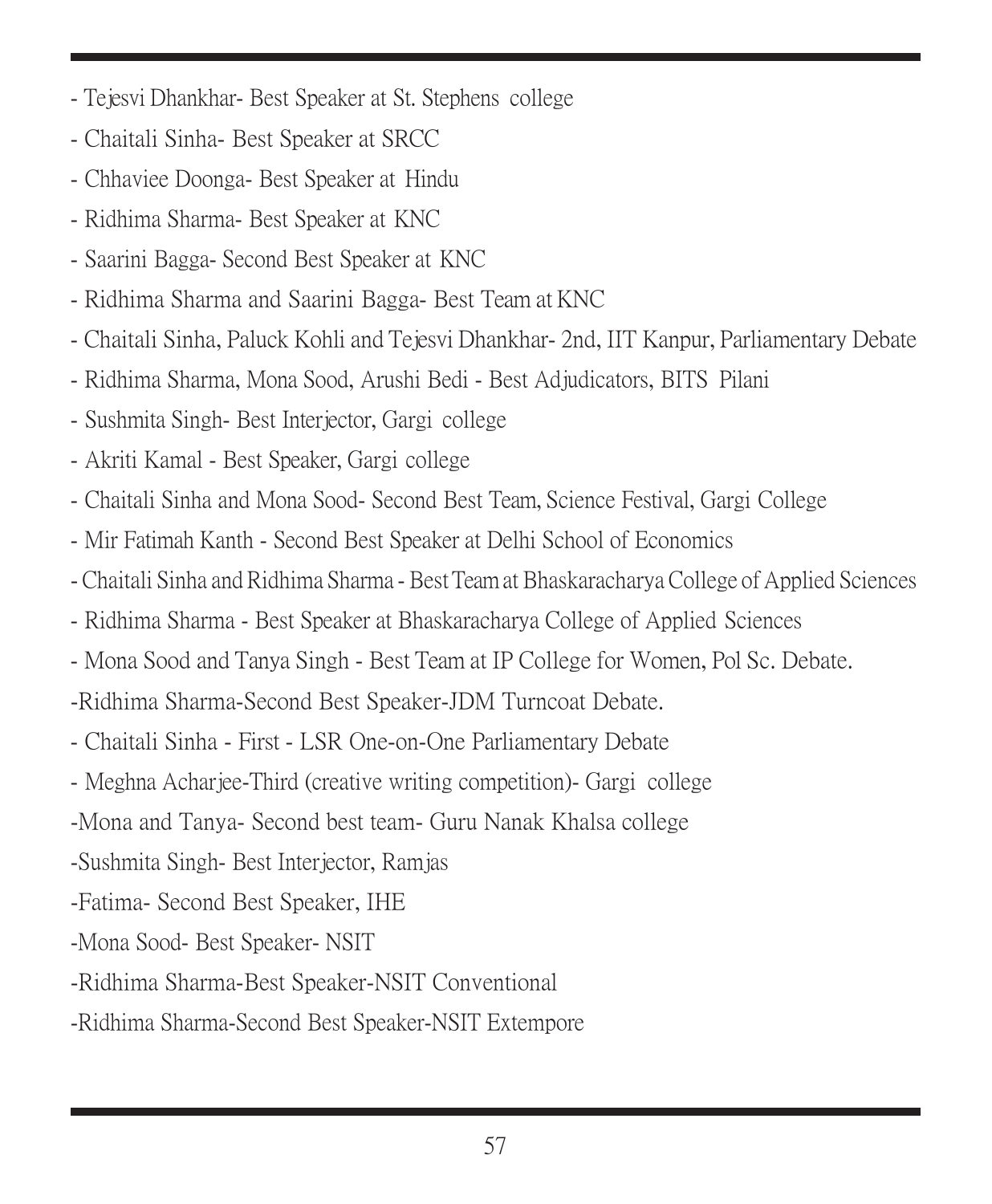- Tejesvi Dhankhar- Best Speaker at St. Stephens college
- Chaitali Sinha- Best Speaker at SRCC
- Chhaviee Doonga- Best Speaker at Hindu
- Ridhima Sharma- Best Speaker at KNC
- Saarini Bagga- Second Best Speaker at KNC
- Ridhima Sharma and Saarini Bagga- Best Team at KNC
- Chaitali Sinha, Paluck Kohli and Tejesvi Dhankhar- 2nd, IIT Kanpur, Parliamentary Debate
- Ridhima Sharma, Mona Sood, Arushi Bedi - Best Adjudicators, BITS Pilani
- Sushmita Singh- Best Interjector, Gargi college
- Akriti Kamal - Best Speaker, Gargi college
- Chaitali Sinha and Mona Sood- Second Best Team, Science Festival, Gargi College
- Mir Fatimah Kanth - Second Best Speaker at Delhi School of Economics
- Chaitali Sinha and Ridhima Sharma - Best Team at Bhaskaracharya College of Applied Sciences
- Ridhima Sharma - Best Speaker at Bhaskaracharya College of Applied Sciences
- Mona Sood and Tanya Singh - Best Team at IP College for Women, Pol Sc. Debate.
- Ridhima Sharma-Second Best Speaker-JDM Turncoat Debate.
- Chaitali Sinha - First - LSR One-on-One Parliamentary Debate
- Meghna Acharjee-Third (creative writing competition)- Gargi college
- Mona and Tanya- Second best team- Guru Nanak Khalsa college
- Sushmita Singh- Best Interjector, Ramjas
- Fatima- Second Best Speaker, IHE
- Mona Sood- Best Speaker- NSIT
- Ridhima Sharma-Best Speaker-NSIT Conventional
- Ridhima Sharma-Second Best Speaker-NSIT Extempore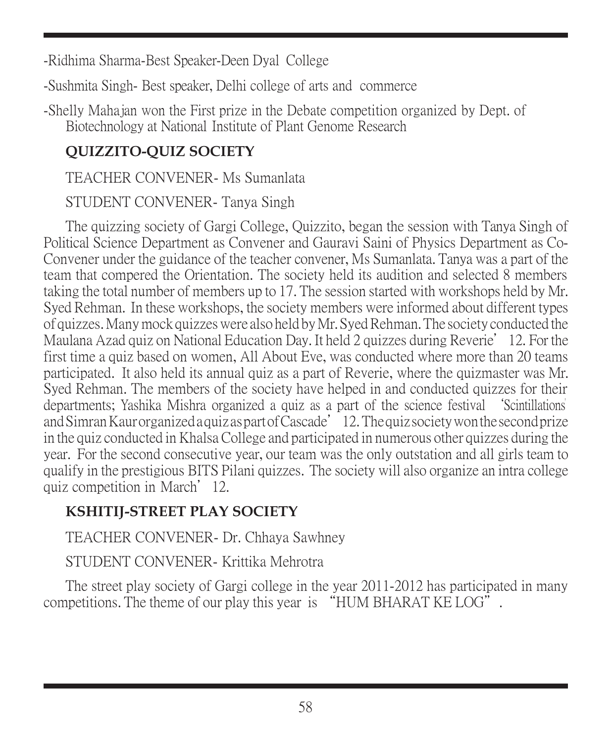-Ridhima Sharma-Best Speaker-Deen Dyal College

-Sushmita Singh- Best speaker, Delhi college of arts and commerce

-Shelly Mahajan won the First prize in the Debate competition organized by Dept. of Biotechnology at National Institute of Plant Genome Research

## QUIZZITO-QUIZ SOCIETY

TEACHER CONVENER- Ms Sumanlata

STUDENT CONVENER- Tanya Singh

The quizzing society of Gargi College, Quizzito, began the session with Tanya Singh of Political Science Department as Convener and Gauravi Saini of Physics Department as Co-Convener under the guidance of the teacher convener, Ms Sumanlata. Tanya was a part of the team that compered the Orientation. The society held its audition and selected 8 members taking the total number of members up to 17. The session started with workshops held by Mr. Syed Rehman. In these workshops, the society members were informed about different types of quizzes. Many mock quizzes were also held by Mr. Syed Rehman. The society conducted the Maulana Azad quiz on National Education Day. It held 2 quizzes during Reverie' 12. For the first time a quiz based on women, All About Eve, was conducted where more than 20 teams participated. It also held its annual quiz as a part of Reverie, where the quizmaster was Mr. Syed Rehman. The members of the society have helped in and conducted quizzes for their departments; Yashika Mishra organized a quiz as a part of the science festival 'Scintillations' and Simran Kaur organized a quiz as part of Cascade' 12. The quiz society won the second prize in the quiz conducted in Khalsa College and participated in numerous other quizzes during the year. For the second consecutive year, our team was the only outstation and all girls team to qualify in the prestigious BITS Pilani quizzes. The society will also organize an intra college quiz competition in March' 12.

## KSHITIJ-STREET PLAY SOCIETY

TEACHER CONVENER- Dr. Chhaya Sawhney

STUDENT CONVENER- Krittika Mehrotra

The street play society of Gargi college in the year 2011-2012 has participated in many competitions. The theme of our play this year is "HUM BHARAT KE LOG".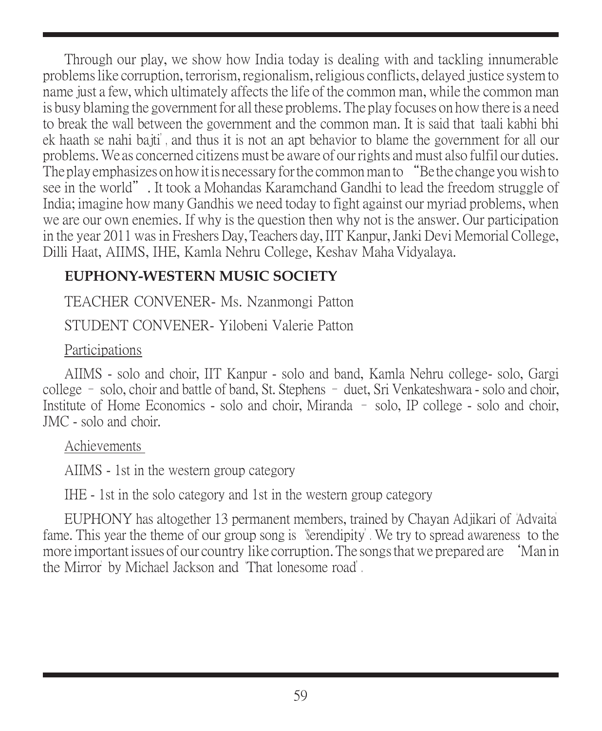Through our play, we show how India today is dealing with and tackling innumerable problems like corruption, terrorism, regionalism, religious conflicts, delayed justice system to name just a few, which ultimately affects the life of the common man, while the common man is busy blaming the government for all these problems. The play focuses on how there is a need to break the wall between the government and the common man. It is said that 'taali kabhi bhi ek haath se nahi bajti', and thus it is not an apt behavior to blame the government for all our problems. We as concerned citizens must be aware of our rights and must also fulfil our duties. The play emphasizes on how it is necessary for the common man to "Be the change you wish to see in the world". It took a Mohandas Karamchand Gandhi to lead the freedom struggle of India; imagine how many Gandhis we need today to fight against our myriad problems, when we are our own enemies. If why is the question then why not is the answer. Our participation in the year 2011 was in Freshers Day, Teachers day, IIT Kanpur, Janki Devi Memorial College, Dilli Haat, AIIMS, IHE, Kamla Nehru College, Keshav Maha Vidyalaya.

**EUPHONY-WESTERN MUSIC SOCIETY**

TEACHER CONVENER- Ms. Nzanmongi Patton

STUDENT CONVENER- Yilobeni Valerie Patton

Participations

AIIMS - solo and choir, IIT Kanpur - solo and band, Kamla Nehru college- solo, Gargi college – solo, choir and battle of band, St. Stephens – duet, Sri Venkateshwara - solo and choir, Institute of Home Economics - solo and choir, Miranda – solo, IP college - solo and choir, JMC - solo and choir.

Achievements

AIIMS - 1st in the western group category

IHE - 1st in the solo category and 1st in the western group category

EUPHONY has altogether 13 permanent members, trained by Chayan Adjikari of 'Advaita' fame. This year the theme of our group song is 'Serendipity'. We try to spread awareness to the more important issues of our country like corruption. The songs that we prepared are 'Man in the Mirror' by Michael Jackson and 'That lonesome road'.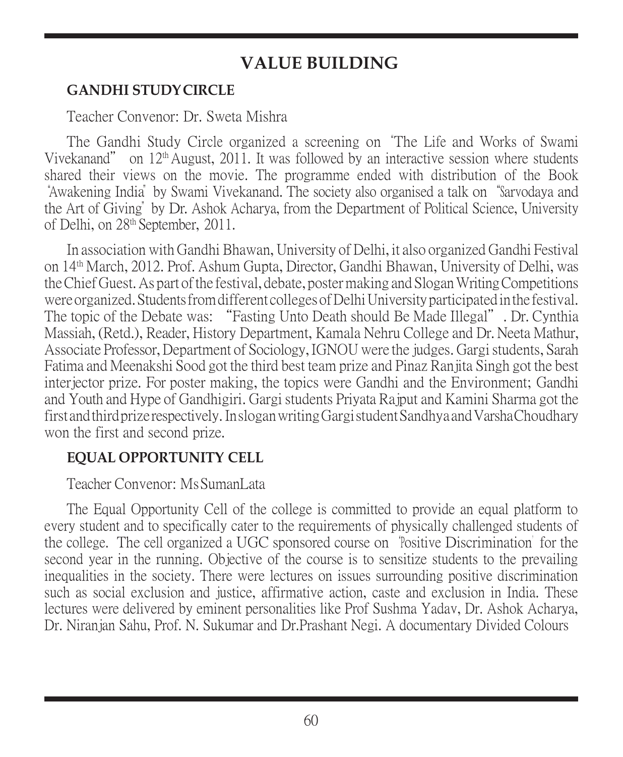# VALUE BUILDING

## GANDHI STUDY CIRCLE

Teacher Convenor: Dr. Sweta Mishra

The Gandhi Study Circle organized a screening on "The Life and Works of Swami Vivekanand" on 12th August, 2011. It was followed by an interactive session where students shared their views on the movie. The programme ended with distribution of the Book "Awakening India" by Swami Vivekanand. The society also organised a talk on "Sarvodaya and the Art of Giving" by Dr. Ashok Acharya, from the Department of Political Science, University of Delhi, on 28th September, 2011.

In association with Gandhi Bhawan, University of Delhi, it also organized Gandhi Festival on 14th March, 2012. Prof. Ashum Gupta, Director, Gandhi Bhawan, University of Delhi, was the Chief Guest. As part of the festival, debate, poster making and Slogan Writing Competitions were organized. Students from different colleges of Delhi University participated in the festival. The topic of the Debate was: "Fasting Unto Death should Be Made Illegal". Dr. Cynthia Massiah, (Retd.), Reader, History Department, Kamala Nehru College and Dr. Neeta Mathur, Associate Professor, Department of Sociology, IGNOU were the judges. Gargi students, Sarah Fatima and Meenakshi Sood got the third best team prize and Pinaz Ranjita Singh got the best interjector prize. For poster making, the topics were Gandhi and the Environment; Gandhi and Youth and Hype of Gandhigiri. Gargi students Priyata Rajput and Kamini Sharma got the first and third prize respectively. In slogan writing Gargi student Sandhya and Varsha Choudhary won the first and second prize.

## EQUAL OPPORTUNITY CELL

Teacher Convenor: Ms SumanLata

The Equal Opportunity Cell of the college is committed to provide an equal platform to every student and to specifically cater to the requirements of physically challenged students of the college. The cell organized a UGC sponsored course on 'Positive Discrimination' for the second year in the running. Objective of the course is to sensitize students to the prevailing inequalities in the society. There were lectures on issues surrounding positive discrimination such as social exclusion and justice, affirmative action, caste and exclusion in India. These lectures were delivered by eminent personalities like Prof Sushma Yadav, Dr. Ashok Acharya, Dr. Niranjan Sahu, Prof. N. Sukumar and Dr.Prashant Negi. A documentary Divided Colours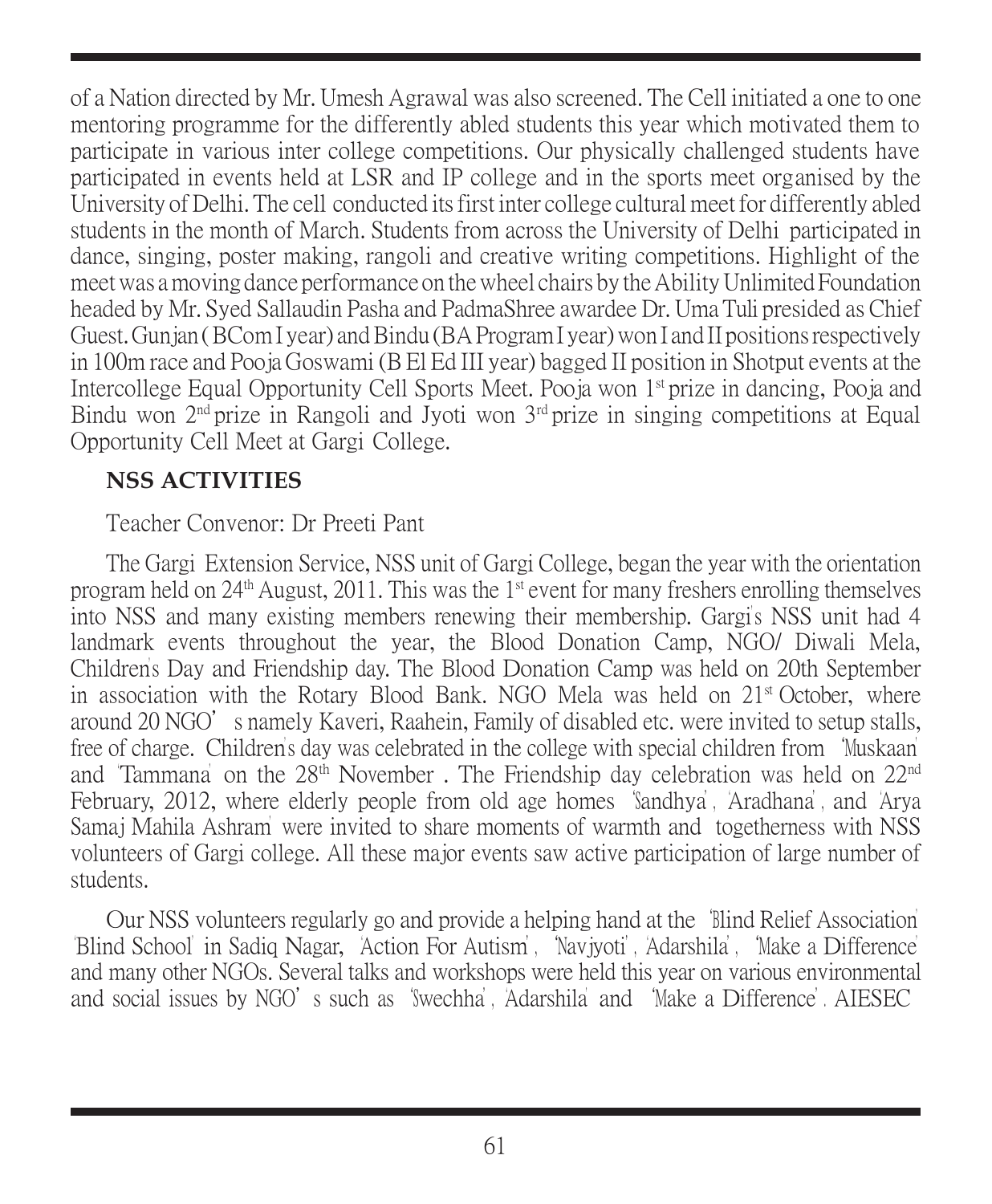of a Nation directed by Mr. Umesh Agrawal was also screened. The Cell initiated a one to one mentoring programme for the differently abled students this year which motivated them to participate in various inter college competitions. Our physically challenged students have participated in events held at LSR and IP college and in the sports meet organised by the University of Delhi. The cell conducted its first inter college cultural meet for differently abled students in the month of March. Students from across the University of Delhi participated in dance, singing, poster making, rangoli and creative writing competitions. Highlight of the meet was a moving dance performance on the wheel chairs by the Ability Unlimited Foundation headed by Mr. Syed Sallaudin Pasha and PadmaShree awardee Dr. Uma Tuli presided as Chief Guest. Gunjan ( BCom I year) and Bindu (BA Program I year) won I and II positions respectively in 100m race and Pooja Goswami (B El Ed III year) bagged II position in Shotput events at the Intercollege Equal Opportunity Cell Sports Meet. Pooja won 1st prize in dancing, Pooja and Bindu won 2nd prize in Rangoli and Jyoti won 3rd prize in singing competitions at Equal Opportunity Cell Meet at Gargi College.

## NSS ACTIVITIES

Teacher Convenor: Dr Preeti Pant

The Gargi Extension Service, NSS unit of Gargi College, began the year with the orientation program held on 24th August, 2011. This was the 1st event for many freshers enrolling themselves into NSS and many existing members renewing their membership. Gargi's NSS unit had 4 landmark events throughout the year, the Blood Donation Camp, NGO/ Diwali Mela, Children's Day and Friendship day. The Blood Donation Camp was held on 20th September in association with the Rotary Blood Bank. NGO Mela was held on 21st October, where around 20 NGO's namely Kaveri, Raahein, Family of disabled etc. were invited to setup stalls, free of charge. Children's day was celebrated in the college with special children from 'Muskaan' and 'Tammana' on the 28th November . The Friendship day celebration was held on 22nd February, 2012, where elderly people from old age homes 'Sandhya', 'Aradhana', and 'Arya Samaj Mahila Ashram' were invited to share moments of warmth and togetherness with NSS volunteers of Gargi college. All these major events saw active participation of large number of students.

Our NSS volunteers regularly go and provide a helping hand at the 'Blind Relief Association' 'Blind School' in Sadiq Nagar, 'Action For Autism', 'Navjyoti', 'Adarshila', 'Make a Difference' and many other NGOs. Several talks and workshops were held this year on various environmental and social issues by NGO's such as 'Swechha', 'Adarshila' and 'Make a Difference'. AIESEC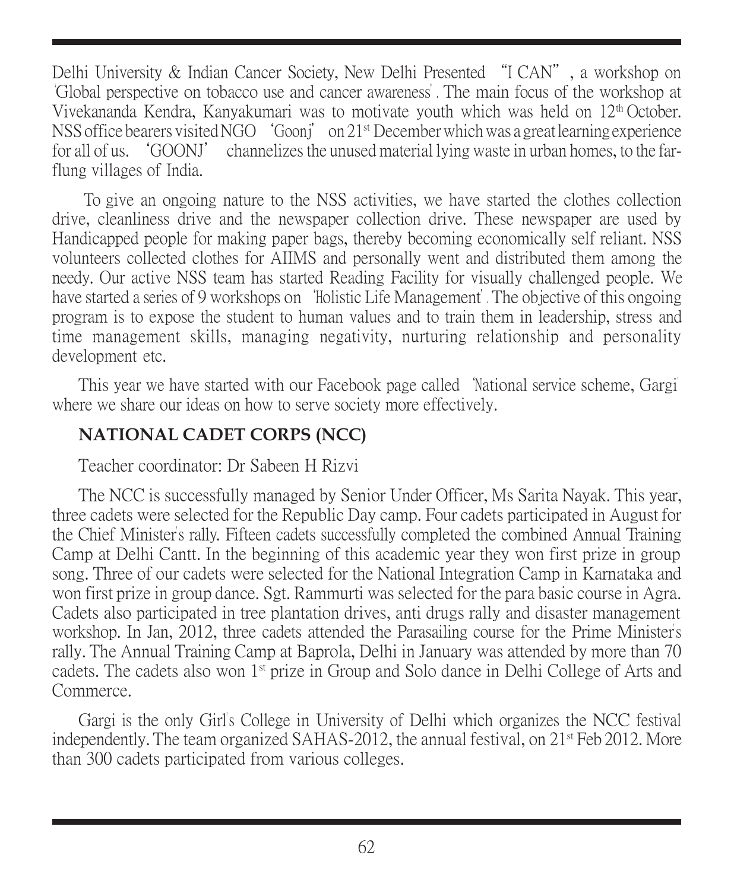Delhi University & Indian Cancer Society, New Delhi Presented "I CAN", a workshop on 'Global perspective on tobacco use and cancer awareness'. The main focus of the workshop at Vivekananda Kendra, Kanyakumari was to motivate youth which was held on 12th October. NSS office bearers visited NGO 'Goonj' on 21st December which was a great learning experience for all of us. 'GOONJ' channelizes the unused material lying waste in urban homes, to the far-flung villages of India.

To give an ongoing nature to the NSS activities, we have started the clothes collection drive, cleanliness drive and the newspaper collection drive. These newspaper are used by Handicapped people for making paper bags, thereby becoming economically self reliant. NSS volunteers collected clothes for AIIMS and personally went and distributed them among the needy. Our active NSS team has started Reading Facility for visually challenged people. We have started a series of 9 workshops on 'Holistic Life Management'. The objective of this ongoing program is to expose the student to human values and to train them in leadership, stress and time management skills, managing negativity, nurturing relationship and personality development etc.

This year we have started with our Facebook page called 'National service scheme, Gargi' where we share our ideas on how to serve society more effectively.

## NATIONAL CADET CORPS (NCC)

Teacher coordinator: Dr Sabeen H Rizvi

The NCC is successfully managed by Senior Under Officer, Ms Sarita Nayak. This year, three cadets were selected for the Republic Day camp. Four cadets participated in August for the Chief Minister's rally. Fifteen cadets successfully completed the combined Annual Training Camp at Delhi Cantt. In the beginning of this academic year they won first prize in group song. Three of our cadets were selected for the National Integration Camp in Karnataka and won first prize in group dance. Sgt. Rammurti was selected for the para basic course in Agra. Cadets also participated in tree plantation drives, anti drugs rally and disaster management workshop. In Jan, 2012, three cadets attended the Parasailing course for the Prime Minister's rally. The Annual Training Camp at Baprola, Delhi in January was attended by more than 70 cadets. The cadets also won 1st prize in Group and Solo dance in Delhi College of Arts and Commerce.

Gargi is the only Girl's College in University of Delhi which organizes the NCC festival independently. The team organized SAHAS-2012, the annual festival, on 21st Feb 2012. More than 300 cadets participated from various colleges.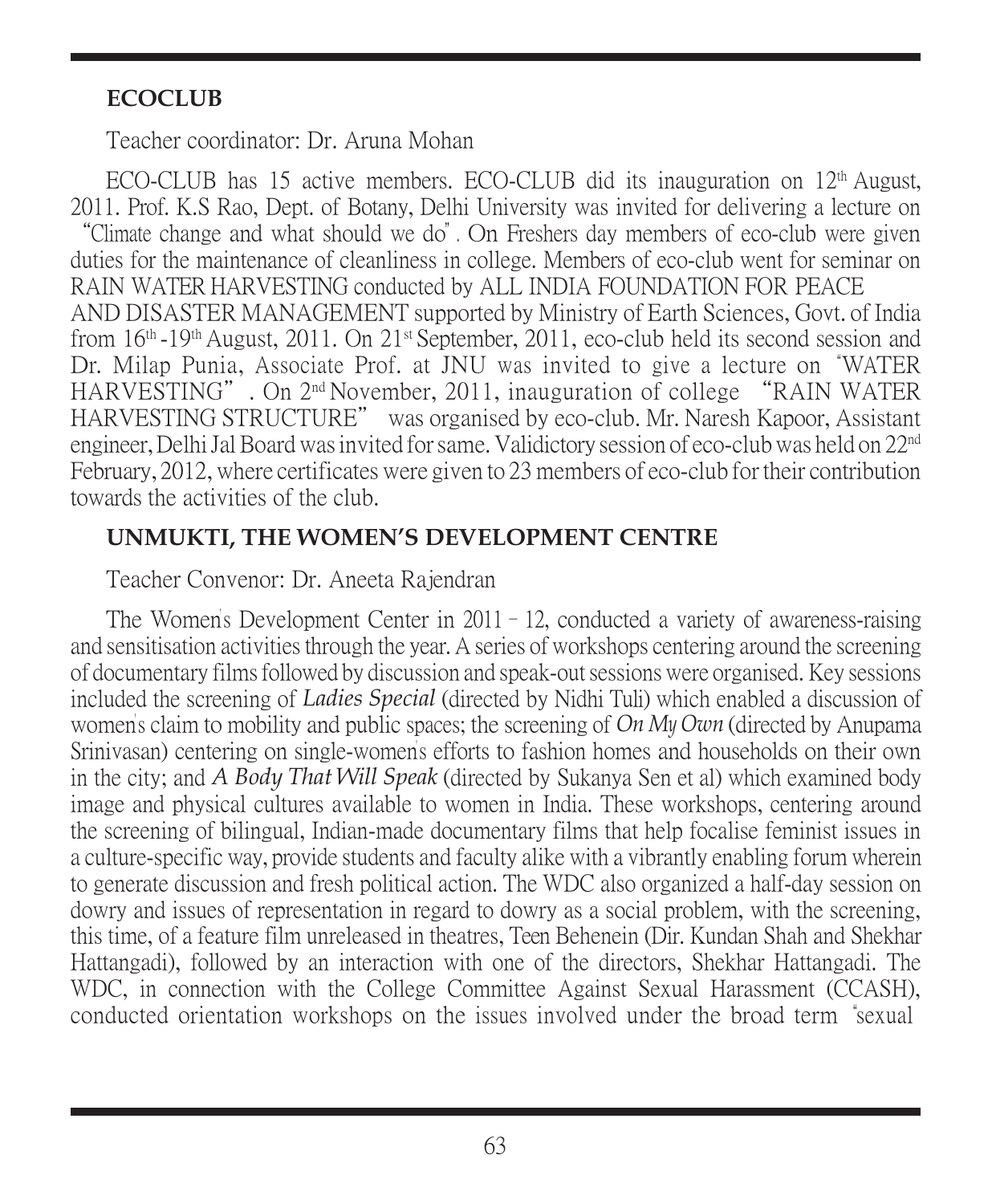## ECOCLUB

Teacher coordinator: Dr. Aruna Mohan

ECO-CLUB has 15 active members. ECO-CLUB did its inauguration on 12th August, 2011. Prof. K.S Rao, Dept. of Botany, Delhi University was invited for delivering a lecture on "Climate change and what should we do". On Freshers day members of eco-club were given duties for the maintenance of cleanliness in college. Members of eco-club went for seminar on RAIN WATER HARVESTING conducted by ALL INDIA FOUNDATION FOR PEACE AND DISASTER MANAGEMENT supported by Ministry of Earth Sciences, Govt. of India from 16th -19th August, 2011. On 21st September, 2011, eco-club held its second session and Dr. Milap Punia, Associate Prof. at JNU was invited to give a lecture on "WATER HARVESTING". On 2nd November, 2011, inauguration of college "RAIN WATER HARVESTING STRUCTURE" was organised by eco-club. Mr. Naresh Kapoor, Assistant engineer, Delhi Jal Board was invited for same. Validictory session of eco-club was held on 22nd February, 2012, where certificates were given to 23 members of eco-club for their contribution towards the activities of the club.

## UNMUKTI, THE WOMEN'S DEVELOPMENT CENTRE

Teacher Convenor: Dr. Aneeta Rajendran

The Women's Development Center in 2011 – 12, conducted a variety of awareness-raising and sensitisation activities through the year. A series of workshops centering around the screening of documentary films followed by discussion and speak-out sessions were organised. Key sessions included the screening of *Ladies Special* (directed by Nidhi Tuli) which enabled a discussion of women's claim to mobility and public spaces; the screening of *On My Own* (directed by Anupama Srinivasan) centering on single-women's efforts to fashion homes and households on their own in the city; and *A Body That Will Speak* (directed by Sukanya Sen et al) which examined body image and physical cultures available to women in India. These workshops, centering around the screening of bilingual, Indian-made documentary films that help focalise feminist issues in a culture-specific way, provide students and faculty alike with a vibrantly enabling forum wherein to generate discussion and fresh political action. The WDC also organized a half-day session on dowry and issues of representation in regard to dowry as a social problem, with the screening, this time, of a feature film unreleased in theatres, Teen Behenein (Dir. Kundan Shah and Shekhar Hattangadi), followed by an interaction with one of the directors, Shekhar Hattangadi. The WDC, in connection with the College Committee Against Sexual Harassment (CCASH), conducted orientation workshops on the issues involved under the broad term "sexual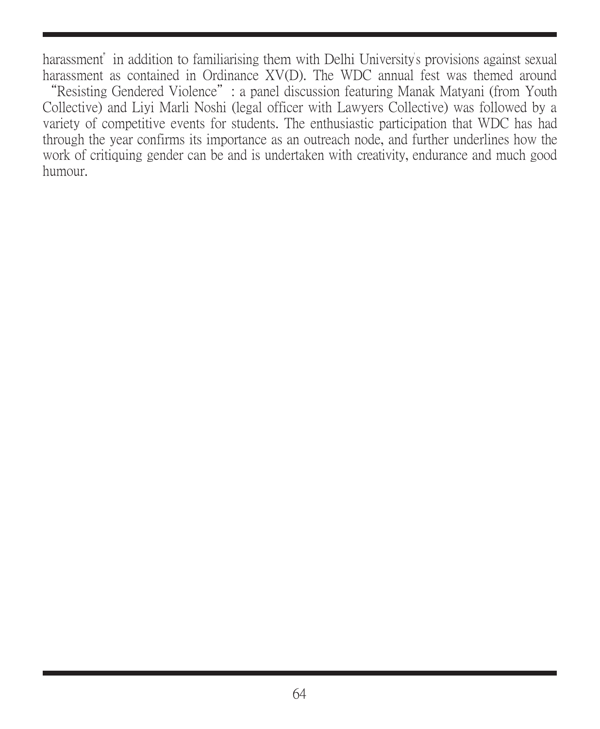harassment" in addition to familiarising them with Delhi University's provisions against sexual harassment as contained in Ordinance XV(D). The WDC annual fest was themed around "Resisting Gendered Violence" : a panel discussion featuring Manak Matyani (from Youth Collective) and Liyi Marli Noshi (legal officer with Lawyers Collective) was followed by a variety of competitive events for students. The enthusiastic participation that WDC has had through the year confirms its importance as an outreach node, and further underlines how the work of critiquing gender can be and is undertaken with creativity, endurance and much good humour.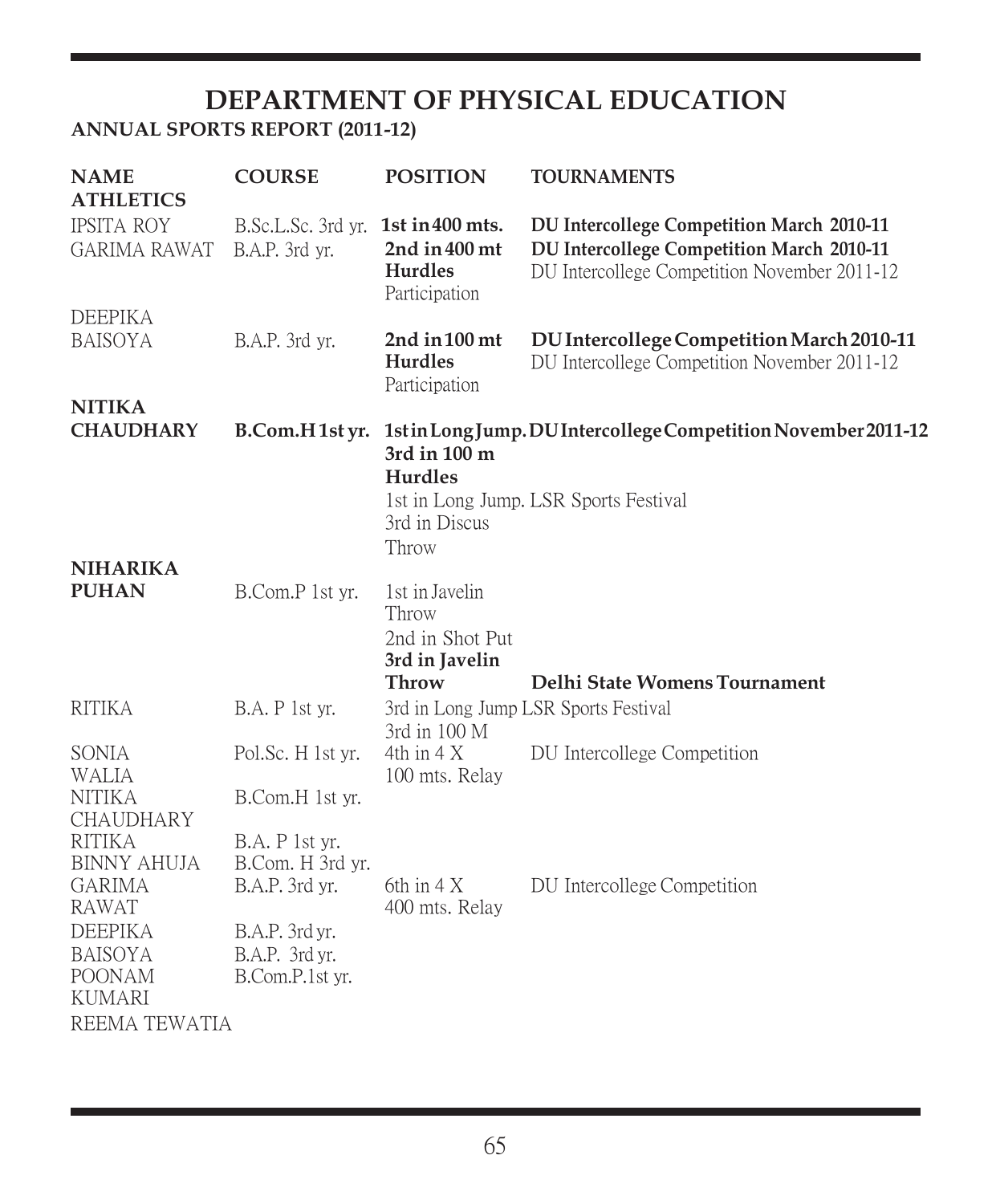# DEPARTMENT OF PHYSICAL EDUCATION

**ANNUAL SPORTS REPORT (2011-12)**

| NAME | COURSE | POSITION | TOURNAMENTS |
|---|---|---|---|
| **ATHLETICS** | | | |
| IPSITA ROY | B.Sc.L.Sc. 3rd yr. | **1st in 400 mts.** | **DU Intercollege Competition March 2010-11** |
| GARIMA RAWAT | B.A.P. 3rd yr. | **2nd in 400 mt Hurdles** | **DU Intercollege Competition March 2010-11** |
| | | Participation | DU Intercollege Competition November 2011-12 |
| DEEPIKA BAISOYA | B.A.P. 3rd yr. | **2nd in 100 mt Hurdles** | **DU Intercollege Competition March 2010-11** |
| | | Participation | DU Intercollege Competition November 2011-12 |
| **NITIKA CHAUDHARY** | **B.Com.H 1st yr.** | **1st in Long Jump.** | **DU Intercollege Competition November 2011-12** |
| | | **3rd in 100 m Hurdles** | |
| | | 1st in Long Jump. | LSR Sports Festival |
| | | 3rd in Discus Throw | |
| **NIHARIKA PUHAN** | B.Com.P 1st yr. | 1st in Javelin Throw | |
| | | 2nd in Shot Put | |
| | | **3rd in Javelin Throw** | **Delhi State Womens Tournament** |
| RITIKA | B.A. P 1st yr. | 3rd in Long Jump | LSR Sports Festival |
| | | 3rd in 100 M | |
| SONIA WALIA | Pol.Sc. H 1st yr. | 4th in 4 X 100 mts. Relay | DU Intercollege Competition |
| NITIKA CHAUDHARY | B.Com.H 1st yr. | | |
| RITIKA | B.A. P 1st yr. | | |
| BINNY AHUJA | B.Com. H 3rd yr. | | |
| GARIMA RAWAT | B.A.P. 3rd yr. | 6th in 4 X 400 mts. Relay | DU Intercollege Competition |
| DEEPIKA | B.A.P. 3rd yr. | | |
| BAISOYA | B.A.P. 3rd yr. | | |
| POONAM KUMARI | B.Com.P.1st yr. | | |
| REEMA TEWATIA | | | |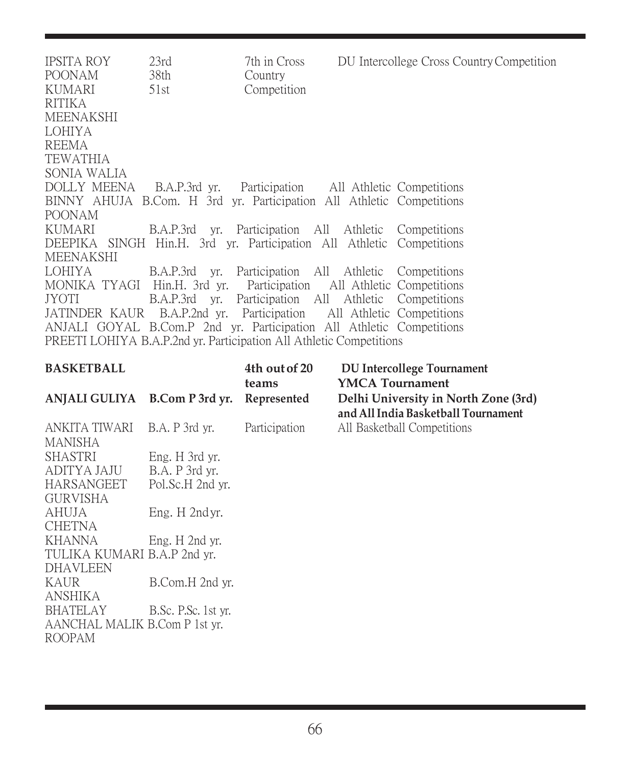| | | | |
|---|---|---|---|
| IPSITA ROY<br>POONAM KUMARI<br>RITIKA<br>MEENAKSHI LOHIYA<br>REEMA TEWATHIA<br>SONIA WALIA | 23rd<br>38th<br>51st | 7th in Cross Country Competition | DU Intercollege Cross Country Competition |
| DOLLY MEENA | B.A.P.3rd yr. | Participation | All Athletic Competitions |
| BINNY AHUJA | B.Com. H 3rd yr. | Participation | All Athletic Competitions |
| POONAM KUMARI | B.A.P.3rd yr. | Participation | All Athletic Competitions |
| DEEPIKA SINGH | Hin.H. 3rd yr. | Participation | All Athletic Competitions |
| MEENAKSHI LOHIYA | B.A.P.3rd yr. | Participation | All Athletic Competitions |
| MONIKA TYAGI | Hin.H. 3rd yr. | Participation | All Athletic Competitions |
| JYOTI | B.A.P.3rd yr. | Participation | All Athletic Competitions |
| JATINDER KAUR | B.A.P.2nd yr. | Participation | All Athletic Competitions |
| ANJALI GOYAL | B.Com.P 2nd yr. | Participation | All Athletic Competitions |
| PREETI LOHIYA | B.A.P.2nd yr. | Participation | All Athletic Competitions |

| | | | |
|---|---|---|---|
| **BASKETBALL** | | **4th out of 20 teams** | **DU Intercollege Tournament**<br>**YMCA Tournament** |
| **ANJALI GULIYA** | **B.Com P 3rd yr.** | **Represented** | **Delhi University in North Zone (3rd) and All India Basketball Tournament** |
| ANKITA TIWARI | B.A. P 3rd yr. | Participation | All Basketball Competitions |
| MANISHA SHASTRI | Eng. H 3rd yr. | | |
| ADITYA JAJU | B.A. P 3rd yr. | | |
| HARSANGEET | Pol.Sc.H 2nd yr. | | |
| GURVISHA AHUJA | Eng. H 2nd yr. | | |
| CHETNA KHANNA | Eng. H 2nd yr. | | |
| TULIKA KUMARI | B.A.P 2nd yr. | | |
| DHAVLEEN KAUR | B.Com.H 2nd yr. | | |
| ANSHIKA BHATELAY | B.Sc. P.Sc. 1st yr. | | |
| AANCHAL MALIK | B.Com P 1st yr. | | |
| ROOPAM | | | |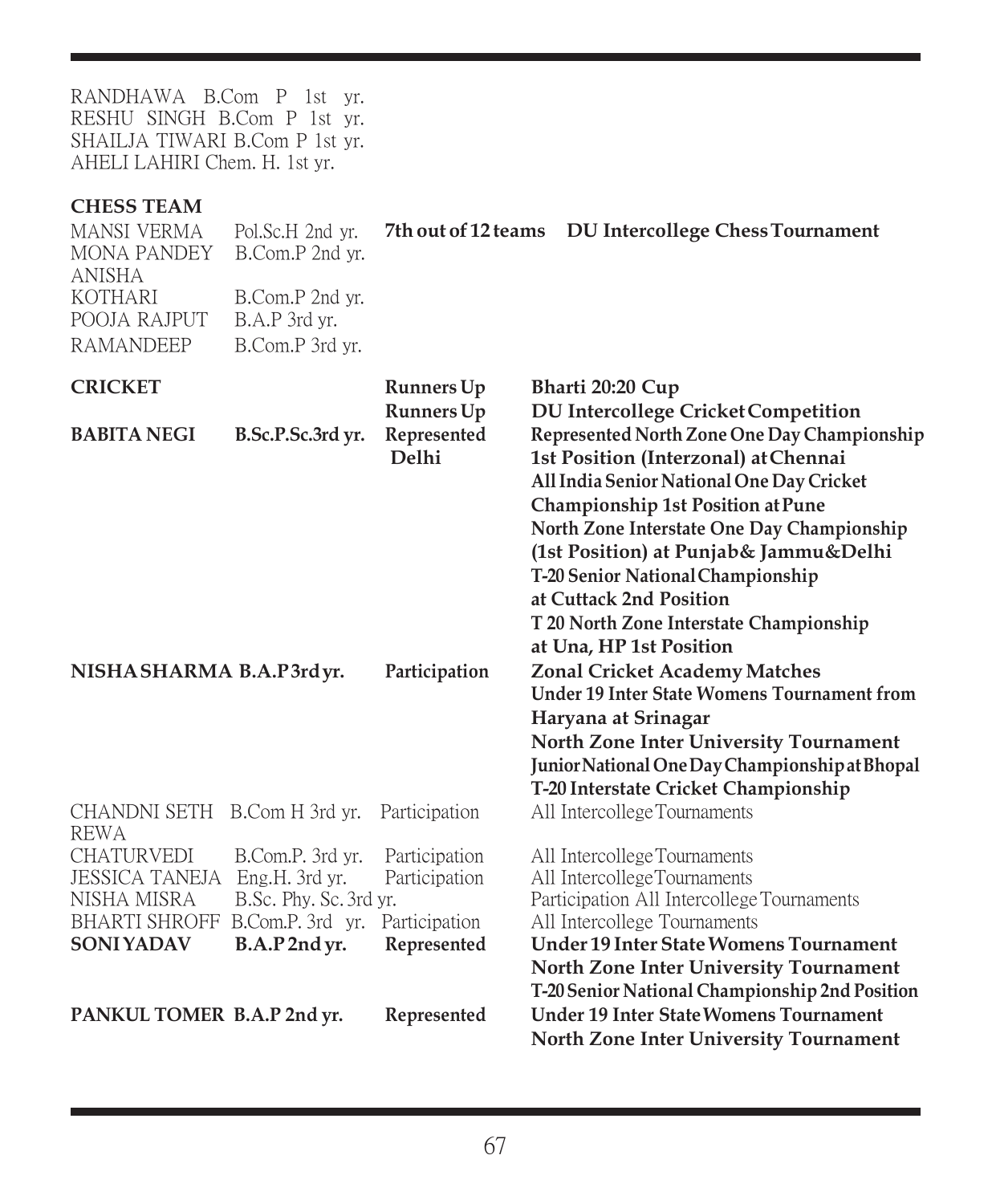RANDHAWA B.Com P 1st yr.
RESHU SINGH B.Com P 1st yr.
SHAILJA TIWARI B.Com P 1st yr.
AHELI LAHIRI Chem. H. 1st yr.

**CHESS TEAM**

| | | | |
|---|---|---|---|
| MANSI VERMA | Pol.Sc.H 2nd yr. | **7th out of 12 teams** | **DU Intercollege Chess Tournament** |
| MONA PANDEY | B.Com.P 2nd yr. | | |
| ANISHA KOTHARI | B.Com.P 2nd yr. | | |
| POOJA RAJPUT | B.A.P 3rd yr. | | |
| RAMANDEEP | B.Com.P 3rd yr. | | |

| | | | |
|---|---|---|---|
| **CRICKET** | | **Runners Up** | **Bharti 20:20 Cup** |
| | | **Runners Up** | **DU Intercollege Cricket Competition** |
| **BABITA NEGI** | **B.Sc.P.Sc.3rd yr.** | **Represented Delhi** | **Represented North Zone One Day Championship 1st Position (Interzonal) at Chennai** |
| | | | **All India Senior National One Day Cricket Championship 1st Position at Pune** |
| | | | **North Zone Interstate One Day Championship (1st Position) at Punjab& Jammu&Delhi** |
| | | | **T-20 Senior National Championship at Cuttack 2nd Position** |
| | | | **T 20 North Zone Interstate Championship at Una, HP 1st Position** |
| **NISHA SHARMA** | **B.A.P 3rd yr.** | **Participation** | **Zonal Cricket Academy Matches** |
| | | | **Under 19 Inter State Womens Tournament from Haryana at Srinagar** |
| | | | **North Zone Inter University Tournament** |
| | | | **Junior National One Day Championship at Bhopal** |
| | | | **T-20 Interstate Cricket Championship** |
| CHANDNI SETH | B.Com H 3rd yr. | Participation | All Intercollege Tournaments |
| REWA CHATURVEDI | B.Com.P. 3rd yr. | Participation | All Intercollege Tournaments |
| JESSICA TANEJA | Eng.H. 3rd yr. | Participation | All Intercollege Tournaments |
| NISHA MISRA | B.Sc. Phy. Sc. 3rd yr. | | Participation All Intercollege Tournaments |
| BHARTI SHROFF | B.Com.P. 3rd yr. | Participation | All Intercollege Tournaments |
| **SONI YADAV** | **B.A.P 2nd yr.** | **Represented** | **Under 19 Inter State Womens Tournament** |
| | | | **North Zone Inter University Tournament** |
| | | | **T-20 Senior National Championship 2nd Position** |
| **PANKUL TOMER** | **B.A.P 2nd yr.** | **Represented** | **Under 19 Inter State Womens Tournament** |
| | | | **North Zone Inter University Tournament** |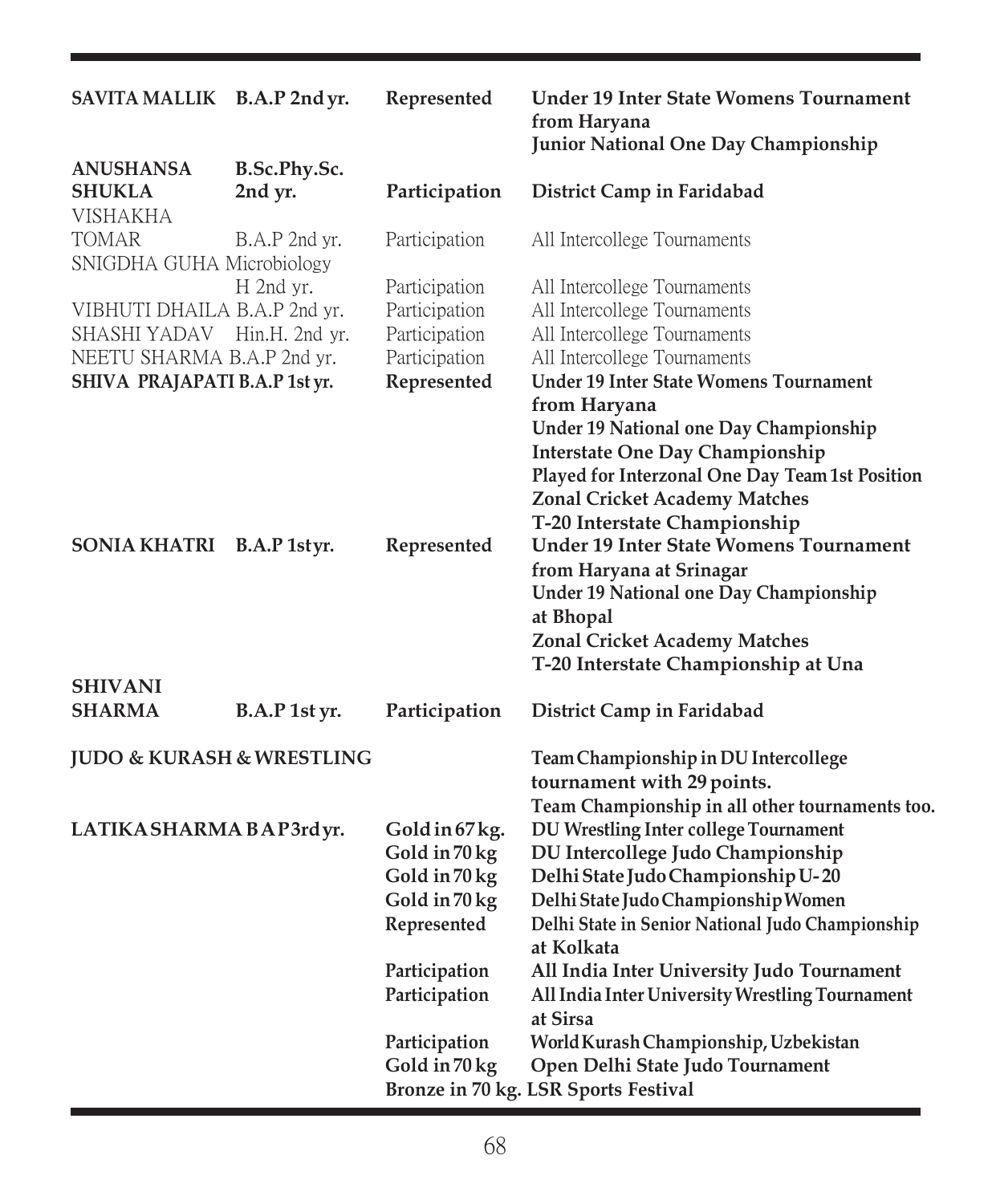| | | | |
|---|---|---|---|
| **SAVITA MALLIK** | **B.A.P 2nd yr.** | **Represented** | **Under 19 Inter State Womens Tournament from Haryana**<br>**Junior National One Day Championship** |
| **ANUSHANSA SHUKLA** | **B.Sc.Phy.Sc. 2nd yr.** | **Participation** | **District Camp in Faridabad** |
| VISHAKHA TOMAR | B.A.P 2nd yr. | Participation | All Intercollege Tournaments |
| SNIGDHA GUHA | Microbiology H 2nd yr. | Participation | All Intercollege Tournaments |
| VIBHUTI DHAILA | B.A.P 2nd yr. | Participation | All Intercollege Tournaments |
| SHASHI YADAV | Hin.H. 2nd yr. | Participation | All Intercollege Tournaments |
| NEETU SHARMA | B.A.P 2nd yr. | Participation | All Intercollege Tournaments |
| **SHIVA PRAJAPATI** | **B.A.P 1st yr.** | **Represented** | **Under 19 Inter State Womens Tournament from Haryana**<br>**Under 19 National one Day Championship**<br>**Interstate One Day Championship**<br>**Played for Interzonal One Day Team 1st Position**<br>**Zonal Cricket Academy Matches**<br>**T-20 Interstate Championship** |
| **SONIA KHATRI** | **B.A.P 1st yr.** | **Represented** | **Under 19 Inter State Womens Tournament from Haryana at Srinagar**<br>**Under 19 National one Day Championship at Bhopal**<br>**Zonal Cricket Academy Matches**<br>**T-20 Interstate Championship at Una** |
| **SHIVANI SHARMA** | **B.A.P 1st yr.** | **Participation** | **District Camp in Faridabad** |

**JUDO & KURASH & WRESTLING**

**Team Championship in DU Intercollege tournament with 29 points.**
**Team Championship in all other tournaments too.**

| | | |
|---|---|---|
| **LATIKA SHARMA B A P 3rd yr.** | **Gold in 67 kg.** | **DU Wrestling Inter college Tournament** |
| | **Gold in 70 kg** | **DU Intercollege Judo Championship** |
| | **Gold in 70 kg** | **Delhi State Judo Championship U-20** |
| | **Gold in 70 kg** | **Delhi State Judo Championship Women** |
| | **Represented** | **Delhi State in Senior National Judo Championship at Kolkata** |
| | **Participation** | **All India Inter University Judo Tournament** |
| | **Participation** | **All India Inter University Wrestling Tournament at Sirsa** |
| | **Participation** | **World Kurash Championship, Uzbekistan** |
| | **Gold in 70 kg** | **Open Delhi State Judo Tournament** |
| | **Bronze in 70 kg.** | **LSR Sports Festival** |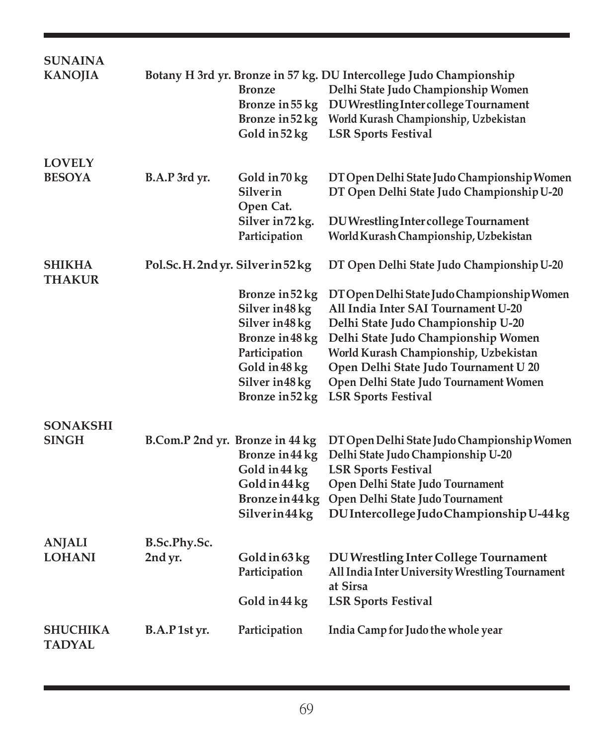| Name | Course | Achievement | Event |
| --- | --- | --- | --- |
| **SUNAINA KANOJIA** | **Botany H 3rd yr.** | **Bronze in 57 kg.** | **DU Intercollege Judo Championship** |
| | | **Bronze** | **Delhi State Judo Championship Women** |
| | | **Bronze in 55 kg** | **DU Wrestling Inter college Tournament** |
| | | **Bronze in 52 kg** | **World Kurash Championship, Uzbekistan** |
| | | **Gold in 52 kg** | **LSR Sports Festival** |
| **LOVELY BESOYA** | **B.A.P 3rd yr.** | **Gold in 70 kg** | **DT Open Delhi State Judo Championship Women** |
| | | **Silver in Open Cat.** | **DT Open Delhi State Judo Championship U-20** |
| | | **Silver in 72 kg.** | **DU Wrestling Inter college Tournament** |
| | | **Participation** | **World Kurash Championship, Uzbekistan** |
| **SHIKHA THAKUR** | **Pol.Sc. H. 2nd yr.** | **Silver in 52 kg** | **DT Open Delhi State Judo Championship U-20** |
| | | **Bronze in 52 kg** | **DT Open Delhi State Judo Championship Women** |
| | | **Silver in 48 kg** | **All India Inter SAI Tournament U-20** |
| | | **Silver in 48 kg** | **Delhi State Judo Championship U-20** |
| | | **Bronze in 48 kg** | **Delhi State Judo Championship Women** |
| | | **Participation** | **World Kurash Championship, Uzbekistan** |
| | | **Gold in 48 kg** | **Open Delhi State Judo Tournament U 20** |
| | | **Silver in 48 kg** | **Open Delhi State Judo Tournament Women** |
| | | **Bronze in 52 kg** | **LSR Sports Festival** |
| **SONAKSHI SINGH** | **B.Com.P 2nd yr.** | **Bronze in 44 kg** | **DT Open Delhi State Judo Championship Women** |
| | | **Bronze in 44 kg** | **Delhi State Judo Championship U-20** |
| | | **Gold in 44 kg** | **LSR Sports Festival** |
| | | **Gold in 44 kg** | **Open Delhi State Judo Tournament** |
| | | **Bronze in 44 kg** | **Open Delhi State Judo Tournament** |
| | | **Silver in 44 kg** | **DU Intercollege Judo Championship U-44 kg** |
| **ANJALI LOHANI** | **B.Sc.Phy.Sc. 2nd yr.** | **Gold in 63 kg** | **DU Wrestling Inter College Tournament** |
| | | **Participation** | **All India Inter University Wrestling Tournament at Sirsa** |
| | | **Gold in 44 kg** | **LSR Sports Festival** |
| **SHUCHIKA TADYAL** | **B.A.P 1st yr.** | **Participation** | **India Camp for Judo the whole year** |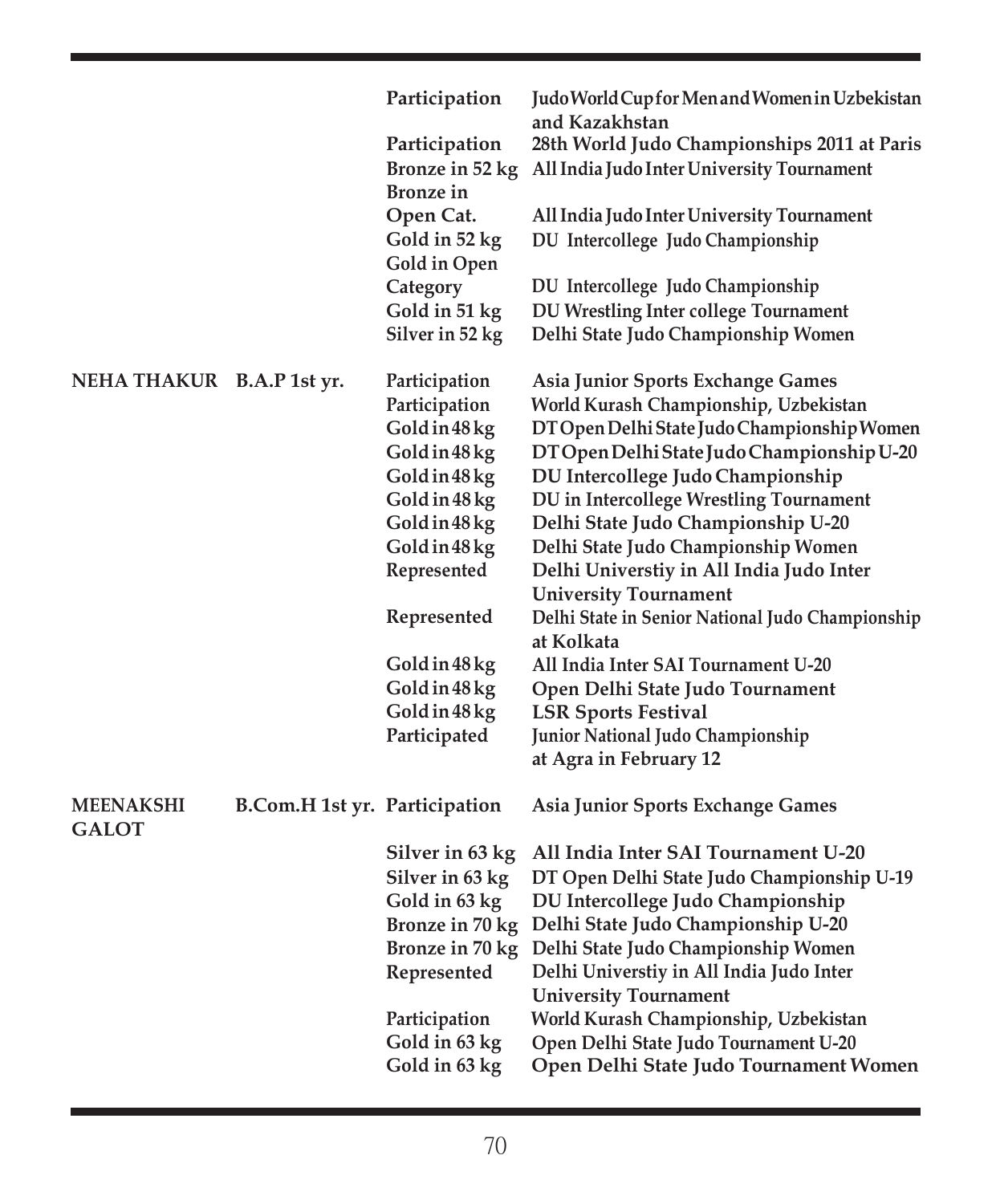| Name | Course | Achievement | Event |
|---|---|---|---|
| | | Participation | Judo World Cup for Men and Women in Uzbekistan and Kazakhstan |
| | | Participation | 28th World Judo Championships 2011 at Paris |
| | | Bronze in 52 kg | All India Judo Inter University Tournament |
| | | Bronze in Open Cat. | All India Judo Inter University Tournament |
| | | Gold in 52 kg | DU Intercollege Judo Championship |
| | | Gold in Open Category | DU Intercollege Judo Championship |
| | | Gold in 51 kg | DU Wrestling Inter college Tournament |
| | | Silver in 52 kg | Delhi State Judo Championship Women |
| NEHA THAKUR | B.A.P 1st yr. | Participation | Asia Junior Sports Exchange Games |
| | | Participation | World Kurash Championship, Uzbekistan |
| | | Gold in 48 kg | DT Open Delhi State Judo Championship Women |
| | | Gold in 48 kg | DT Open Delhi State Judo Championship U-20 |
| | | Gold in 48 kg | DU Intercollege Judo Championship |
| | | Gold in 48 kg | DU in Intercollege Wrestling Tournament |
| | | Gold in 48 kg | Delhi State Judo Championship U-20 |
| | | Gold in 48 kg | Delhi State Judo Championship Women |
| | | Represented | Delhi Universtiy in All India Judo Inter University Tournament |
| | | Represented | Delhi State in Senior National Judo Championship at Kolkata |
| | | Gold in 48 kg | All India Inter SAI Tournament U-20 |
| | | Gold in 48 kg | Open Delhi State Judo Tournament |
| | | Gold in 48 kg | LSR Sports Festival |
| | | Participated | Junior National Judo Championship at Agra in February 12 |
| MEENAKSHI GALOT | B.Com.H 1st yr. | Participation | Asia Junior Sports Exchange Games |
| | | Silver in 63 kg | All India Inter SAI Tournament U-20 |
| | | Silver in 63 kg | DT Open Delhi State Judo Championship U-19 |
| | | Gold in 63 kg | DU Intercollege Judo Championship |
| | | Bronze in 70 kg | Delhi State Judo Championship U-20 |
| | | Bronze in 70 kg | Delhi State Judo Championship Women |
| | | Represented | Delhi Universtiy in All India Judo Inter University Tournament |
| | | Participation | World Kurash Championship, Uzbekistan |
| | | Gold in 63 kg | Open Delhi State Judo Tournament U-20 |
| | | Gold in 63 kg | Open Delhi State Judo Tournament Women |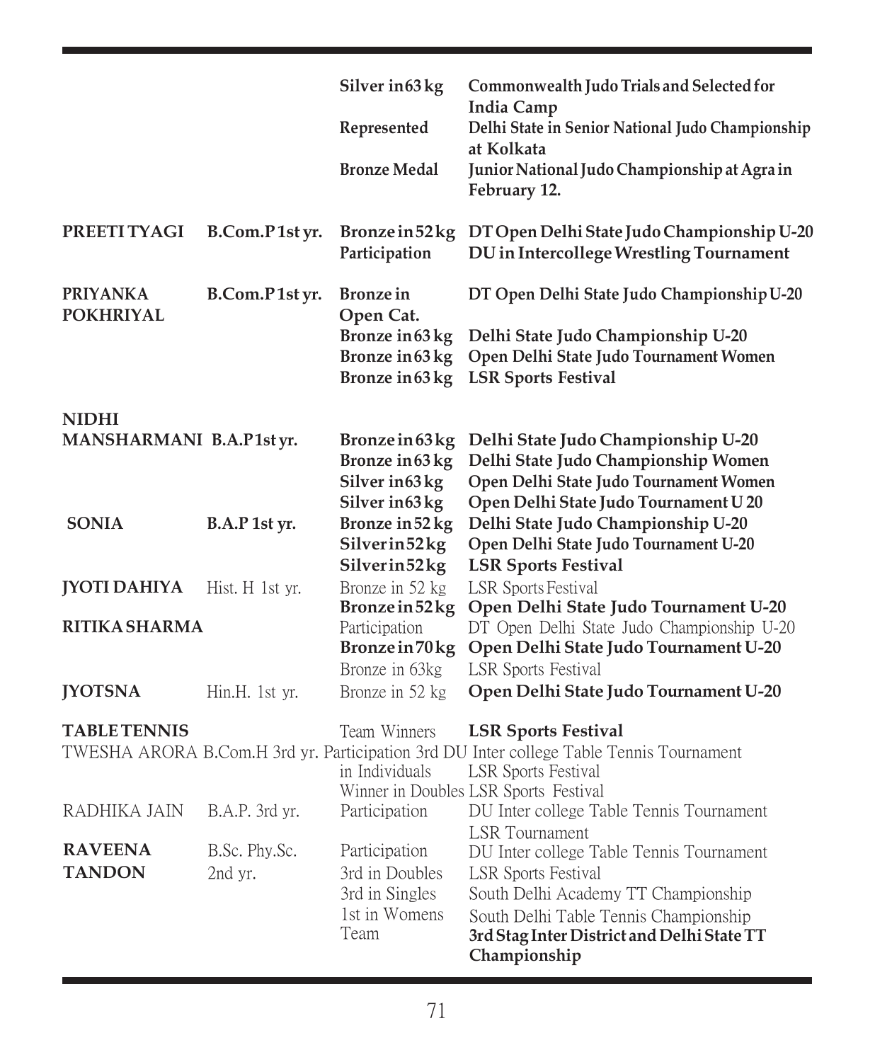| Name | Course | Achievement | Event |
|---|---|---|---|
| | | **Silver in 63 kg** | **Commonwealth Judo Trials and Selected for India Camp** |
| | | **Represented** | **Delhi State in Senior National Judo Championship at Kolkata** |
| | | **Bronze Medal** | **Junior National Judo Championship at Agra in February 12.** |
| **PREETI TYAGI** | **B.Com.P 1st yr.** | **Bronze in 52 kg** | **DT Open Delhi State Judo Championship U-20** |
| | | **Participation** | **DU in Intercollege Wrestling Tournament** |
| **PRIYANKA POKHRIYAL** | **B.Com.P 1st yr.** | **Bronze in Open Cat.** | **DT Open Delhi State Judo Championship U-20** |
| | | **Bronze in 63 kg** | **Delhi State Judo Championship U-20** |
| | | **Bronze in 63 kg** | **Open Delhi State Judo Tournament Women** |
| | | **Bronze in 63 kg** | **LSR Sports Festival** |
| **NIDHI MANSHARMANI** | **B.A.P 1st yr.** | **Bronze in 63 kg** | **Delhi State Judo Championship U-20** |
| | | **Bronze in 63 kg** | **Delhi State Judo Championship Women** |
| | | **Silver in 63 kg** | **Open Delhi State Judo Tournament Women** |
| | | **Silver in 63 kg** | **Open Delhi State Judo Tournament U 20** |
| **SONIA** | **B.A.P 1st yr.** | **Bronze in 52 kg** | **Delhi State Judo Championship U-20** |
| | | **Silver in 52 kg** | **Open Delhi State Judo Tournament U-20** |
| | | **Silver in 52 kg** | **LSR Sports Festival** |
| **JYOTI DAHIYA** | Hist. H 1st yr. | Bronze in 52 kg | LSR Sports Festival |
| | | **Bronze in 52 kg** | **Open Delhi State Judo Tournament U-20** |
| **RITIKA SHARMA** | | Participation | DT Open Delhi State Judo Championship U-20 |
| | | **Bronze in 70 kg** | **Open Delhi State Judo Tournament U-20** |
| | | Bronze in 63kg | LSR Sports Festival |
| **JYOTSNA** | Hin.H. 1st yr. | Bronze in 52 kg | **Open Delhi State Judo Tournament U-20** |
| **TABLE TENNIS** | | Team Winners | **LSR Sports Festival** |
| TWESHA ARORA | B.Com.H 3rd yr. | Participation 3rd | DU Inter college Table Tennis Tournament |
| | | in Individuals | LSR Sports Festival |
| | | Winner in Doubles | LSR Sports Festival |
| RADHIKA JAIN | B.A.P. 3rd yr. | Participation | DU Inter college Table Tennis Tournament |
| | | | LSR Tournament |
| **RAVEENA TANDON** | B.Sc. Phy.Sc. 2nd yr. | Participation | DU Inter college Table Tennis Tournament |
| | | 3rd in Doubles | LSR Sports Festival |
| | | 3rd in Singles | South Delhi Academy TT Championship |
| | | 1st in Womens Team | South Delhi Table Tennis Championship |
| | | | **3rd Stag Inter District and Delhi State TT Championship** |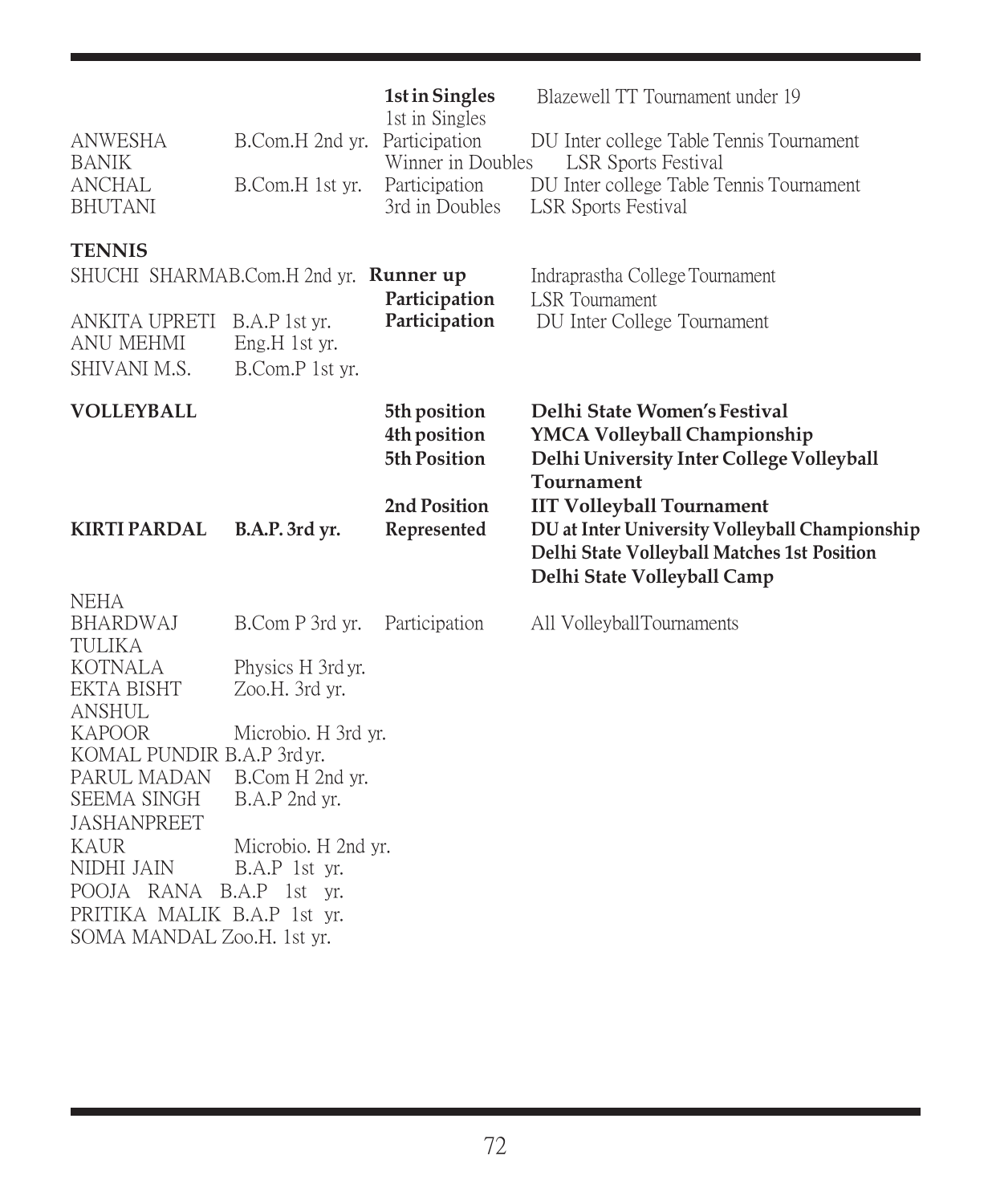| Name | Course | Achievement | Event |
|---|---|---|---|
| | | **1st in Singles** | Blazewell TT Tournament under 19 |
| | | 1st in Singles | |
| ANWESHA BANIK | B.Com.H 2nd yr. | Participation | DU Inter college Table Tennis Tournament |
| | | Winner in Doubles | LSR Sports Festival |
| ANCHAL BHUTANI | B.Com.H 1st yr. | Participation | DU Inter college Table Tennis Tournament |
| | | 3rd in Doubles | LSR Sports Festival |

**TENNIS**

| Name | Course | Achievement | Event |
|---|---|---|---|
| SHUCHI SHARMA | B.Com.H 2nd yr. | **Runner up** | Indraprastha College Tournament |
| | | **Participation** | LSR Tournament |
| ANKITA UPRETI | B.A.P 1st yr. | **Participation** | DU Inter College Tournament |
| ANU MEHMI | Eng.H 1st yr. | | |
| SHIVANI M.S. | B.Com.P 1st yr. | | |

**VOLLEYBALL**

| Name | Course | Achievement | Event |
|---|---|---|---|
| | | **5th position** | **Delhi State Women's Festival** |
| | | **4th position** | **YMCA Volleyball Championship** |
| | | **5th Position** | **Delhi University Inter College Volleyball Tournament** |
| | | **2nd Position** | **IIT Volleyball Tournament** |
| **KIRTI PARDAL** | **B.A.P. 3rd yr.** | **Represented** | **DU at Inter University Volleyball Championship** |
| | | | **Delhi State Volleyball Matches 1st Position** |
| | | | **Delhi State Volleyball Camp** |
| NEHA BHARDWAJ | B.Com P 3rd yr. | Participation | All Volleyball Tournaments |
| TULIKA KOTNALA | Physics H 3rd yr. | | |
| EKTA BISHT | Zoo.H. 3rd yr. | | |
| ANSHUL KAPOOR | Microbio. H 3rd yr. | | |
| KOMAL PUNDIR | B.A.P 3rd yr. | | |
| PARUL MADAN | B.Com H 2nd yr. | | |
| SEEMA SINGH | B.A.P 2nd yr. | | |
| JASHANPREET KAUR | Microbio. H 2nd yr. | | |
| NIDHI JAIN | B.A.P 1st yr. | | |
| POOJA RANA | B.A.P 1st yr. | | |
| PRITIKA MALIK | B.A.P 1st yr. | | |
| SOMA MANDAL | Zoo.H. 1st yr. | | |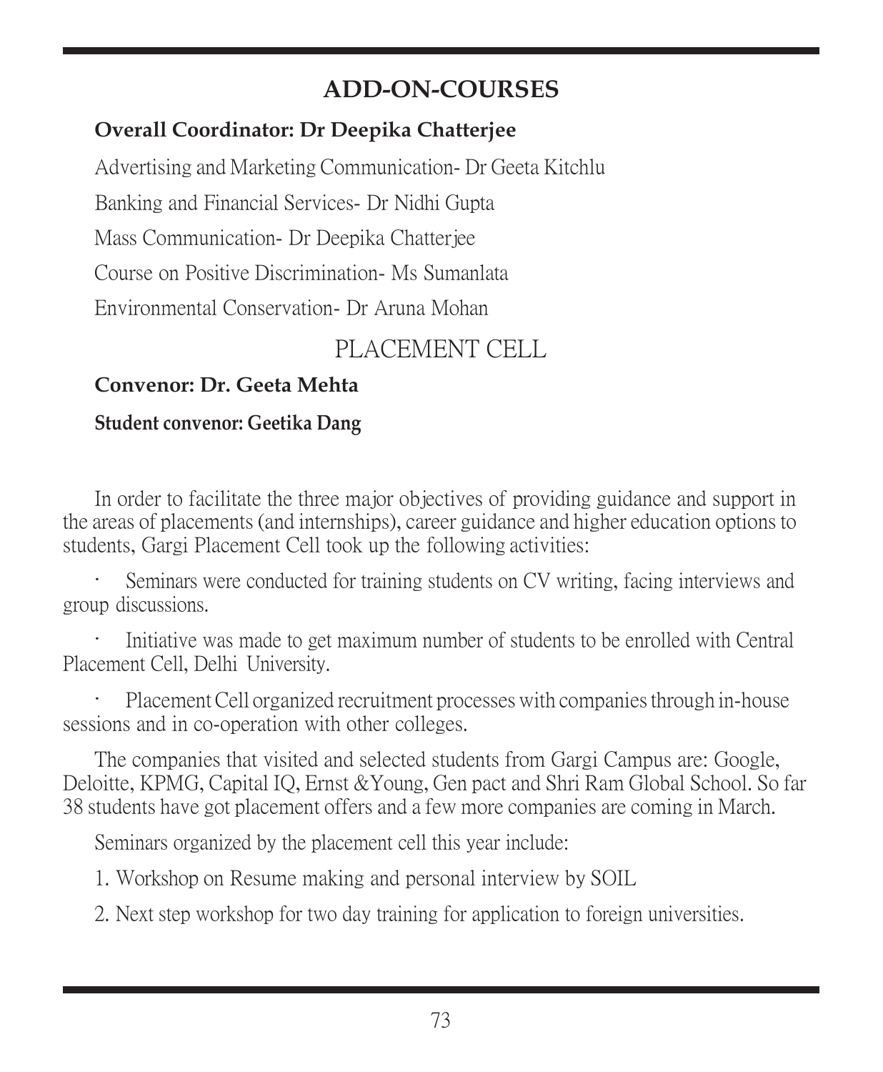## ADD-ON-COURSES

**Overall Coordinator: Dr Deepika Chatterjee**

Advertising and Marketing Communication- Dr Geeta Kitchlu

Banking and Financial Services- Dr Nidhi Gupta

Mass Communication- Dr Deepika Chatterjee

Course on Positive Discrimination- Ms Sumanlata

Environmental Conservation- Dr Aruna Mohan

## PLACEMENT CELL

**Convenor: Dr. Geeta Mehta**

**Student convenor: Geetika Dang**

In order to facilitate the three major objectives of providing guidance and support in the areas of placements (and internships), career guidance and higher education options to students, Gargi Placement Cell took up the following activities:

- Seminars were conducted for training students on CV writing, facing interviews and group discussions.
- Initiative was made to get maximum number of students to be enrolled with Central Placement Cell, Delhi University.
- Placement Cell organized recruitment processes with companies through in-house sessions and in co-operation with other colleges.

The companies that visited and selected students from Gargi Campus are: Google, Deloitte, KPMG, Capital IQ, Ernst &Young, Gen pact and Shri Ram Global School. So far 38 students have got placement offers and a few more companies are coming in March.

Seminars organized by the placement cell this year include:

1. Workshop on Resume making and personal interview by SOIL
2. Next step workshop for two day training for application to foreign universities.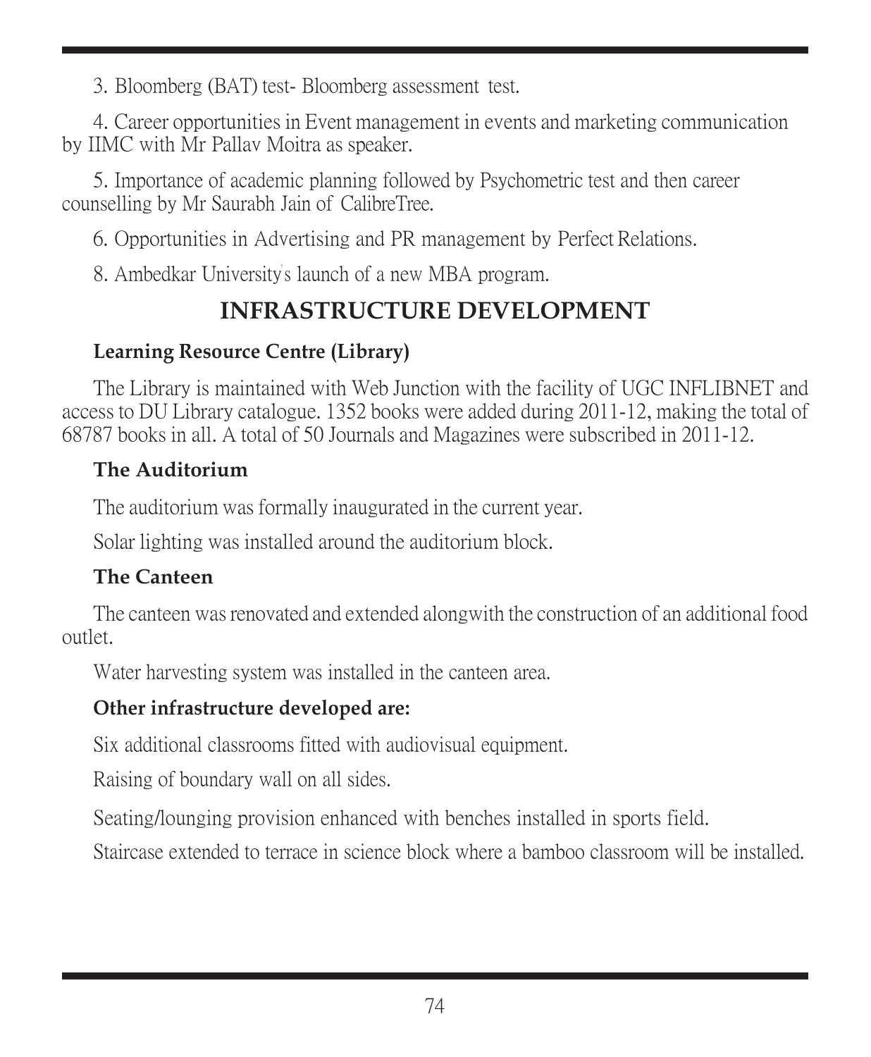3. Bloomberg (BAT) test- Bloomberg assessment test.

4. Career opportunities in Event management in events and marketing communication by IIMC with Mr Pallav Moitra as speaker.

5. Importance of academic planning followed by Psychometric test and then career counselling by Mr Saurabh Jain of CalibreTree.

6. Opportunities in Advertising and PR management by Perfect Relations.

8. Ambedkar University's launch of a new MBA program.

## INFRASTRUCTURE DEVELOPMENT

### Learning Resource Centre (Library)

The Library is maintained with Web Junction with the facility of UGC INFLIBNET and access to DU Library catalogue. 1352 books were added during 2011-12, making the total of 68787 books in all. A total of 50 Journals and Magazines were subscribed in 2011-12.

### The Auditorium

The auditorium was formally inaugurated in the current year.

Solar lighting was installed around the auditorium block.

### The Canteen

The canteen was renovated and extended alongwith the construction of an additional food outlet.

Water harvesting system was installed in the canteen area.

### Other infrastructure developed are:

Six additional classrooms fitted with audiovisual equipment.

Raising of boundary wall on all sides.

Seating/lounging provision enhanced with benches installed in sports field.

Staircase extended to terrace in science block where a bamboo classroom will be installed.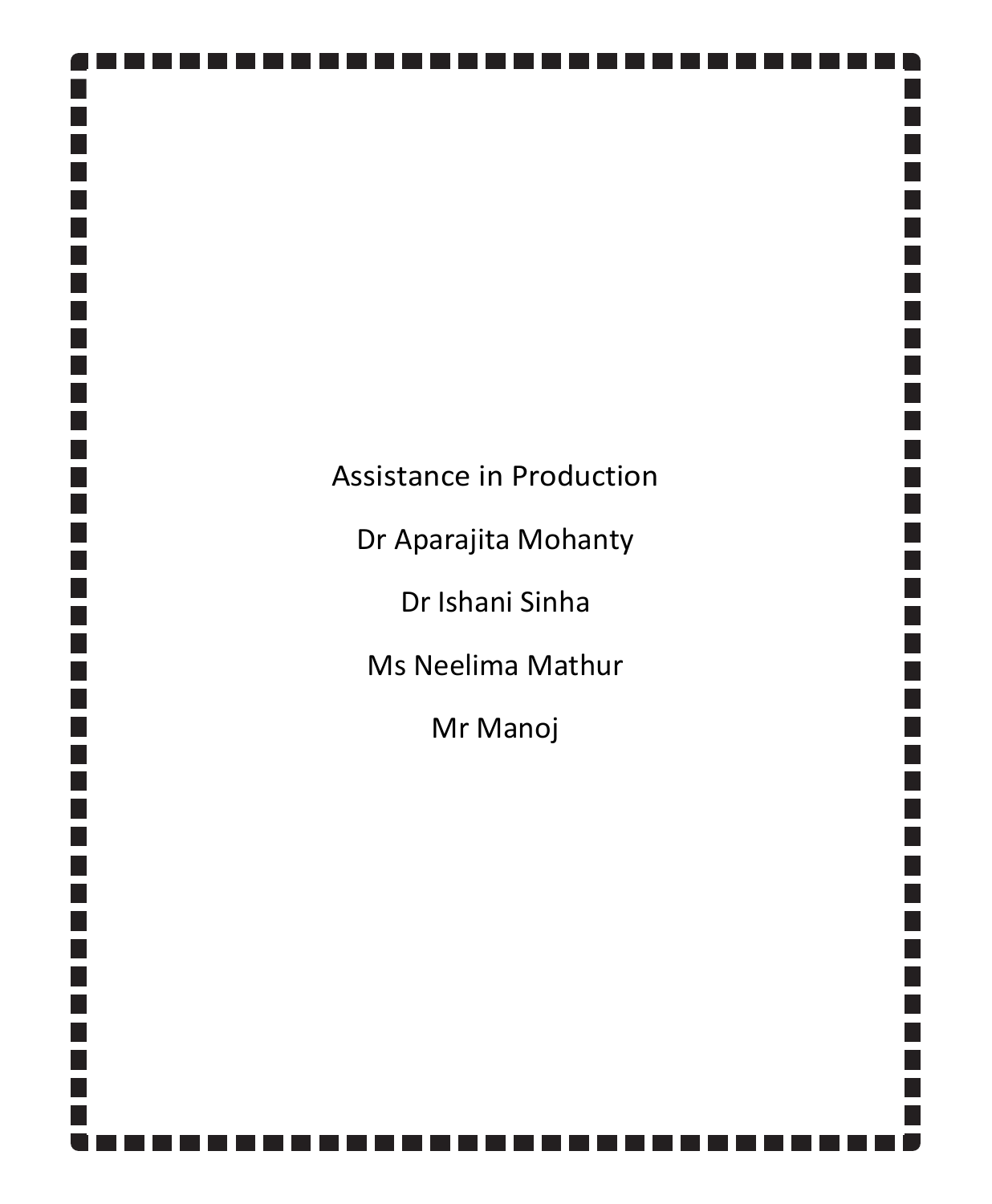Assistance in Production

Dr Aparajita Mohanty

Dr Ishani Sinha

Ms Neelima Mathur

Mr Manoj